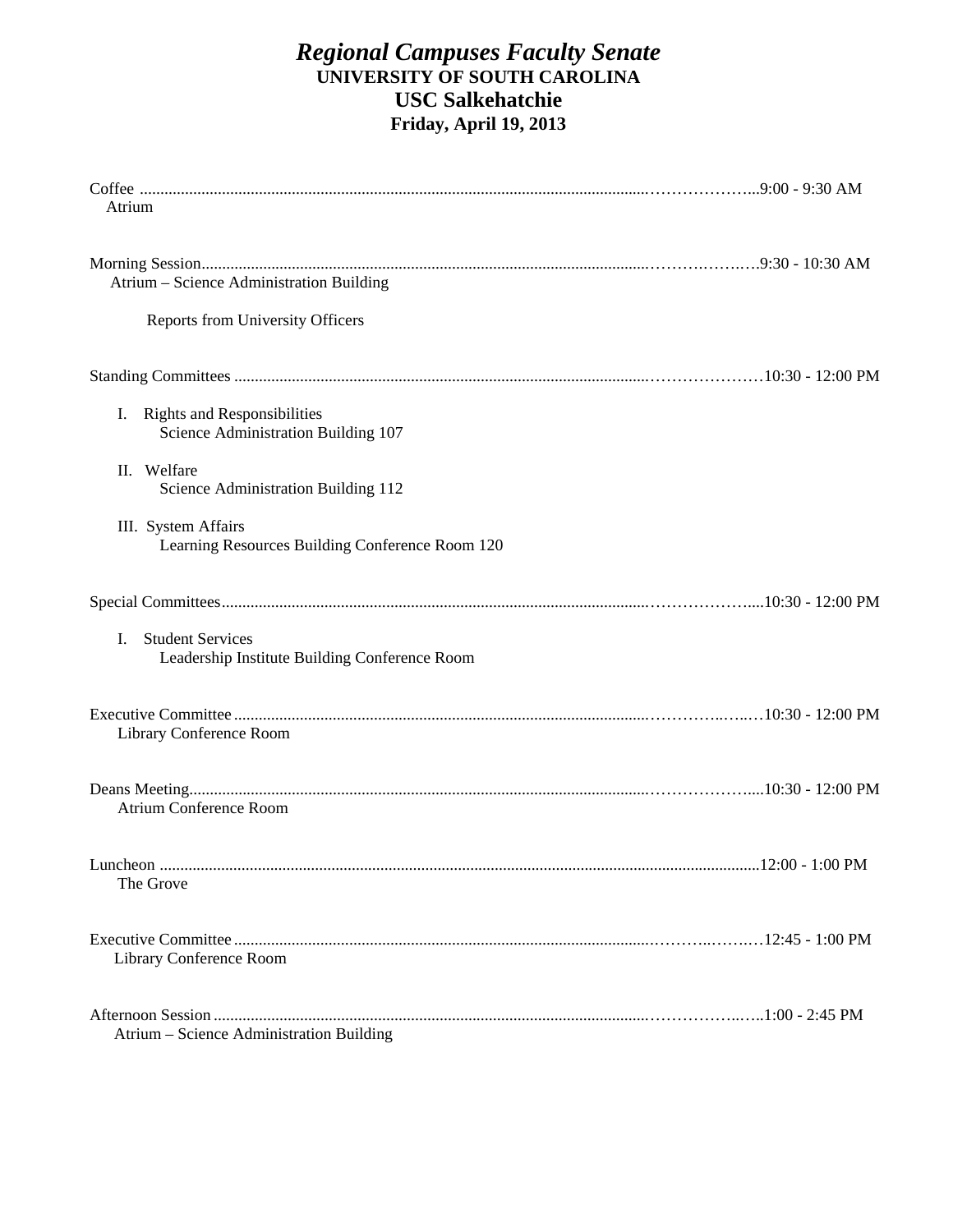# *Regional Campuses Faculty Senate*

**UNIVERSITY OF SOUTH CAROLINA**

**USC Salkehatchie**

**Friday, April 19, 2013**

Coffee ........................................................................................................................9:00 - 9:30 AM
Atrium

Morning Session..........................................................................................................9:30 - 10:30 AM
Atrium – Science Administration Building

Reports from University Officers

Standing Committees ......................................................................................................10:30 - 12:00 PM

I. Rights and Responsibilities
Science Administration Building 107

II. Welfare
Science Administration Building 112

III. System Affairs
Learning Resources Building Conference Room 120

Special Committees..........................................................................................................10:30 - 12:00 PM

I. Student Services
Leadership Institute Building Conference Room

Executive Committee ......................................................................................................10:30 - 12:00 PM
Library Conference Room

Deans Meeting.................................................................................................................10:30 - 12:00 PM
Atrium Conference Room

Luncheon .......................................................................................................................12:00 - 1:00 PM
The Grove

Executive Committee ......................................................................................................12:45 - 1:00 PM
Library Conference Room

Afternoon Session ..........................................................................................................1:00 - 2:45 PM
Atrium – Science Administration Building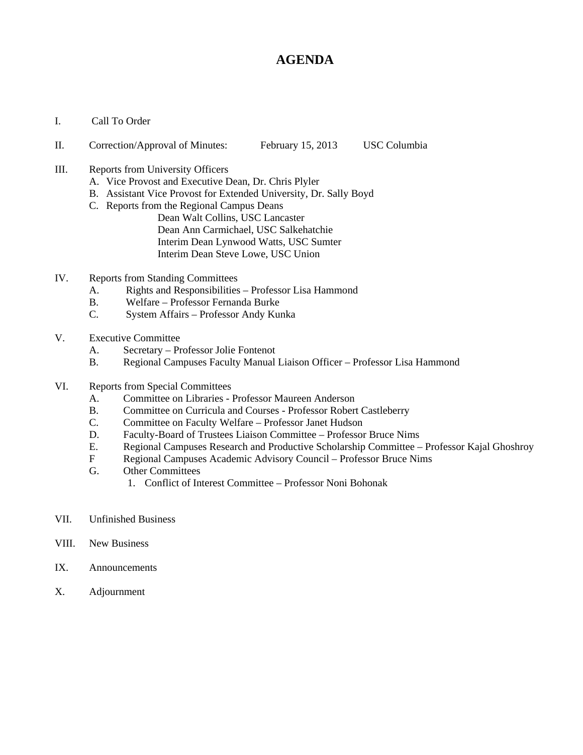# AGENDA

I. Call To Order

II. Correction/Approval of Minutes: February 15, 2013 USC Columbia

III. Reports from University Officers
   - A. Vice Provost and Executive Dean, Dr. Chris Plyler
   - B. Assistant Vice Provost for Extended University, Dr. Sally Boyd
   - C. Reports from the Regional Campus Deans
     - Dean Walt Collins, USC Lancaster
     - Dean Ann Carmichael, USC Salkehatchie
     - Interim Dean Lynwood Watts, USC Sumter
     - Interim Dean Steve Lowe, USC Union

IV. Reports from Standing Committees
   - A. Rights and Responsibilities – Professor Lisa Hammond
   - B. Welfare – Professor Fernanda Burke
   - C. System Affairs – Professor Andy Kunka

V. Executive Committee
   - A. Secretary – Professor Jolie Fontenot
   - B. Regional Campuses Faculty Manual Liaison Officer – Professor Lisa Hammond

VI. Reports from Special Committees
   - A. Committee on Libraries - Professor Maureen Anderson
   - B. Committee on Curricula and Courses - Professor Robert Castleberry
   - C. Committee on Faculty Welfare – Professor Janet Hudson
   - D. Faculty-Board of Trustees Liaison Committee – Professor Bruce Nims
   - E. Regional Campuses Research and Productive Scholarship Committee – Professor Kajal Ghoshroy
   - F Regional Campuses Academic Advisory Council – Professor Bruce Nims
   - G. Other Committees
     1. Conflict of Interest Committee – Professor Noni Bohonak

VII. Unfinished Business

VIII. New Business

IX. Announcements

X. Adjournment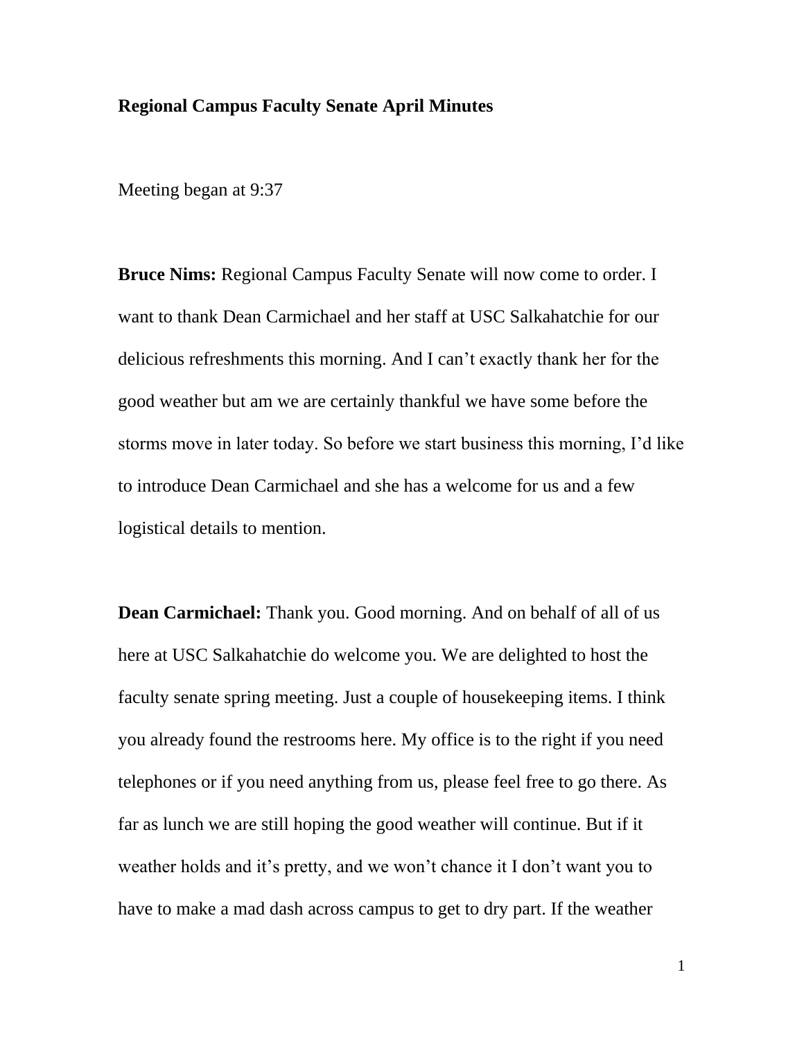**Regional Campus Faculty Senate April Minutes**

Meeting began at 9:37

**Bruce Nims:** Regional Campus Faculty Senate will now come to order. I want to thank Dean Carmichael and her staff at USC Salkahatchie for our delicious refreshments this morning. And I can't exactly thank her for the good weather but am we are certainly thankful we have some before the storms move in later today. So before we start business this morning, I'd like to introduce Dean Carmichael and she has a welcome for us and a few logistical details to mention.

**Dean Carmichael:** Thank you. Good morning. And on behalf of all of us here at USC Salkahatchie do welcome you. We are delighted to host the faculty senate spring meeting. Just a couple of housekeeping items. I think you already found the restrooms here. My office is to the right if you need telephones or if you need anything from us, please feel free to go there. As far as lunch we are still hoping the good weather will continue. But if it weather holds and it's pretty, and we won't chance it I don't want you to have to make a mad dash across campus to get to dry part. If the weather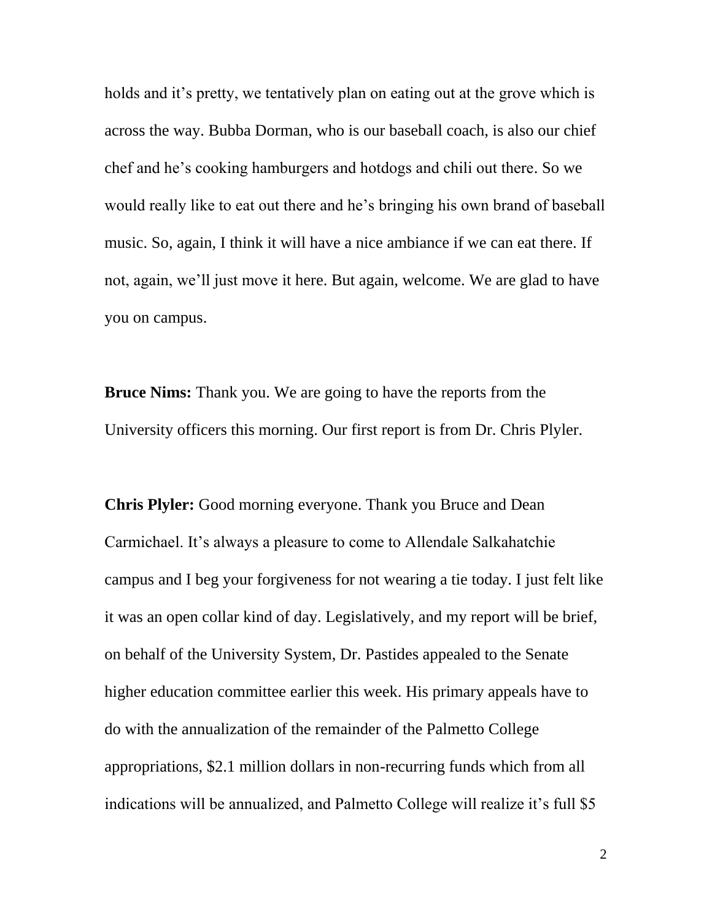holds and it's pretty, we tentatively plan on eating out at the grove which is across the way. Bubba Dorman, who is our baseball coach, is also our chief chef and he's cooking hamburgers and hotdogs and chili out there. So we would really like to eat out there and he's bringing his own brand of baseball music. So, again, I think it will have a nice ambiance if we can eat there. If not, again, we'll just move it here. But again, welcome. We are glad to have you on campus.

**Bruce Nims:** Thank you. We are going to have the reports from the University officers this morning. Our first report is from Dr. Chris Plyler.

**Chris Plyler:** Good morning everyone. Thank you Bruce and Dean Carmichael. It's always a pleasure to come to Allendale Salkahatchie campus and I beg your forgiveness for not wearing a tie today. I just felt like it was an open collar kind of day. Legislatively, and my report will be brief, on behalf of the University System, Dr. Pastides appealed to the Senate higher education committee earlier this week. His primary appeals have to do with the annualization of the remainder of the Palmetto College appropriations, $2.1 million dollars in non-recurring funds which from all indications will be annualized, and Palmetto College will realize it's full $5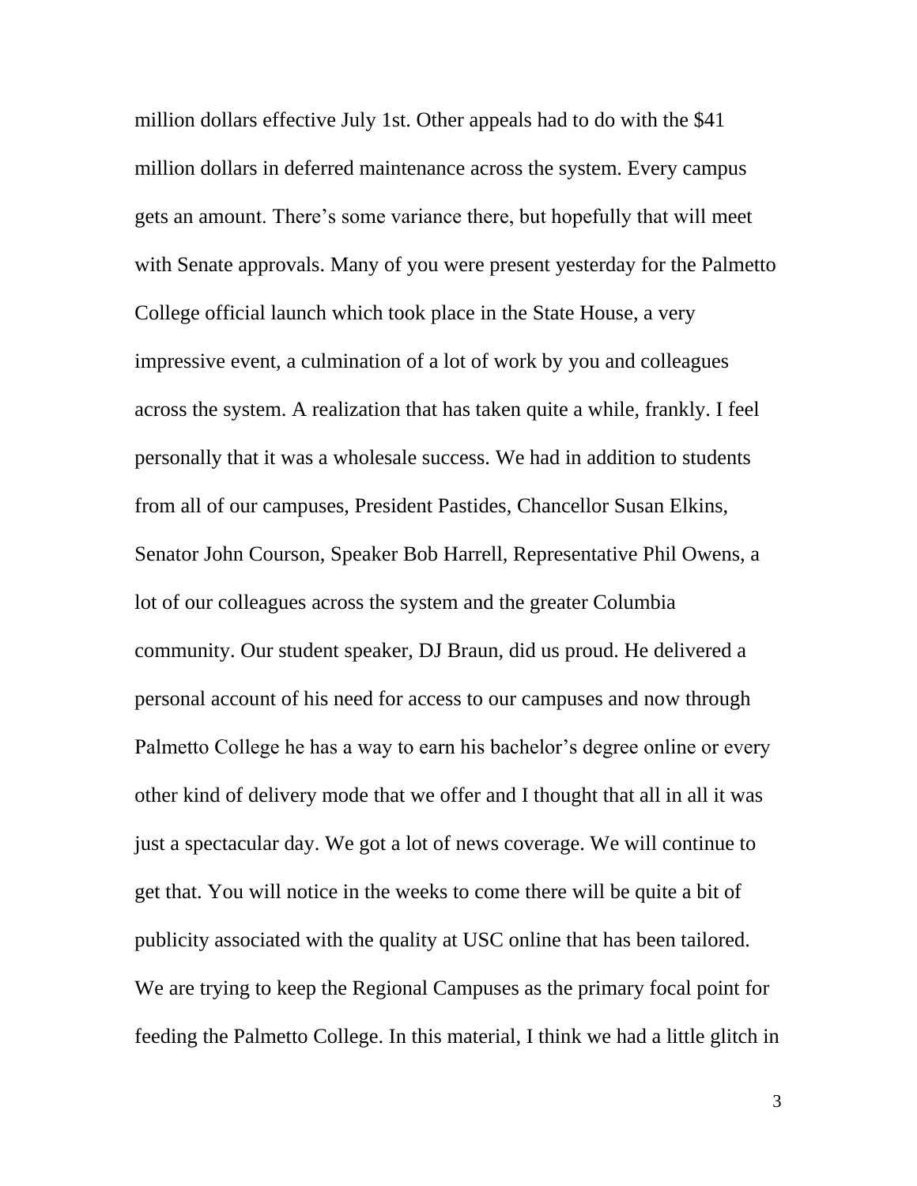million dollars effective July 1st. Other appeals had to do with the $41 million dollars in deferred maintenance across the system. Every campus gets an amount. There's some variance there, but hopefully that will meet with Senate approvals. Many of you were present yesterday for the Palmetto College official launch which took place in the State House, a very impressive event, a culmination of a lot of work by you and colleagues across the system. A realization that has taken quite a while, frankly. I feel personally that it was a wholesale success. We had in addition to students from all of our campuses, President Pastides, Chancellor Susan Elkins, Senator John Courson, Speaker Bob Harrell, Representative Phil Owens, a lot of our colleagues across the system and the greater Columbia community. Our student speaker, DJ Braun, did us proud. He delivered a personal account of his need for access to our campuses and now through Palmetto College he has a way to earn his bachelor's degree online or every other kind of delivery mode that we offer and I thought that all in all it was just a spectacular day. We got a lot of news coverage. We will continue to get that. You will notice in the weeks to come there will be quite a bit of publicity associated with the quality at USC online that has been tailored. We are trying to keep the Regional Campuses as the primary focal point for feeding the Palmetto College. In this material, I think we had a little glitch in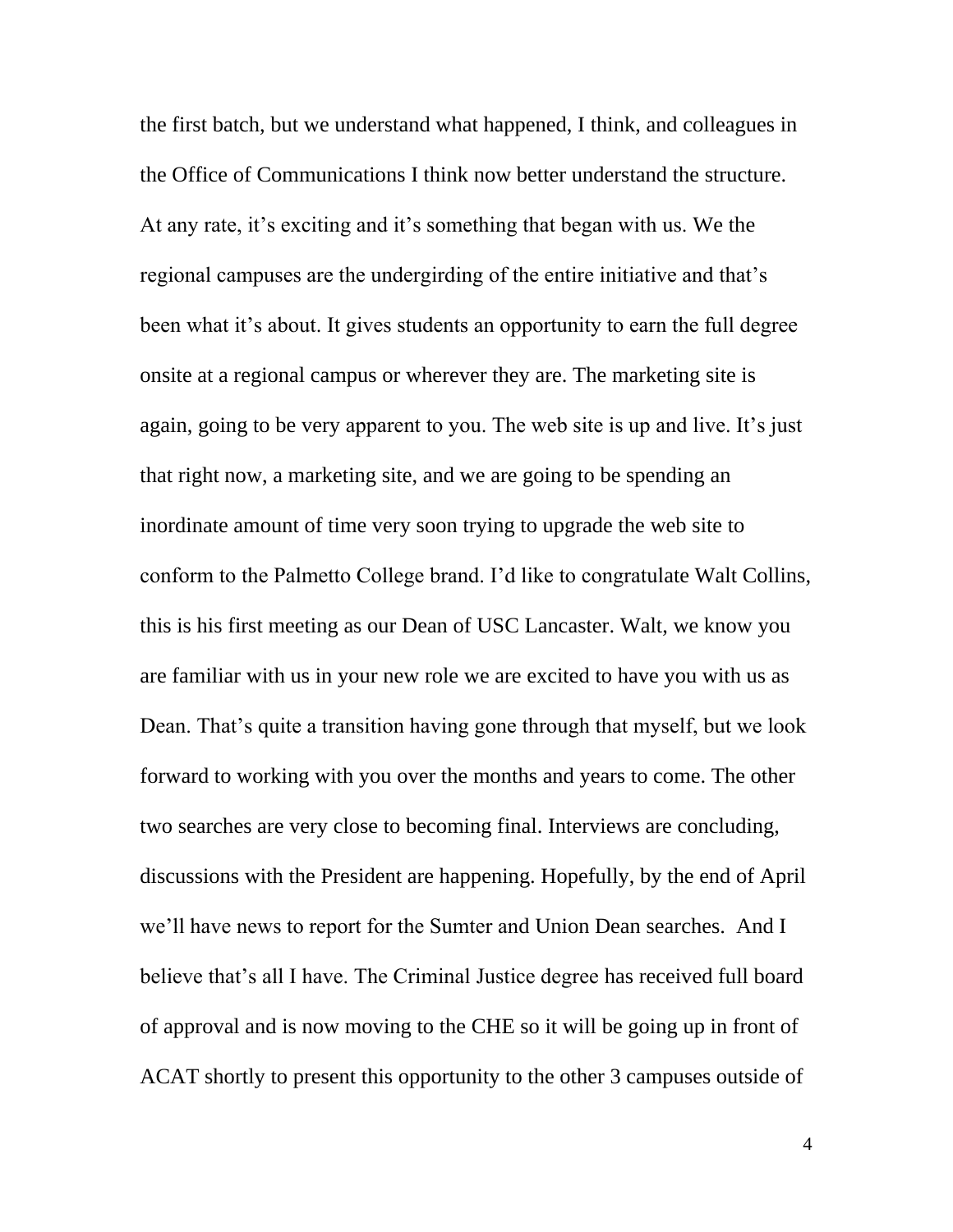the first batch, but we understand what happened, I think, and colleagues in the Office of Communications I think now better understand the structure. At any rate, it's exciting and it's something that began with us. We the regional campuses are the undergirding of the entire initiative and that's been what it's about. It gives students an opportunity to earn the full degree onsite at a regional campus or wherever they are. The marketing site is again, going to be very apparent to you. The web site is up and live. It's just that right now, a marketing site, and we are going to be spending an inordinate amount of time very soon trying to upgrade the web site to conform to the Palmetto College brand. I'd like to congratulate Walt Collins, this is his first meeting as our Dean of USC Lancaster. Walt, we know you are familiar with us in your new role we are excited to have you with us as Dean. That's quite a transition having gone through that myself, but we look forward to working with you over the months and years to come. The other two searches are very close to becoming final. Interviews are concluding, discussions with the President are happening. Hopefully, by the end of April we'll have news to report for the Sumter and Union Dean searches. And I believe that's all I have. The Criminal Justice degree has received full board of approval and is now moving to the CHE so it will be going up in front of ACAT shortly to present this opportunity to the other 3 campuses outside of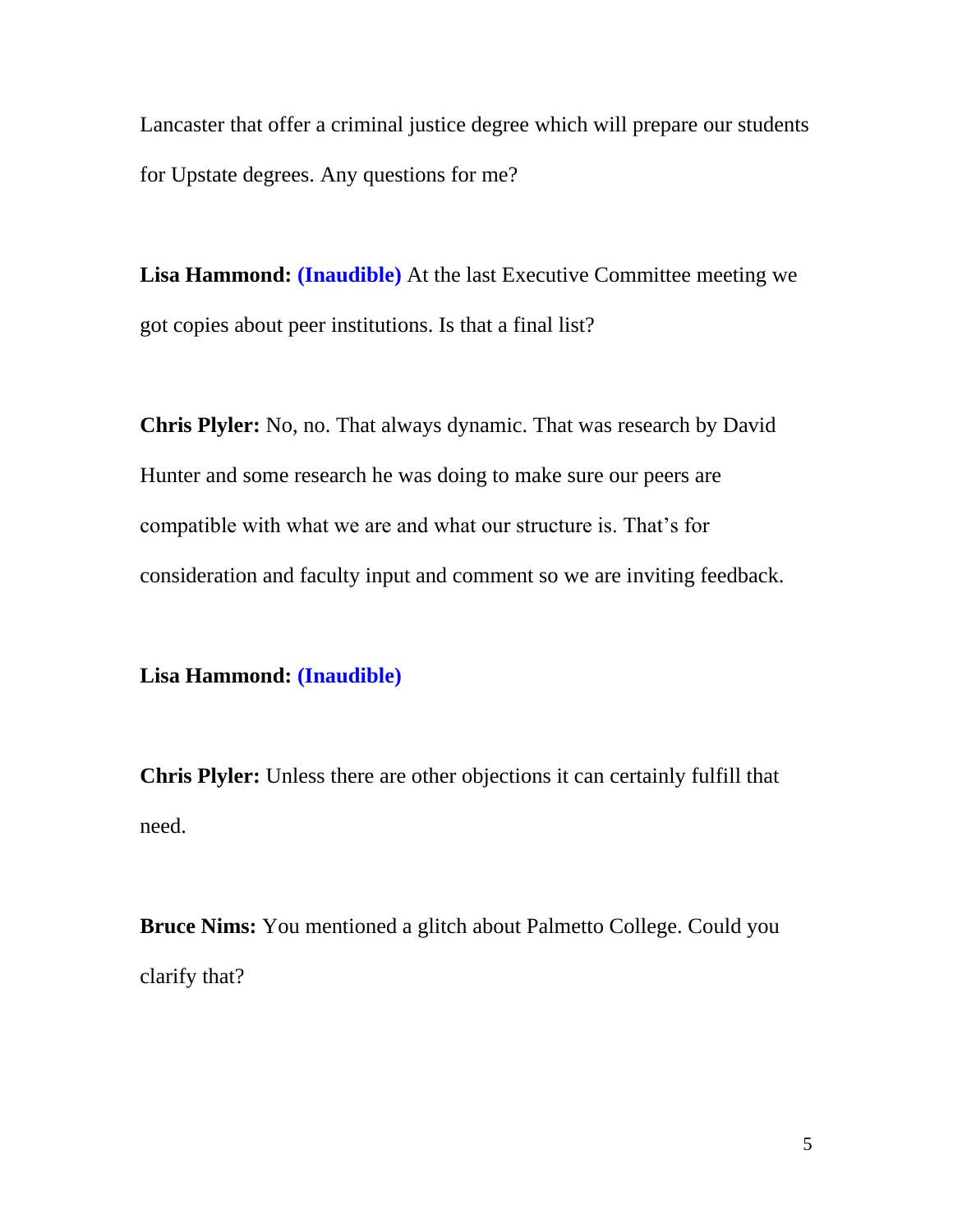Lancaster that offer a criminal justice degree which will prepare our students for Upstate degrees. Any questions for me?

**Lisa Hammond:** **(Inaudible)** At the last Executive Committee meeting we got copies about peer institutions. Is that a final list?

**Chris Plyler:** No, no. That always dynamic. That was research by David Hunter and some research he was doing to make sure our peers are compatible with what we are and what our structure is. That's for consideration and faculty input and comment so we are inviting feedback.

**Lisa Hammond:** **(Inaudible)**

**Chris Plyler:** Unless there are other objections it can certainly fulfill that need.

**Bruce Nims:** You mentioned a glitch about Palmetto College. Could you clarify that?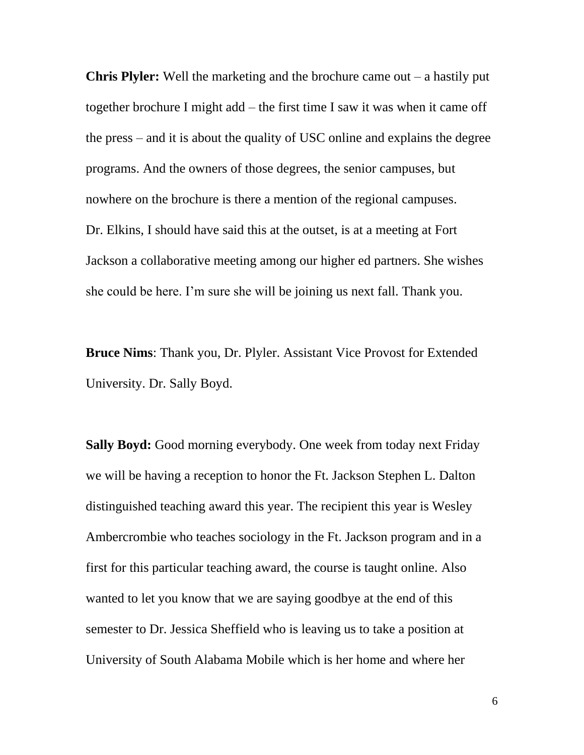**Chris Plyler:** Well the marketing and the brochure came out – a hastily put together brochure I might add – the first time I saw it was when it came off the press – and it is about the quality of USC online and explains the degree programs. And the owners of those degrees, the senior campuses, but nowhere on the brochure is there a mention of the regional campuses. Dr. Elkins, I should have said this at the outset, is at a meeting at Fort Jackson a collaborative meeting among our higher ed partners. She wishes she could be here. I'm sure she will be joining us next fall. Thank you.

**Bruce Nims**: Thank you, Dr. Plyler. Assistant Vice Provost for Extended University. Dr. Sally Boyd.

**Sally Boyd:** Good morning everybody. One week from today next Friday we will be having a reception to honor the Ft. Jackson Stephen L. Dalton distinguished teaching award this year. The recipient this year is Wesley Ambercrombie who teaches sociology in the Ft. Jackson program and in a first for this particular teaching award, the course is taught online. Also wanted to let you know that we are saying goodbye at the end of this semester to Dr. Jessica Sheffield who is leaving us to take a position at University of South Alabama Mobile which is her home and where her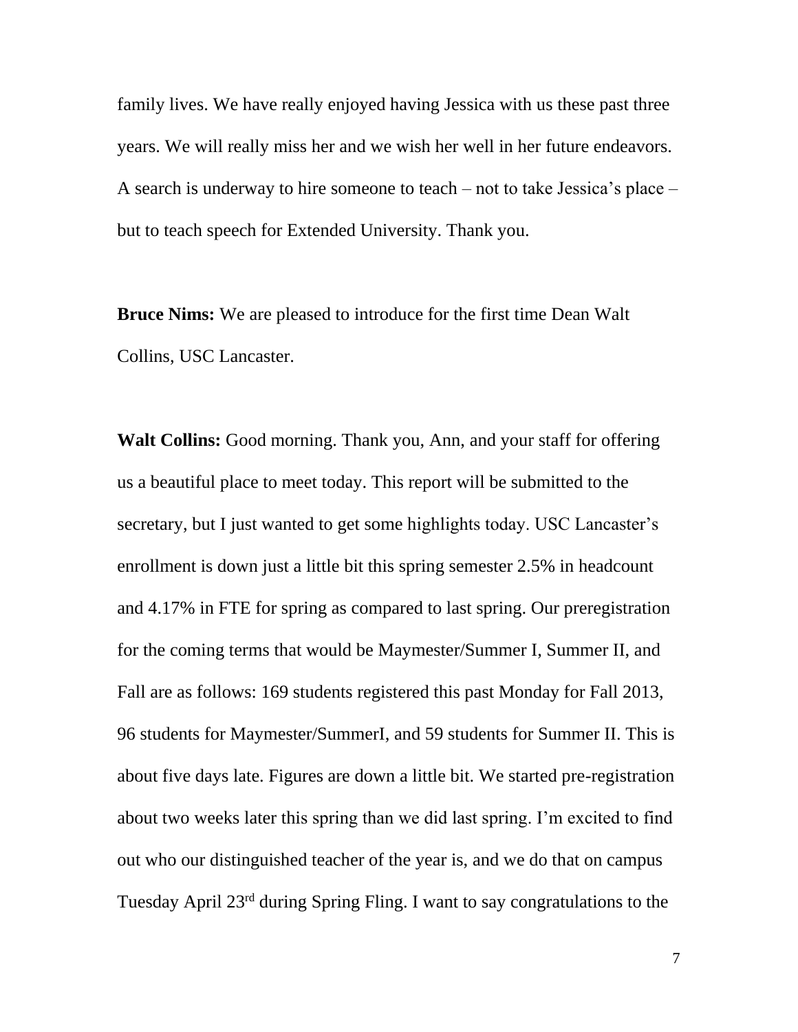family lives. We have really enjoyed having Jessica with us these past three years. We will really miss her and we wish her well in her future endeavors. A search is underway to hire someone to teach – not to take Jessica's place – but to teach speech for Extended University. Thank you.

**Bruce Nims:** We are pleased to introduce for the first time Dean Walt Collins, USC Lancaster.

**Walt Collins:** Good morning. Thank you, Ann, and your staff for offering us a beautiful place to meet today. This report will be submitted to the secretary, but I just wanted to get some highlights today. USC Lancaster's enrollment is down just a little bit this spring semester 2.5% in headcount and 4.17% in FTE for spring as compared to last spring. Our preregistration for the coming terms that would be Maymester/Summer I, Summer II, and Fall are as follows: 169 students registered this past Monday for Fall 2013, 96 students for Maymester/SummerI, and 59 students for Summer II. This is about five days late. Figures are down a little bit. We started pre-registration about two weeks later this spring than we did last spring. I'm excited to find out who our distinguished teacher of the year is, and we do that on campus Tuesday April 23rd during Spring Fling. I want to say congratulations to the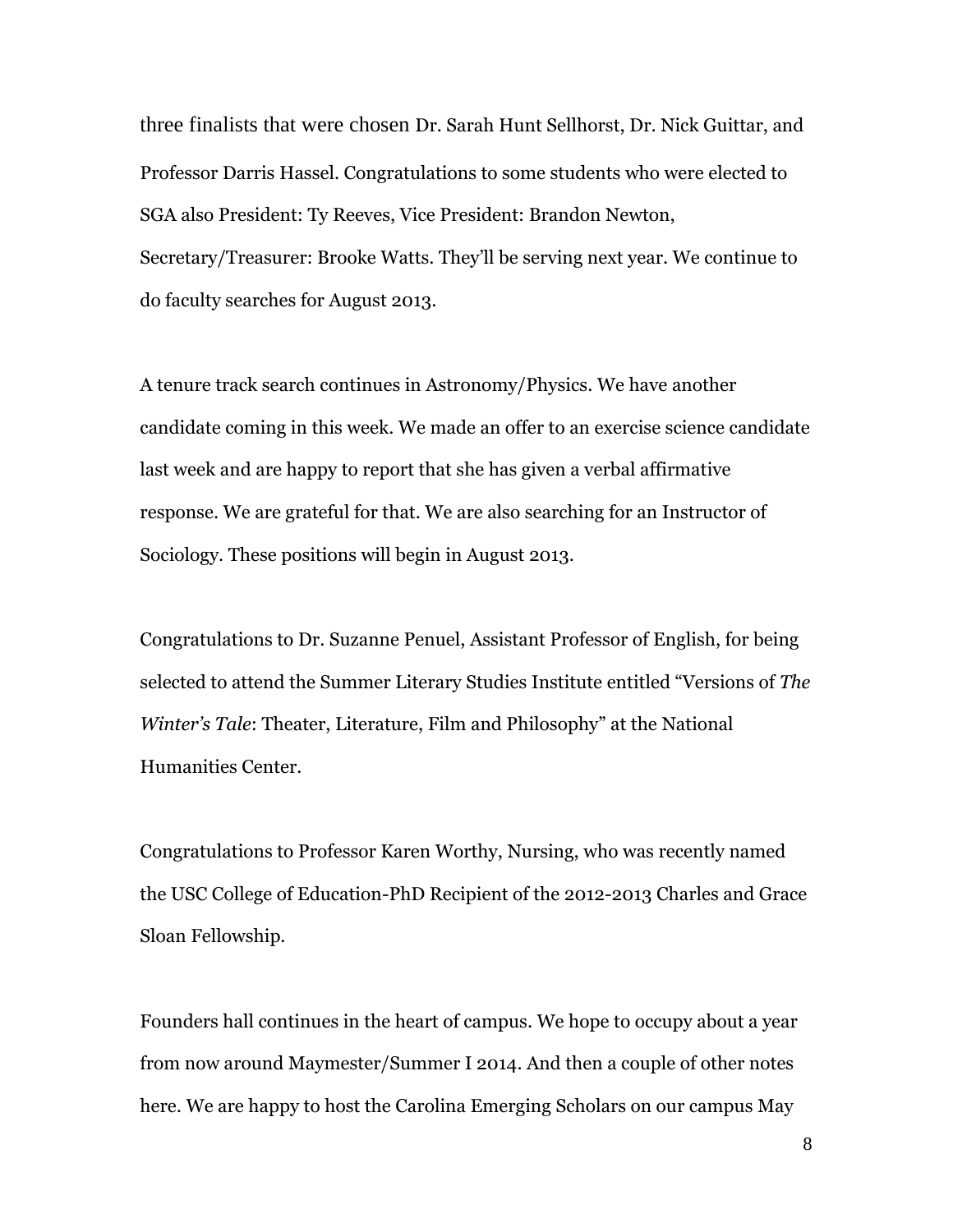three finalists that were chosen Dr. Sarah Hunt Sellhorst, Dr. Nick Guittar, and Professor Darris Hassel. Congratulations to some students who were elected to SGA also President: Ty Reeves, Vice President: Brandon Newton, Secretary/Treasurer: Brooke Watts. They'll be serving next year. We continue to do faculty searches for August 2013.

A tenure track search continues in Astronomy/Physics. We have another candidate coming in this week. We made an offer to an exercise science candidate last week and are happy to report that she has given a verbal affirmative response. We are grateful for that. We are also searching for an Instructor of Sociology. These positions will begin in August 2013.

Congratulations to Dr. Suzanne Penuel, Assistant Professor of English, for being selected to attend the Summer Literary Studies Institute entitled "Versions of *The Winter's Tale*: Theater, Literature, Film and Philosophy" at the National Humanities Center.

Congratulations to Professor Karen Worthy, Nursing, who was recently named the USC College of Education-PhD Recipient of the 2012-2013 Charles and Grace Sloan Fellowship.

Founders hall continues in the heart of campus. We hope to occupy about a year from now around Maymester/Summer I 2014. And then a couple of other notes here. We are happy to host the Carolina Emerging Scholars on our campus May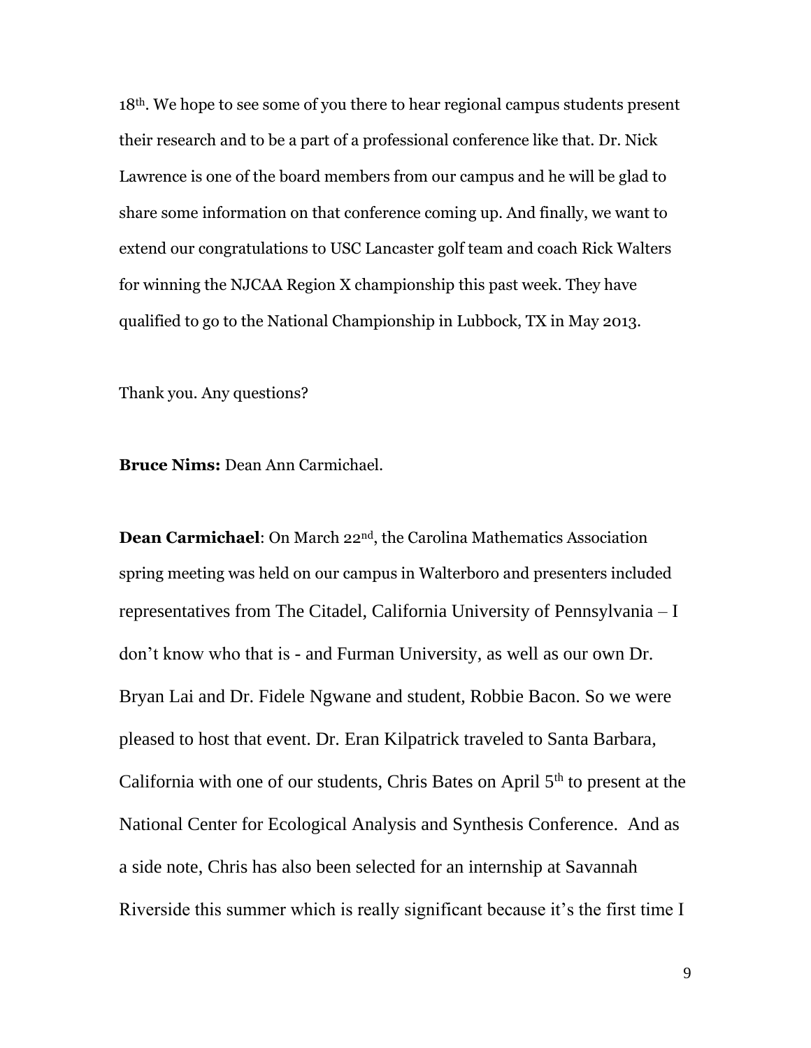18th. We hope to see some of you there to hear regional campus students present their research and to be a part of a professional conference like that. Dr. Nick Lawrence is one of the board members from our campus and he will be glad to share some information on that conference coming up. And finally, we want to extend our congratulations to USC Lancaster golf team and coach Rick Walters for winning the NJCAA Region X championship this past week. They have qualified to go to the National Championship in Lubbock, TX in May 2013.

Thank you. Any questions?

**Bruce Nims:** Dean Ann Carmichael.

**Dean Carmichael**: On March 22nd, the Carolina Mathematics Association spring meeting was held on our campus in Walterboro and presenters included representatives from The Citadel, California University of Pennsylvania – I don't know who that is - and Furman University, as well as our own Dr. Bryan Lai and Dr. Fidele Ngwane and student, Robbie Bacon. So we were pleased to host that event. Dr. Eran Kilpatrick traveled to Santa Barbara, California with one of our students, Chris Bates on April 5th to present at the National Center for Ecological Analysis and Synthesis Conference. And as a side note, Chris has also been selected for an internship at Savannah Riverside this summer which is really significant because it's the first time I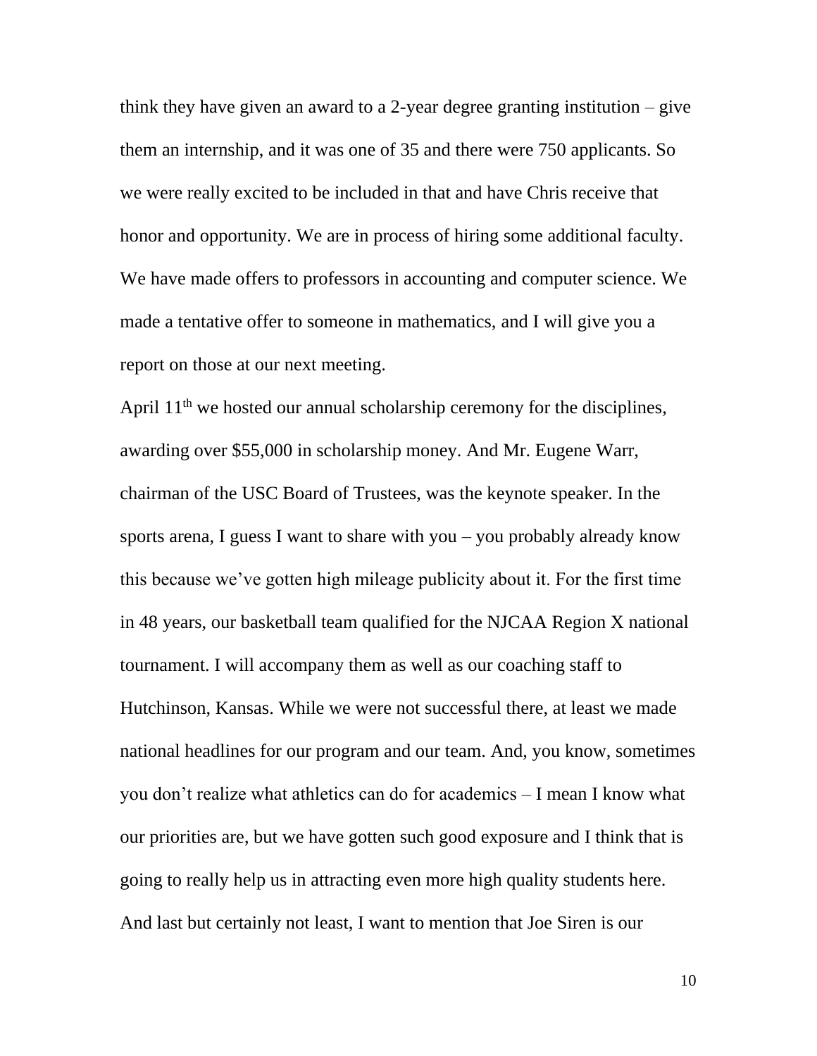think they have given an award to a 2-year degree granting institution – give them an internship, and it was one of 35 and there were 750 applicants. So we were really excited to be included in that and have Chris receive that honor and opportunity. We are in process of hiring some additional faculty. We have made offers to professors in accounting and computer science. We made a tentative offer to someone in mathematics, and I will give you a report on those at our next meeting.

April 11th we hosted our annual scholarship ceremony for the disciplines, awarding over $55,000 in scholarship money. And Mr. Eugene Warr, chairman of the USC Board of Trustees, was the keynote speaker. In the sports arena, I guess I want to share with you – you probably already know this because we've gotten high mileage publicity about it. For the first time in 48 years, our basketball team qualified for the NJCAA Region X national tournament. I will accompany them as well as our coaching staff to Hutchinson, Kansas. While we were not successful there, at least we made national headlines for our program and our team. And, you know, sometimes you don't realize what athletics can do for academics – I mean I know what our priorities are, but we have gotten such good exposure and I think that is going to really help us in attracting even more high quality students here. And last but certainly not least, I want to mention that Joe Siren is our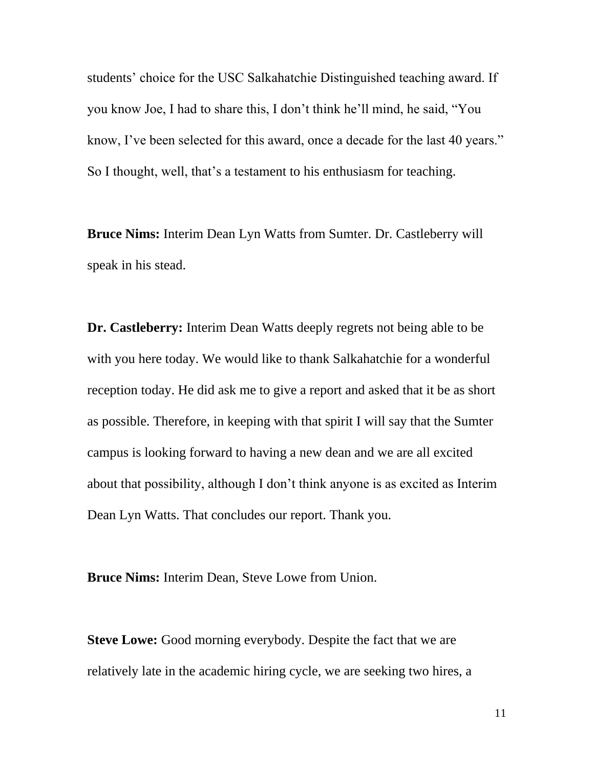students' choice for the USC Salkahatchie Distinguished teaching award. If you know Joe, I had to share this, I don't think he'll mind, he said, "You know, I've been selected for this award, once a decade for the last 40 years." So I thought, well, that's a testament to his enthusiasm for teaching.

**Bruce Nims:** Interim Dean Lyn Watts from Sumter. Dr. Castleberry will speak in his stead.

**Dr. Castleberry:** Interim Dean Watts deeply regrets not being able to be with you here today. We would like to thank Salkahatchie for a wonderful reception today. He did ask me to give a report and asked that it be as short as possible. Therefore, in keeping with that spirit I will say that the Sumter campus is looking forward to having a new dean and we are all excited about that possibility, although I don't think anyone is as excited as Interim Dean Lyn Watts. That concludes our report. Thank you.

**Bruce Nims:** Interim Dean, Steve Lowe from Union.

**Steve Lowe:** Good morning everybody. Despite the fact that we are relatively late in the academic hiring cycle, we are seeking two hires, a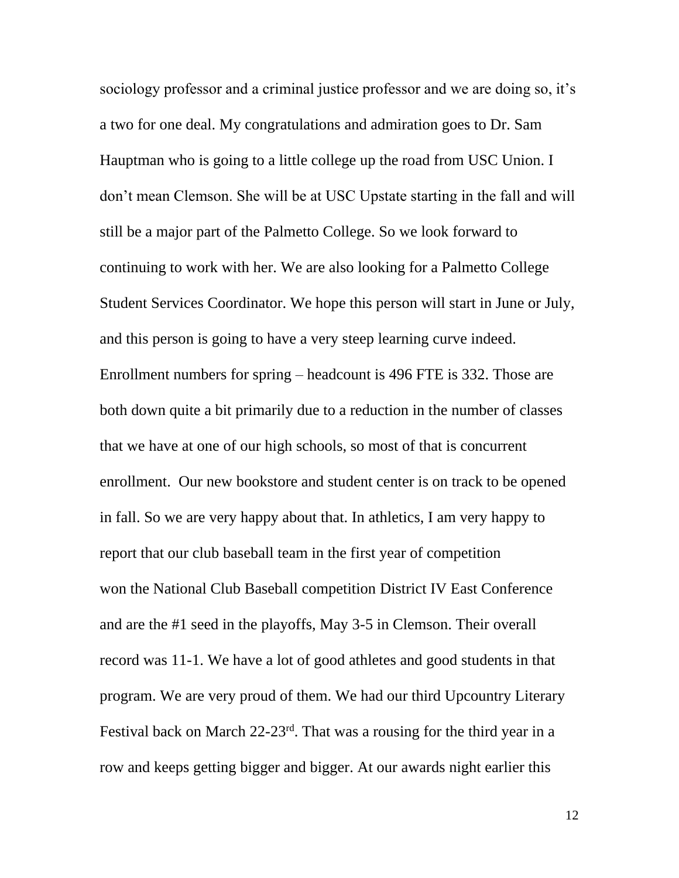sociology professor and a criminal justice professor and we are doing so, it's a two for one deal. My congratulations and admiration goes to Dr. Sam Hauptman who is going to a little college up the road from USC Union. I don't mean Clemson. She will be at USC Upstate starting in the fall and will still be a major part of the Palmetto College. So we look forward to continuing to work with her. We are also looking for a Palmetto College Student Services Coordinator. We hope this person will start in June or July, and this person is going to have a very steep learning curve indeed. Enrollment numbers for spring – headcount is 496 FTE is 332. Those are both down quite a bit primarily due to a reduction in the number of classes that we have at one of our high schools, so most of that is concurrent enrollment. Our new bookstore and student center is on track to be opened in fall. So we are very happy about that. In athletics, I am very happy to report that our club baseball team in the first year of competition won the National Club Baseball competition District IV East Conference and are the #1 seed in the playoffs, May 3-5 in Clemson. Their overall record was 11-1. We have a lot of good athletes and good students in that program. We are very proud of them. We had our third Upcountry Literary Festival back on March 22-23rd. That was a rousing for the third year in a row and keeps getting bigger and bigger. At our awards night earlier this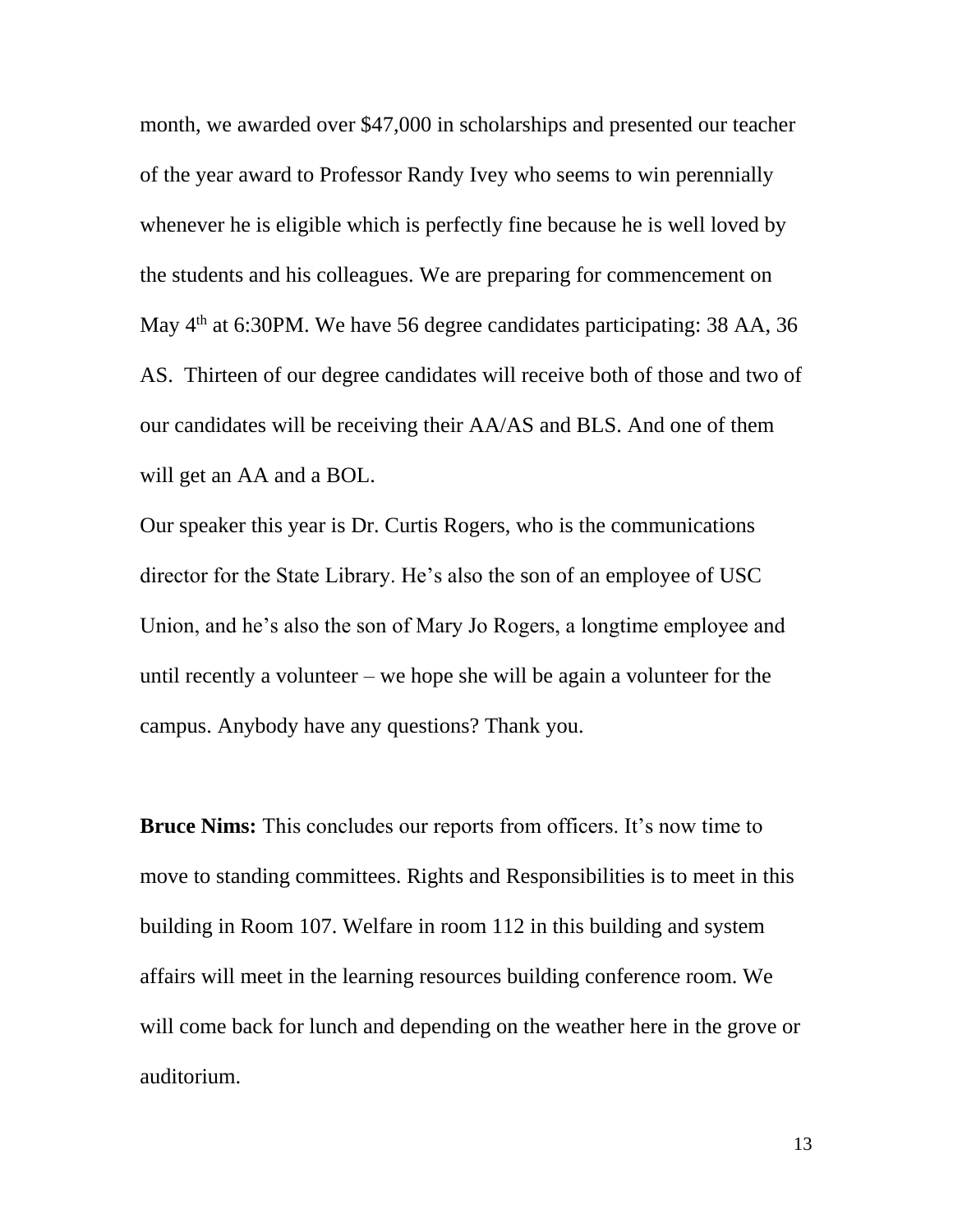month, we awarded over $47,000 in scholarships and presented our teacher of the year award to Professor Randy Ivey who seems to win perennially whenever he is eligible which is perfectly fine because he is well loved by the students and his colleagues. We are preparing for commencement on May 4th at 6:30PM. We have 56 degree candidates participating: 38 AA, 36 AS. Thirteen of our degree candidates will receive both of those and two of our candidates will be receiving their AA/AS and BLS. And one of them will get an AA and a BOL.

Our speaker this year is Dr. Curtis Rogers, who is the communications director for the State Library. He's also the son of an employee of USC Union, and he's also the son of Mary Jo Rogers, a longtime employee and until recently a volunteer – we hope she will be again a volunteer for the campus. Anybody have any questions? Thank you.

**Bruce Nims:** This concludes our reports from officers. It's now time to move to standing committees. Rights and Responsibilities is to meet in this building in Room 107. Welfare in room 112 in this building and system affairs will meet in the learning resources building conference room. We will come back for lunch and depending on the weather here in the grove or auditorium.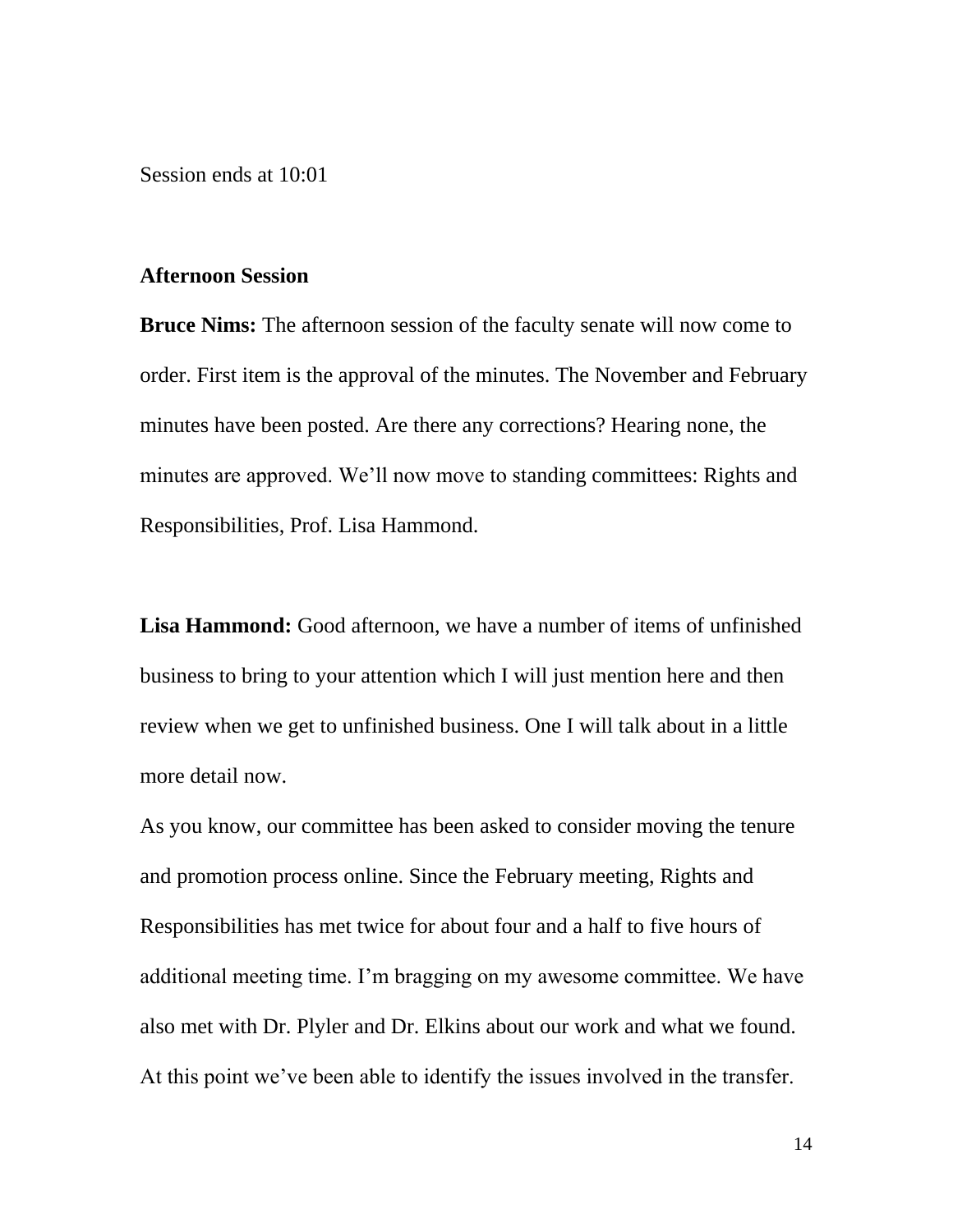Session ends at 10:01

**Afternoon Session**

**Bruce Nims:** The afternoon session of the faculty senate will now come to order. First item is the approval of the minutes. The November and February minutes have been posted. Are there any corrections? Hearing none, the minutes are approved. We'll now move to standing committees: Rights and Responsibilities, Prof. Lisa Hammond.

**Lisa Hammond:** Good afternoon, we have a number of items of unfinished business to bring to your attention which I will just mention here and then review when we get to unfinished business. One I will talk about in a little more detail now.

As you know, our committee has been asked to consider moving the tenure and promotion process online. Since the February meeting, Rights and Responsibilities has met twice for about four and a half to five hours of additional meeting time. I'm bragging on my awesome committee. We have also met with Dr. Plyler and Dr. Elkins about our work and what we found. At this point we've been able to identify the issues involved in the transfer.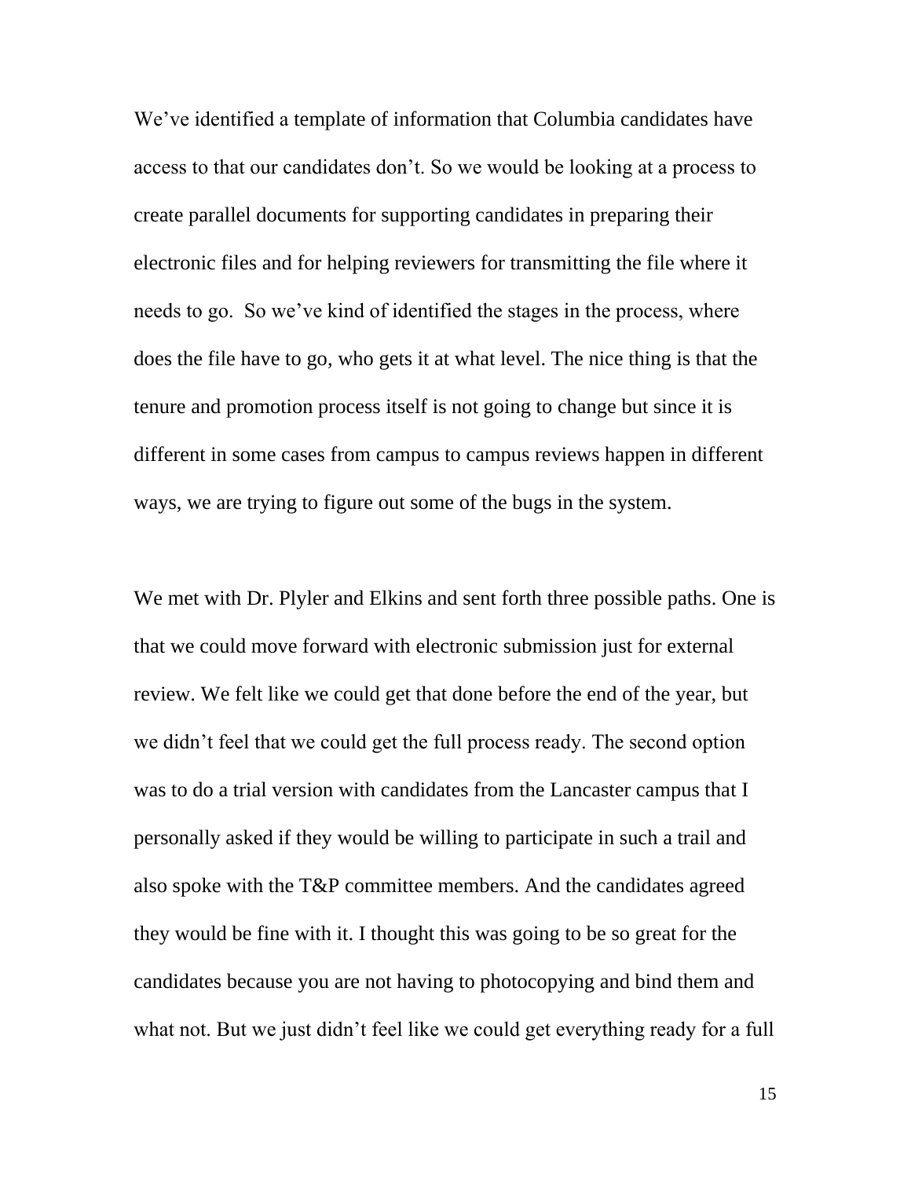We've identified a template of information that Columbia candidates have access to that our candidates don't. So we would be looking at a process to create parallel documents for supporting candidates in preparing their electronic files and for helping reviewers for transmitting the file where it needs to go. So we've kind of identified the stages in the process, where does the file have to go, who gets it at what level. The nice thing is that the tenure and promotion process itself is not going to change but since it is different in some cases from campus to campus reviews happen in different ways, we are trying to figure out some of the bugs in the system.

We met with Dr. Plyler and Elkins and sent forth three possible paths. One is that we could move forward with electronic submission just for external review. We felt like we could get that done before the end of the year, but we didn't feel that we could get the full process ready. The second option was to do a trial version with candidates from the Lancaster campus that I personally asked if they would be willing to participate in such a trail and also spoke with the T&P committee members. And the candidates agreed they would be fine with it. I thought this was going to be so great for the candidates because you are not having to photocopying and bind them and what not. But we just didn't feel like we could get everything ready for a full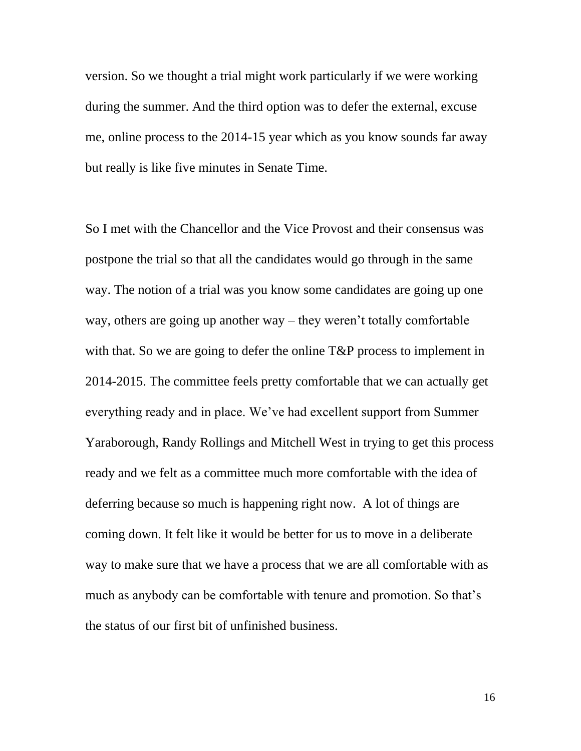version. So we thought a trial might work particularly if we were working during the summer. And the third option was to defer the external, excuse me, online process to the 2014-15 year which as you know sounds far away but really is like five minutes in Senate Time.

So I met with the Chancellor and the Vice Provost and their consensus was postpone the trial so that all the candidates would go through in the same way. The notion of a trial was you know some candidates are going up one way, others are going up another way – they weren't totally comfortable with that. So we are going to defer the online T&P process to implement in 2014-2015. The committee feels pretty comfortable that we can actually get everything ready and in place. We've had excellent support from Summer Yaraborough, Randy Rollings and Mitchell West in trying to get this process ready and we felt as a committee much more comfortable with the idea of deferring because so much is happening right now. A lot of things are coming down. It felt like it would be better for us to move in a deliberate way to make sure that we have a process that we are all comfortable with as much as anybody can be comfortable with tenure and promotion. So that's the status of our first bit of unfinished business.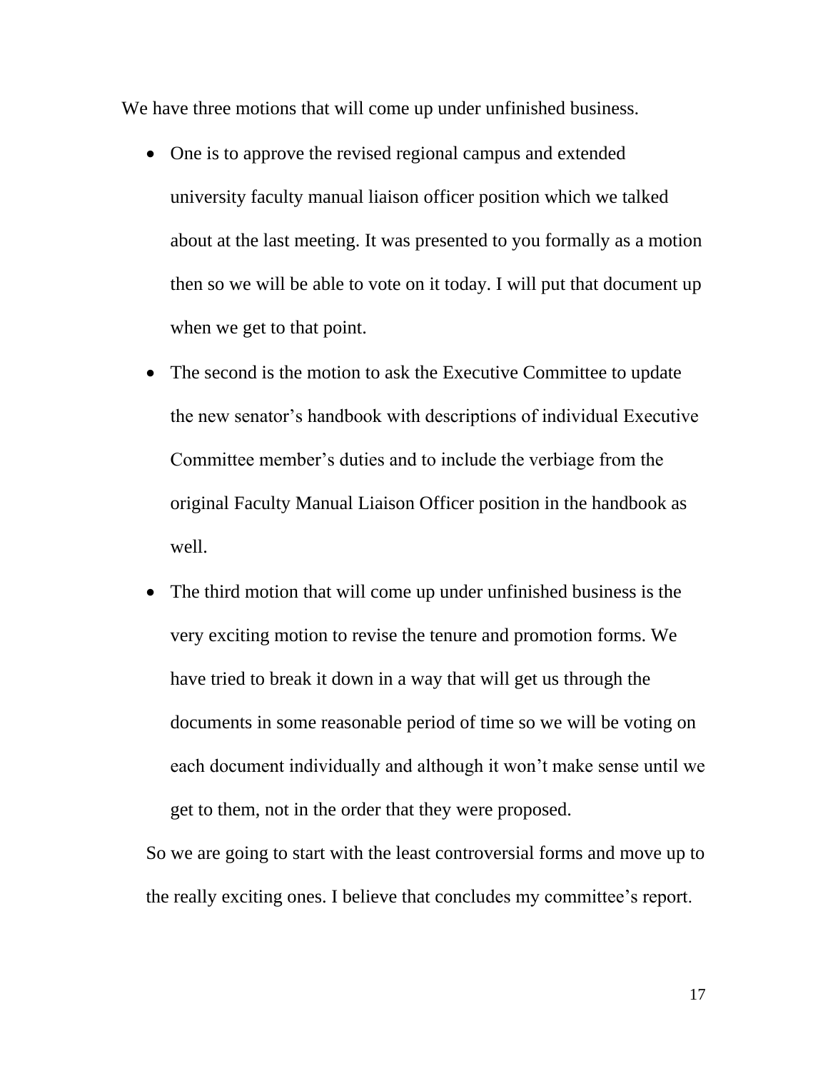We have three motions that will come up under unfinished business.

- One is to approve the revised regional campus and extended university faculty manual liaison officer position which we talked about at the last meeting. It was presented to you formally as a motion then so we will be able to vote on it today. I will put that document up when we get to that point.
- The second is the motion to ask the Executive Committee to update the new senator's handbook with descriptions of individual Executive Committee member's duties and to include the verbiage from the original Faculty Manual Liaison Officer position in the handbook as well.
- The third motion that will come up under unfinished business is the very exciting motion to revise the tenure and promotion forms. We have tried to break it down in a way that will get us through the documents in some reasonable period of time so we will be voting on each document individually and although it won't make sense until we get to them, not in the order that they were proposed.

So we are going to start with the least controversial forms and move up to the really exciting ones. I believe that concludes my committee's report.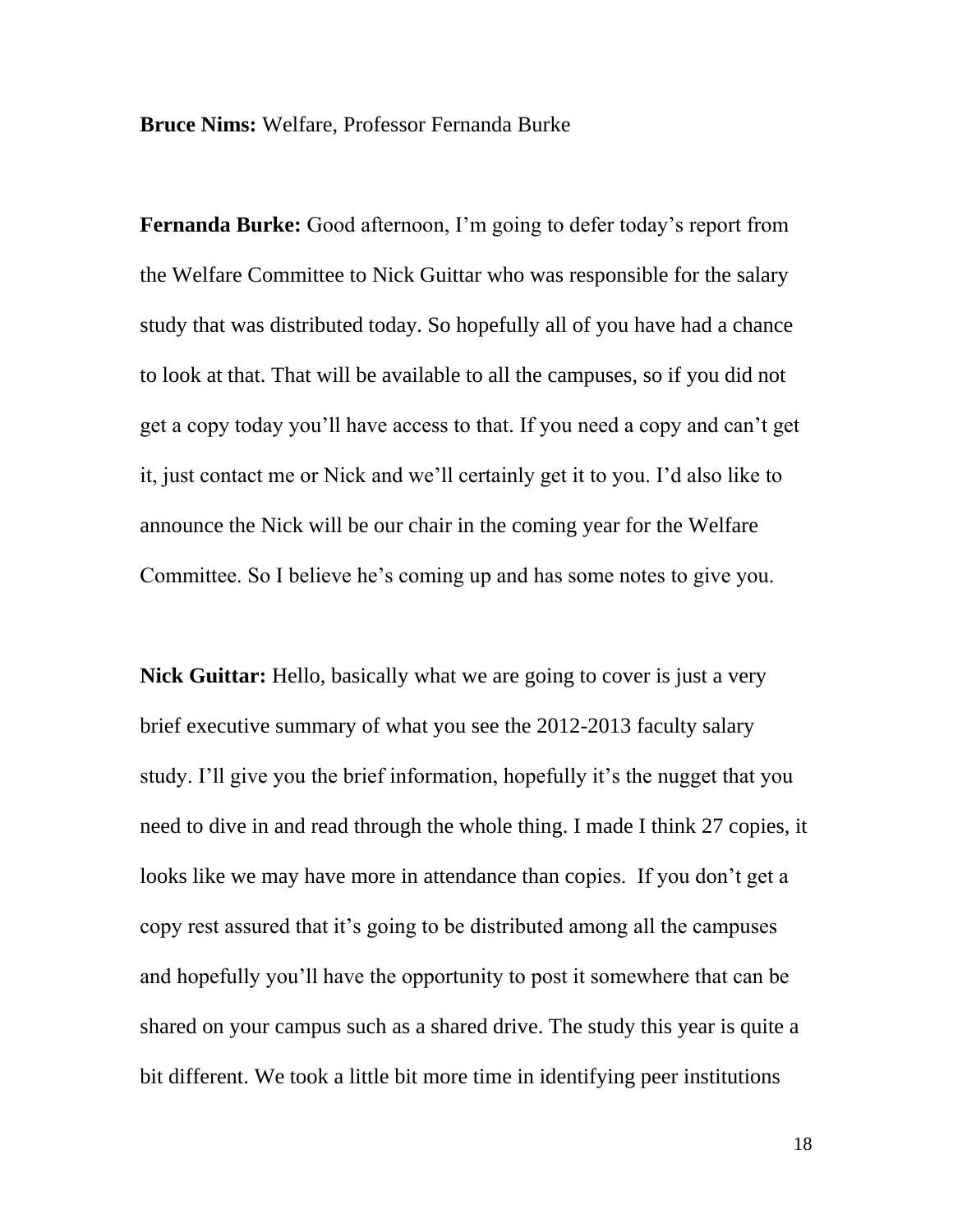**Bruce Nims:** Welfare, Professor Fernanda Burke

**Fernanda Burke:** Good afternoon, I'm going to defer today's report from the Welfare Committee to Nick Guittar who was responsible for the salary study that was distributed today. So hopefully all of you have had a chance to look at that. That will be available to all the campuses, so if you did not get a copy today you'll have access to that. If you need a copy and can't get it, just contact me or Nick and we'll certainly get it to you. I'd also like to announce the Nick will be our chair in the coming year for the Welfare Committee. So I believe he's coming up and has some notes to give you.

**Nick Guittar:** Hello, basically what we are going to cover is just a very brief executive summary of what you see the 2012-2013 faculty salary study. I'll give you the brief information, hopefully it's the nugget that you need to dive in and read through the whole thing. I made I think 27 copies, it looks like we may have more in attendance than copies. If you don't get a copy rest assured that it's going to be distributed among all the campuses and hopefully you'll have the opportunity to post it somewhere that can be shared on your campus such as a shared drive. The study this year is quite a bit different. We took a little bit more time in identifying peer institutions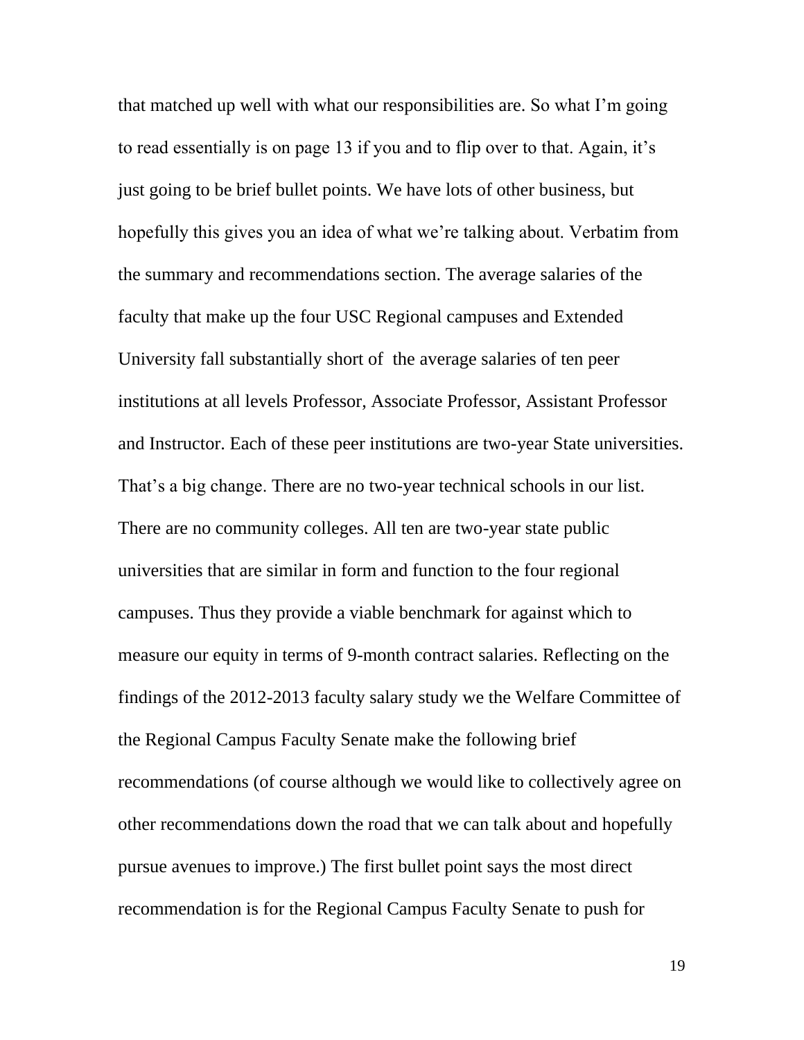that matched up well with what our responsibilities are. So what I'm going to read essentially is on page 13 if you and to flip over to that. Again, it's just going to be brief bullet points. We have lots of other business, but hopefully this gives you an idea of what we're talking about. Verbatim from the summary and recommendations section. The average salaries of the faculty that make up the four USC Regional campuses and Extended University fall substantially short of the average salaries of ten peer institutions at all levels Professor, Associate Professor, Assistant Professor and Instructor. Each of these peer institutions are two-year State universities. That's a big change. There are no two-year technical schools in our list. There are no community colleges. All ten are two-year state public universities that are similar in form and function to the four regional campuses. Thus they provide a viable benchmark for against which to measure our equity in terms of 9-month contract salaries. Reflecting on the findings of the 2012-2013 faculty salary study we the Welfare Committee of the Regional Campus Faculty Senate make the following brief recommendations (of course although we would like to collectively agree on other recommendations down the road that we can talk about and hopefully pursue avenues to improve.) The first bullet point says the most direct recommendation is for the Regional Campus Faculty Senate to push for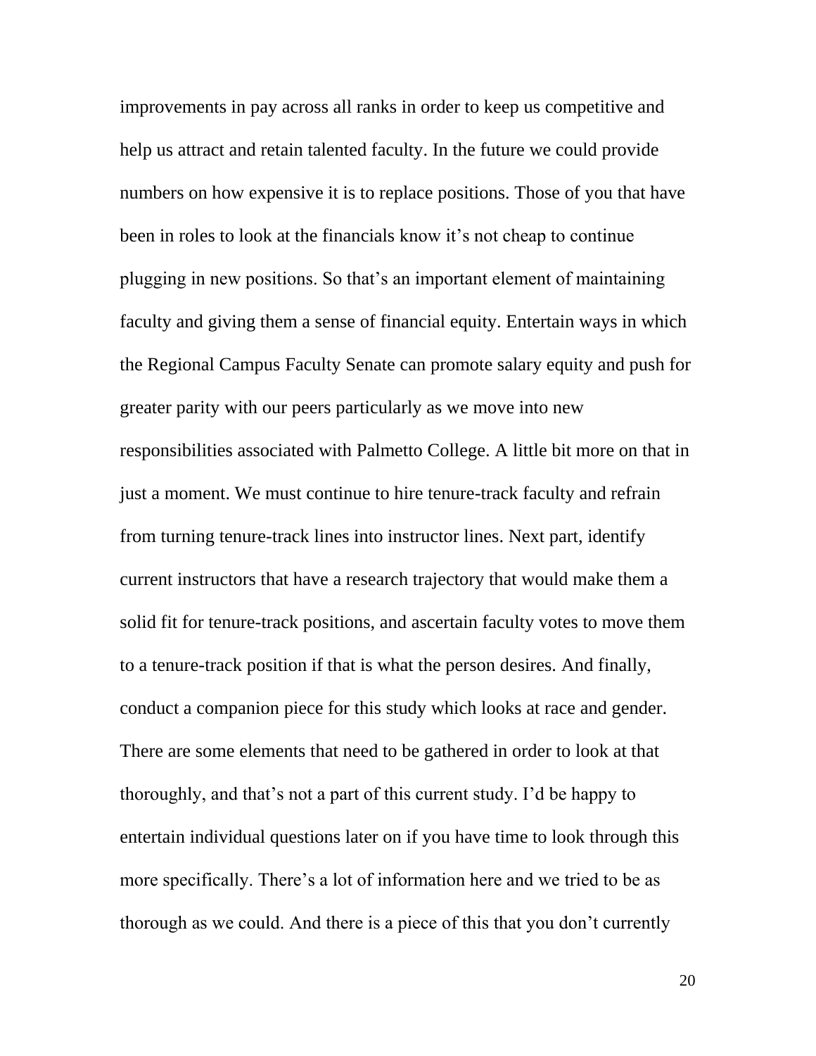improvements in pay across all ranks in order to keep us competitive and help us attract and retain talented faculty. In the future we could provide numbers on how expensive it is to replace positions. Those of you that have been in roles to look at the financials know it's not cheap to continue plugging in new positions. So that's an important element of maintaining faculty and giving them a sense of financial equity. Entertain ways in which the Regional Campus Faculty Senate can promote salary equity and push for greater parity with our peers particularly as we move into new responsibilities associated with Palmetto College. A little bit more on that in just a moment. We must continue to hire tenure-track faculty and refrain from turning tenure-track lines into instructor lines. Next part, identify current instructors that have a research trajectory that would make them a solid fit for tenure-track positions, and ascertain faculty votes to move them to a tenure-track position if that is what the person desires. And finally, conduct a companion piece for this study which looks at race and gender. There are some elements that need to be gathered in order to look at that thoroughly, and that's not a part of this current study. I'd be happy to entertain individual questions later on if you have time to look through this more specifically. There's a lot of information here and we tried to be as thorough as we could. And there is a piece of this that you don't currently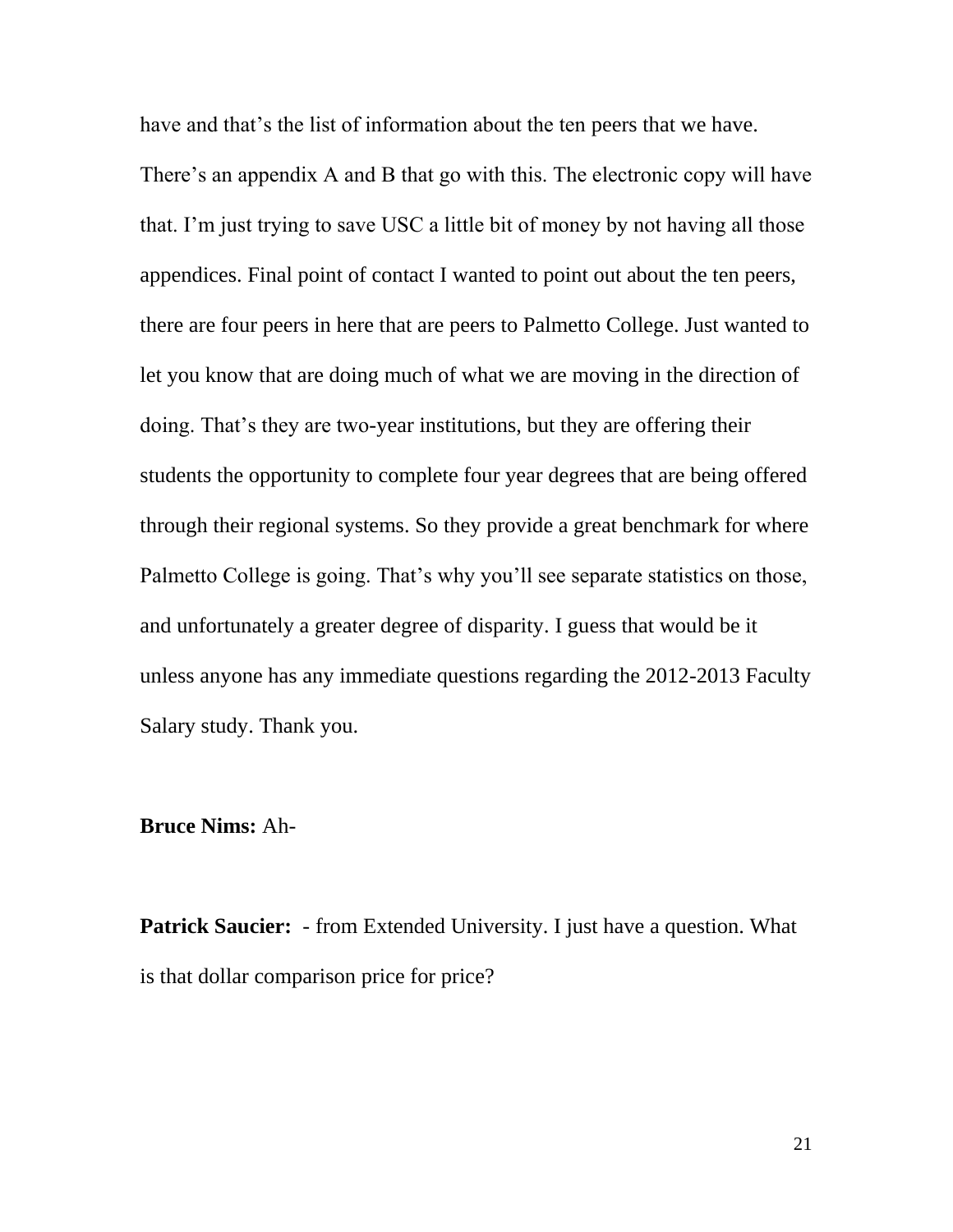have and that's the list of information about the ten peers that we have. There's an appendix A and B that go with this. The electronic copy will have that. I'm just trying to save USC a little bit of money by not having all those appendices. Final point of contact I wanted to point out about the ten peers, there are four peers in here that are peers to Palmetto College. Just wanted to let you know that are doing much of what we are moving in the direction of doing. That's they are two-year institutions, but they are offering their students the opportunity to complete four year degrees that are being offered through their regional systems. So they provide a great benchmark for where Palmetto College is going. That's why you'll see separate statistics on those, and unfortunately a greater degree of disparity. I guess that would be it unless anyone has any immediate questions regarding the 2012-2013 Faculty Salary study. Thank you.

**Bruce Nims:** Ah-

**Patrick Saucier:** - from Extended University. I just have a question. What is that dollar comparison price for price?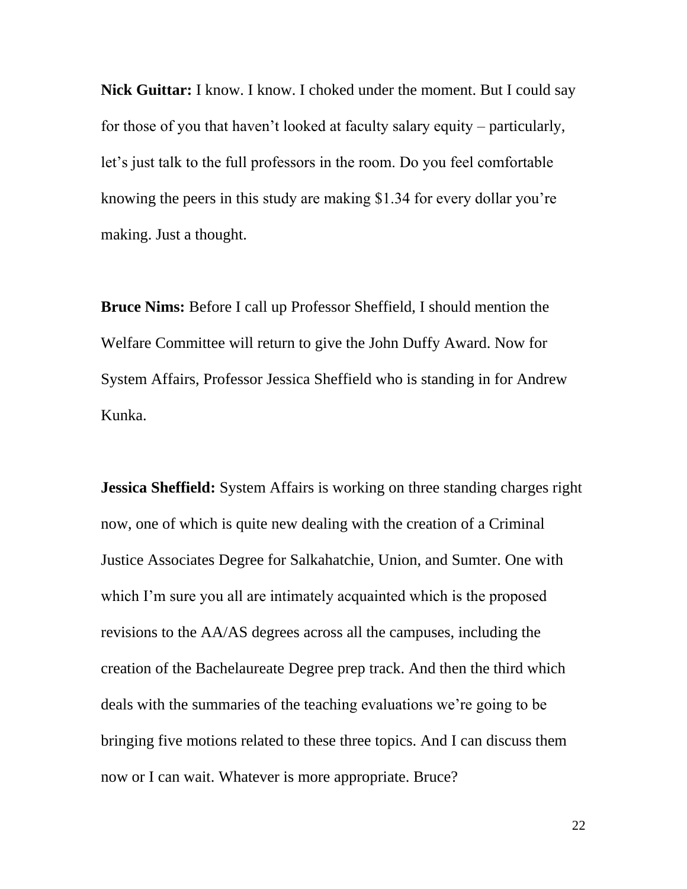**Nick Guittar:** I know. I know. I choked under the moment. But I could say for those of you that haven't looked at faculty salary equity – particularly, let's just talk to the full professors in the room. Do you feel comfortable knowing the peers in this study are making $1.34 for every dollar you're making. Just a thought.

**Bruce Nims:** Before I call up Professor Sheffield, I should mention the Welfare Committee will return to give the John Duffy Award. Now for System Affairs, Professor Jessica Sheffield who is standing in for Andrew Kunka.

**Jessica Sheffield:** System Affairs is working on three standing charges right now, one of which is quite new dealing with the creation of a Criminal Justice Associates Degree for Salkahatchie, Union, and Sumter. One with which I'm sure you all are intimately acquainted which is the proposed revisions to the AA/AS degrees across all the campuses, including the creation of the Bachelaureate Degree prep track. And then the third which deals with the summaries of the teaching evaluations we're going to be bringing five motions related to these three topics. And I can discuss them now or I can wait. Whatever is more appropriate. Bruce?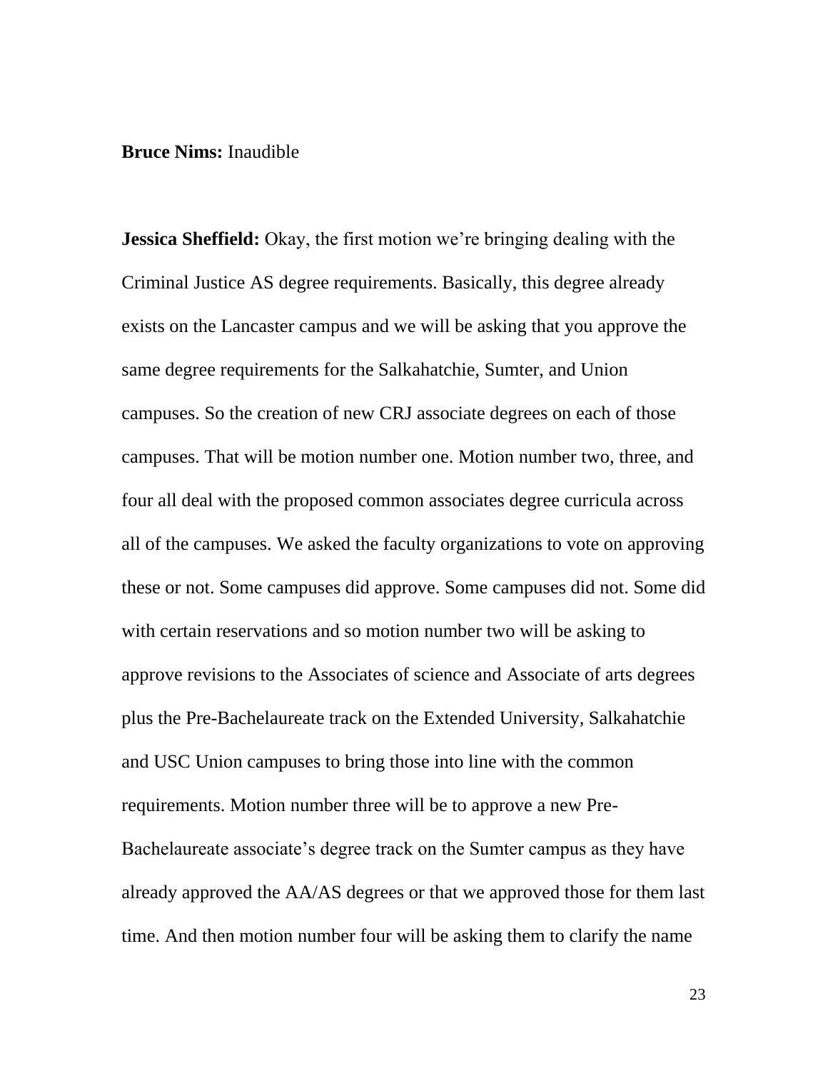**Bruce Nims:** Inaudible

**Jessica Sheffield:** Okay, the first motion we're bringing dealing with the Criminal Justice AS degree requirements. Basically, this degree already exists on the Lancaster campus and we will be asking that you approve the same degree requirements for the Salkahatchie, Sumter, and Union campuses. So the creation of new CRJ associate degrees on each of those campuses. That will be motion number one. Motion number two, three, and four all deal with the proposed common associates degree curricula across all of the campuses. We asked the faculty organizations to vote on approving these or not. Some campuses did approve. Some campuses did not. Some did with certain reservations and so motion number two will be asking to approve revisions to the Associates of science and Associate of arts degrees plus the Pre-Bachelaureate track on the Extended University, Salkahatchie and USC Union campuses to bring those into line with the common requirements. Motion number three will be to approve a new Pre-Bachelaureate associate's degree track on the Sumter campus as they have already approved the AA/AS degrees or that we approved those for them last time. And then motion number four will be asking them to clarify the name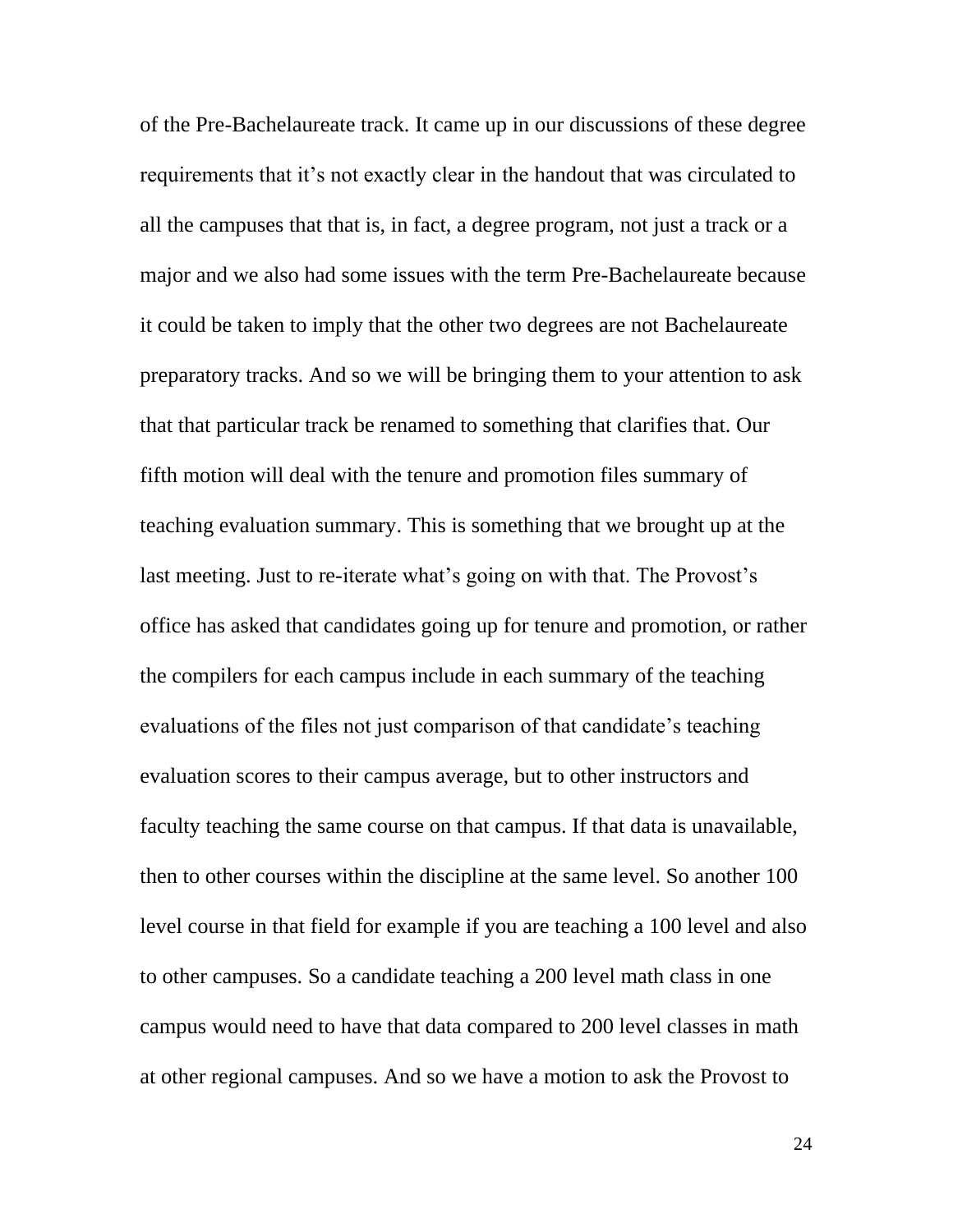of the Pre-Bachelaureate track. It came up in our discussions of these degree requirements that it's not exactly clear in the handout that was circulated to all the campuses that that is, in fact, a degree program, not just a track or a major and we also had some issues with the term Pre-Bachelaureate because it could be taken to imply that the other two degrees are not Bachelaureate preparatory tracks. And so we will be bringing them to your attention to ask that that particular track be renamed to something that clarifies that. Our fifth motion will deal with the tenure and promotion files summary of teaching evaluation summary. This is something that we brought up at the last meeting. Just to re-iterate what's going on with that. The Provost's office has asked that candidates going up for tenure and promotion, or rather the compilers for each campus include in each summary of the teaching evaluations of the files not just comparison of that candidate's teaching evaluation scores to their campus average, but to other instructors and faculty teaching the same course on that campus. If that data is unavailable, then to other courses within the discipline at the same level. So another 100 level course in that field for example if you are teaching a 100 level and also to other campuses. So a candidate teaching a 200 level math class in one campus would need to have that data compared to 200 level classes in math at other regional campuses. And so we have a motion to ask the Provost to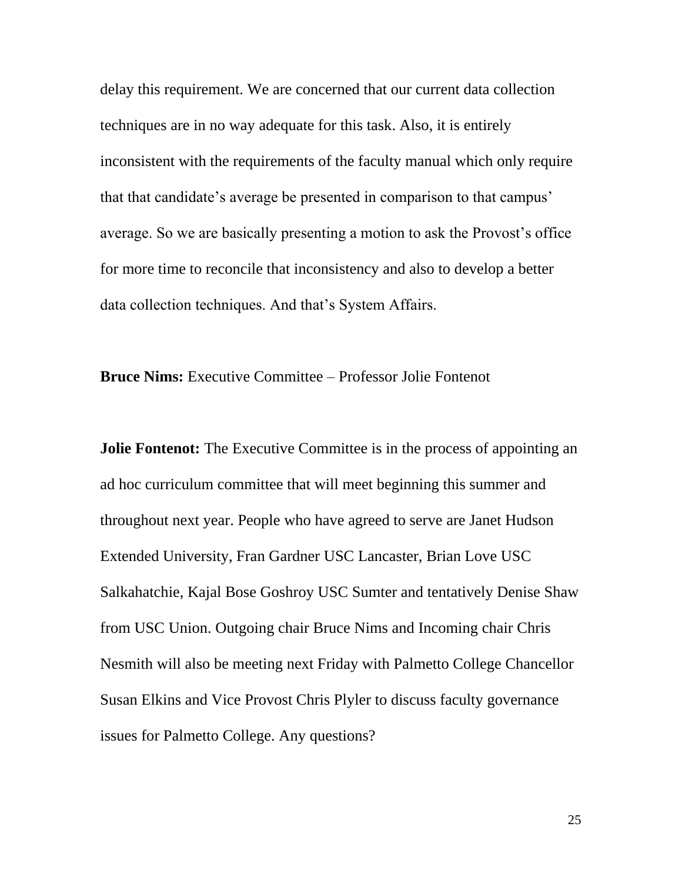delay this requirement. We are concerned that our current data collection techniques are in no way adequate for this task. Also, it is entirely inconsistent with the requirements of the faculty manual which only require that that candidate's average be presented in comparison to that campus' average. So we are basically presenting a motion to ask the Provost's office for more time to reconcile that inconsistency and also to develop a better data collection techniques. And that's System Affairs.

**Bruce Nims:** Executive Committee – Professor Jolie Fontenot

**Jolie Fontenot:** The Executive Committee is in the process of appointing an ad hoc curriculum committee that will meet beginning this summer and throughout next year. People who have agreed to serve are Janet Hudson Extended University, Fran Gardner USC Lancaster, Brian Love USC Salkahatchie, Kajal Bose Goshroy USC Sumter and tentatively Denise Shaw from USC Union. Outgoing chair Bruce Nims and Incoming chair Chris Nesmith will also be meeting next Friday with Palmetto College Chancellor Susan Elkins and Vice Provost Chris Plyler to discuss faculty governance issues for Palmetto College. Any questions?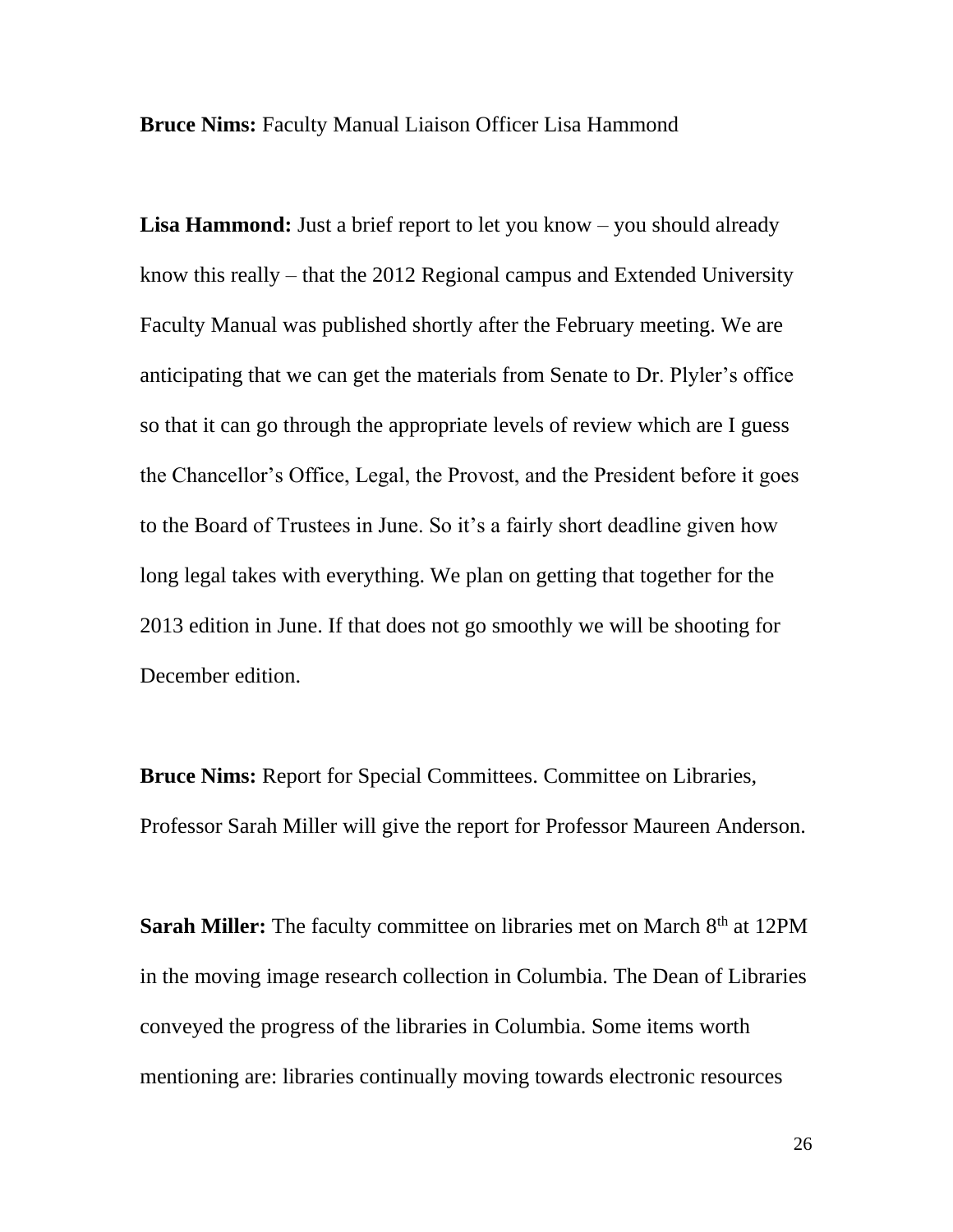**Bruce Nims:** Faculty Manual Liaison Officer Lisa Hammond

**Lisa Hammond:** Just a brief report to let you know – you should already know this really – that the 2012 Regional campus and Extended University Faculty Manual was published shortly after the February meeting. We are anticipating that we can get the materials from Senate to Dr. Plyler's office so that it can go through the appropriate levels of review which are I guess the Chancellor's Office, Legal, the Provost, and the President before it goes to the Board of Trustees in June. So it's a fairly short deadline given how long legal takes with everything. We plan on getting that together for the 2013 edition in June. If that does not go smoothly we will be shooting for December edition.

**Bruce Nims:** Report for Special Committees. Committee on Libraries, Professor Sarah Miller will give the report for Professor Maureen Anderson.

**Sarah Miller:** The faculty committee on libraries met on March 8th at 12PM in the moving image research collection in Columbia. The Dean of Libraries conveyed the progress of the libraries in Columbia. Some items worth mentioning are: libraries continually moving towards electronic resources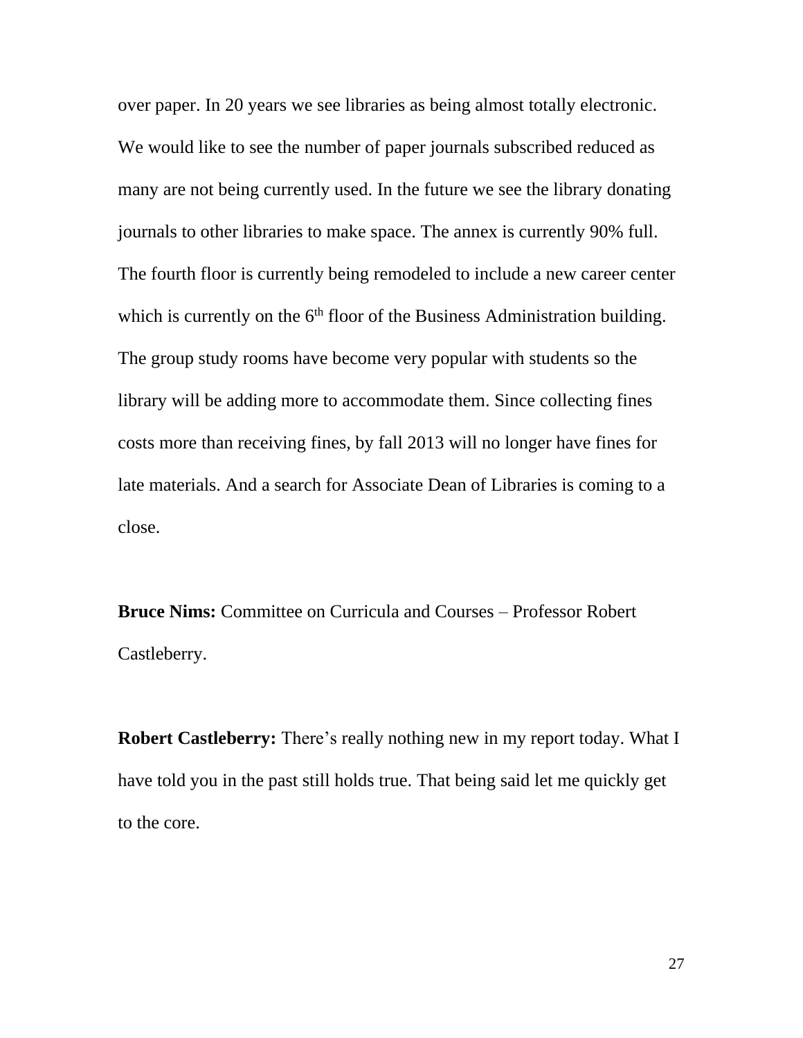over paper. In 20 years we see libraries as being almost totally electronic. We would like to see the number of paper journals subscribed reduced as many are not being currently used. In the future we see the library donating journals to other libraries to make space. The annex is currently 90% full. The fourth floor is currently being remodeled to include a new career center which is currently on the 6th floor of the Business Administration building. The group study rooms have become very popular with students so the library will be adding more to accommodate them. Since collecting fines costs more than receiving fines, by fall 2013 will no longer have fines for late materials. And a search for Associate Dean of Libraries is coming to a close.

**Bruce Nims:** Committee on Curricula and Courses – Professor Robert Castleberry.

**Robert Castleberry:** There's really nothing new in my report today. What I have told you in the past still holds true. That being said let me quickly get to the core.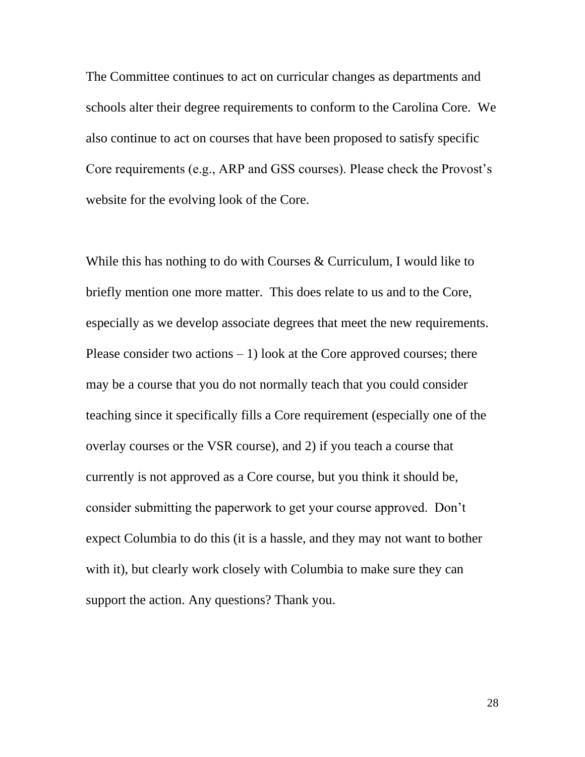The Committee continues to act on curricular changes as departments and schools alter their degree requirements to conform to the Carolina Core. We also continue to act on courses that have been proposed to satisfy specific Core requirements (e.g., ARP and GSS courses). Please check the Provost's website for the evolving look of the Core.

While this has nothing to do with Courses & Curriculum, I would like to briefly mention one more matter. This does relate to us and to the Core, especially as we develop associate degrees that meet the new requirements. Please consider two actions – 1) look at the Core approved courses; there may be a course that you do not normally teach that you could consider teaching since it specifically fills a Core requirement (especially one of the overlay courses or the VSR course), and 2) if you teach a course that currently is not approved as a Core course, but you think it should be, consider submitting the paperwork to get your course approved. Don't expect Columbia to do this (it is a hassle, and they may not want to bother with it), but clearly work closely with Columbia to make sure they can support the action. Any questions? Thank you.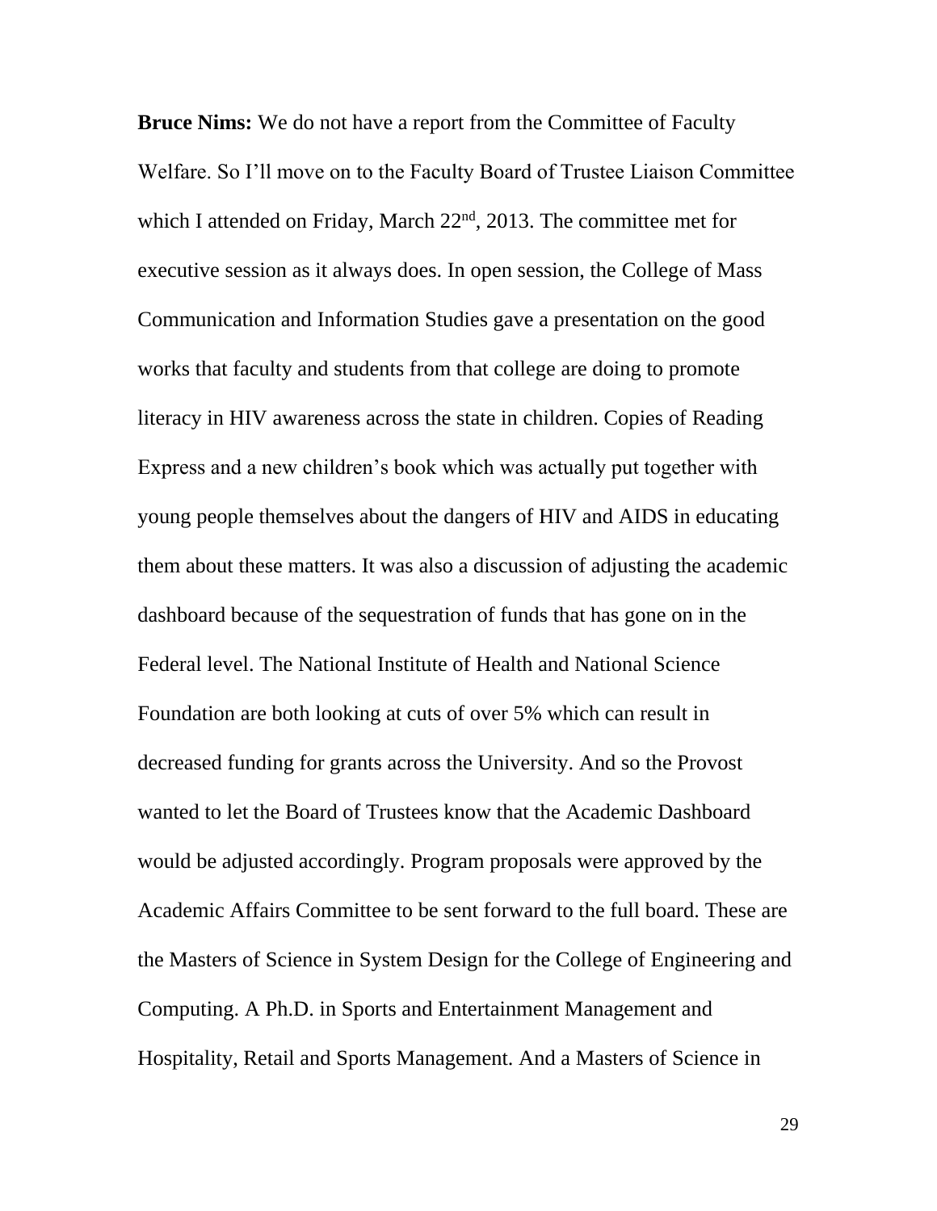**Bruce Nims:** We do not have a report from the Committee of Faculty Welfare. So I'll move on to the Faculty Board of Trustee Liaison Committee which I attended on Friday, March 22nd, 2013. The committee met for executive session as it always does. In open session, the College of Mass Communication and Information Studies gave a presentation on the good works that faculty and students from that college are doing to promote literacy in HIV awareness across the state in children. Copies of Reading Express and a new children's book which was actually put together with young people themselves about the dangers of HIV and AIDS in educating them about these matters. It was also a discussion of adjusting the academic dashboard because of the sequestration of funds that has gone on in the Federal level. The National Institute of Health and National Science Foundation are both looking at cuts of over 5% which can result in decreased funding for grants across the University. And so the Provost wanted to let the Board of Trustees know that the Academic Dashboard would be adjusted accordingly. Program proposals were approved by the Academic Affairs Committee to be sent forward to the full board. These are the Masters of Science in System Design for the College of Engineering and Computing. A Ph.D. in Sports and Entertainment Management and Hospitality, Retail and Sports Management. And a Masters of Science in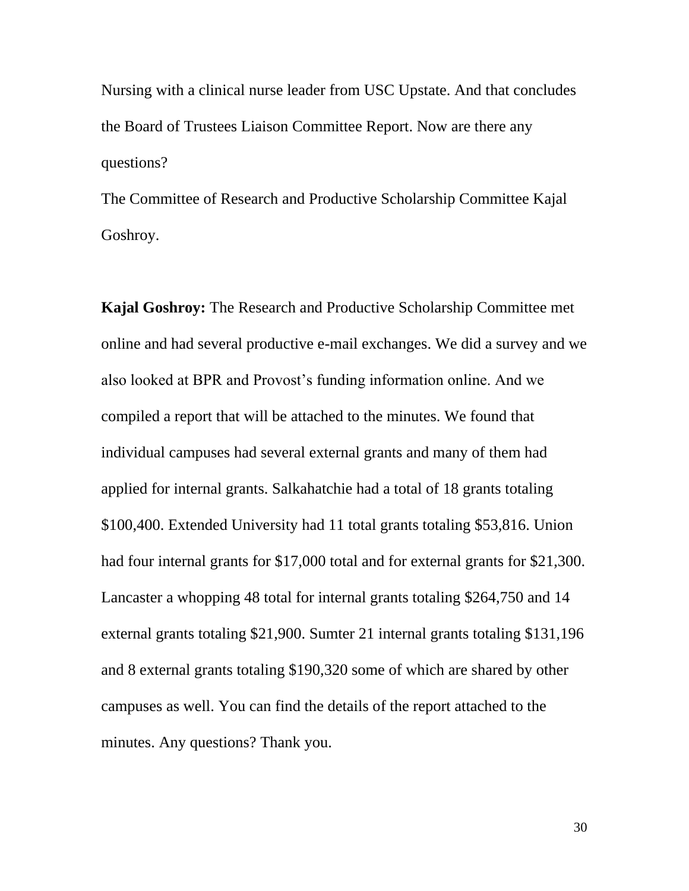Nursing with a clinical nurse leader from USC Upstate. And that concludes the Board of Trustees Liaison Committee Report. Now are there any questions?

The Committee of Research and Productive Scholarship Committee Kajal Goshroy.

**Kajal Goshroy:** The Research and Productive Scholarship Committee met online and had several productive e-mail exchanges. We did a survey and we also looked at BPR and Provost's funding information online. And we compiled a report that will be attached to the minutes. We found that individual campuses had several external grants and many of them had applied for internal grants. Salkahatchie had a total of 18 grants totaling $100,400. Extended University had 11 total grants totaling $53,816. Union had four internal grants for $17,000 total and for external grants for $21,300. Lancaster a whopping 48 total for internal grants totaling $264,750 and 14 external grants totaling $21,900. Sumter 21 internal grants totaling $131,196 and 8 external grants totaling $190,320 some of which are shared by other campuses as well. You can find the details of the report attached to the minutes. Any questions? Thank you.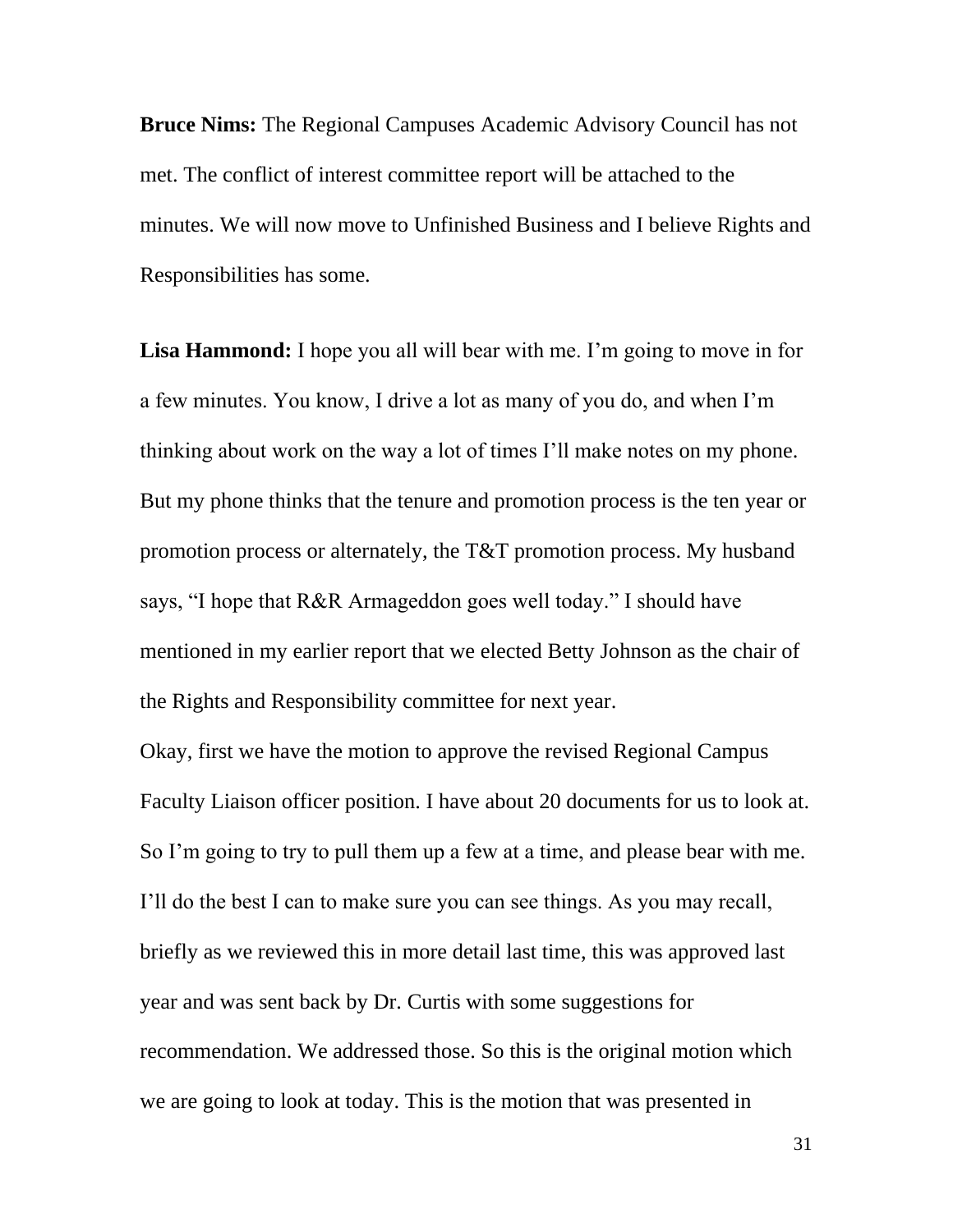**Bruce Nims:** The Regional Campuses Academic Advisory Council has not met. The conflict of interest committee report will be attached to the minutes. We will now move to Unfinished Business and I believe Rights and Responsibilities has some.

**Lisa Hammond:** I hope you all will bear with me. I'm going to move in for a few minutes. You know, I drive a lot as many of you do, and when I'm thinking about work on the way a lot of times I'll make notes on my phone. But my phone thinks that the tenure and promotion process is the ten year or promotion process or alternately, the T&T promotion process. My husband says, "I hope that R&R Armageddon goes well today." I should have mentioned in my earlier report that we elected Betty Johnson as the chair of the Rights and Responsibility committee for next year.

Okay, first we have the motion to approve the revised Regional Campus Faculty Liaison officer position. I have about 20 documents for us to look at. So I'm going to try to pull them up a few at a time, and please bear with me. I'll do the best I can to make sure you can see things. As you may recall, briefly as we reviewed this in more detail last time, this was approved last year and was sent back by Dr. Curtis with some suggestions for recommendation. We addressed those. So this is the original motion which we are going to look at today. This is the motion that was presented in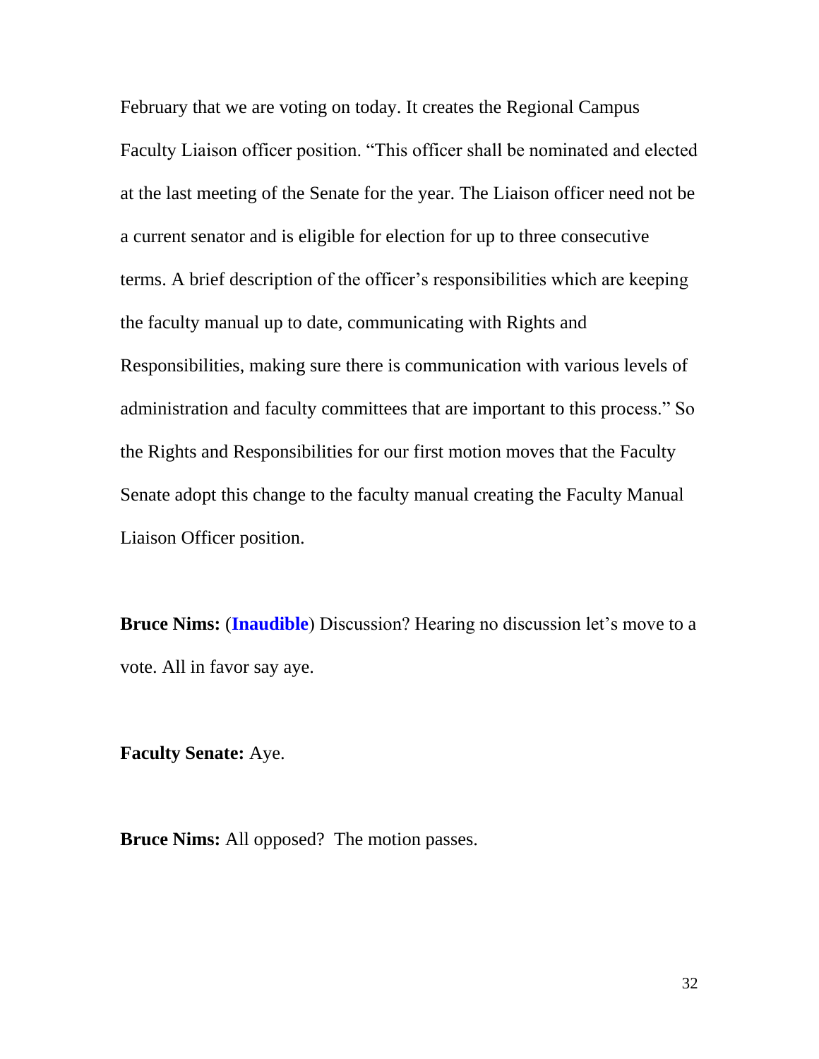February that we are voting on today. It creates the Regional Campus Faculty Liaison officer position. "This officer shall be nominated and elected at the last meeting of the Senate for the year. The Liaison officer need not be a current senator and is eligible for election for up to three consecutive terms. A brief description of the officer's responsibilities which are keeping the faculty manual up to date, communicating with Rights and Responsibilities, making sure there is communication with various levels of administration and faculty committees that are important to this process." So the Rights and Responsibilities for our first motion moves that the Faculty Senate adopt this change to the faculty manual creating the Faculty Manual Liaison Officer position.

**Bruce Nims:** (**Inaudible**) Discussion? Hearing no discussion let's move to a vote. All in favor say aye.

**Faculty Senate:** Aye.

**Bruce Nims:** All opposed? The motion passes.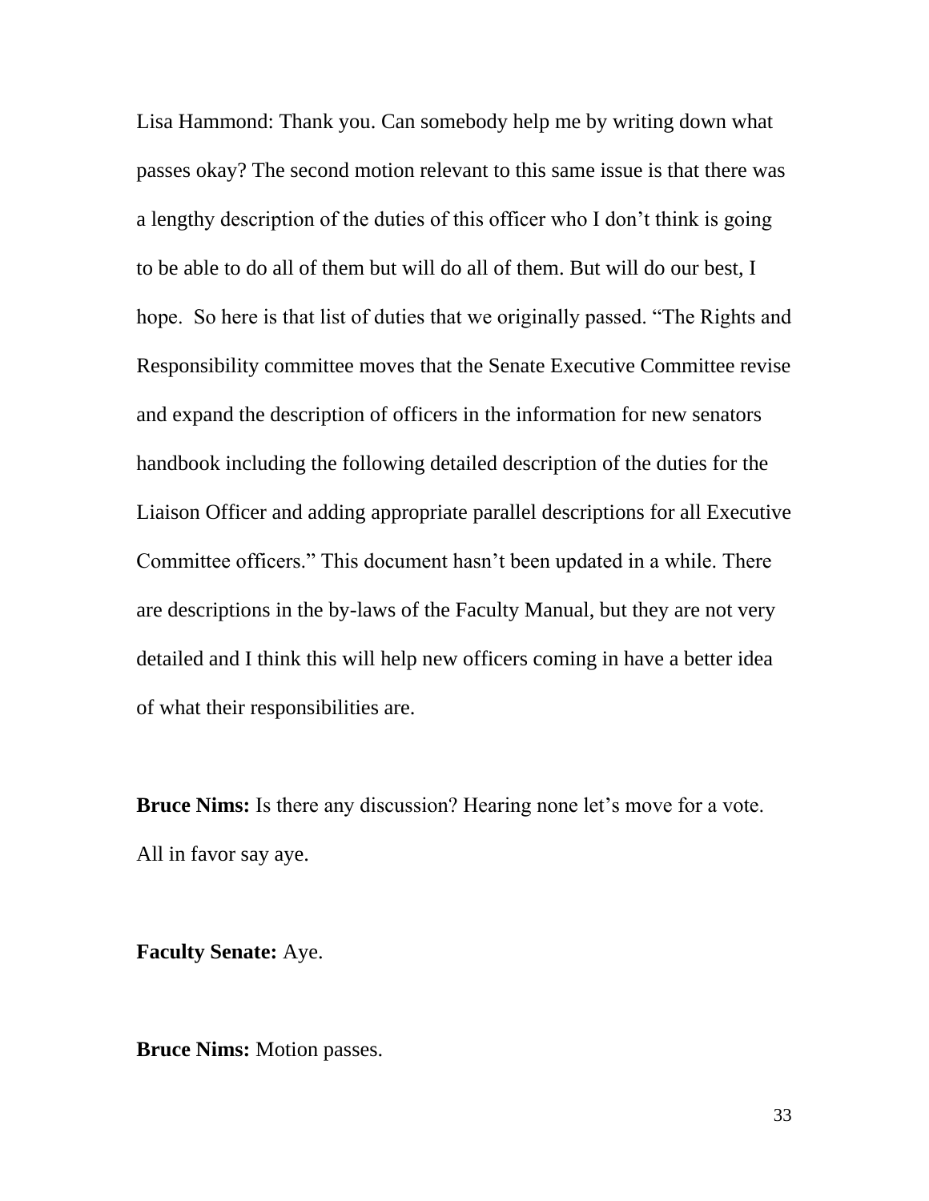Lisa Hammond: Thank you. Can somebody help me by writing down what passes okay? The second motion relevant to this same issue is that there was a lengthy description of the duties of this officer who I don't think is going to be able to do all of them but will do all of them. But will do our best, I hope. So here is that list of duties that we originally passed. "The Rights and Responsibility committee moves that the Senate Executive Committee revise and expand the description of officers in the information for new senators handbook including the following detailed description of the duties for the Liaison Officer and adding appropriate parallel descriptions for all Executive Committee officers." This document hasn't been updated in a while. There are descriptions in the by-laws of the Faculty Manual, but they are not very detailed and I think this will help new officers coming in have a better idea of what their responsibilities are.

**Bruce Nims:** Is there any discussion? Hearing none let's move for a vote. All in favor say aye.

**Faculty Senate:** Aye.

**Bruce Nims:** Motion passes.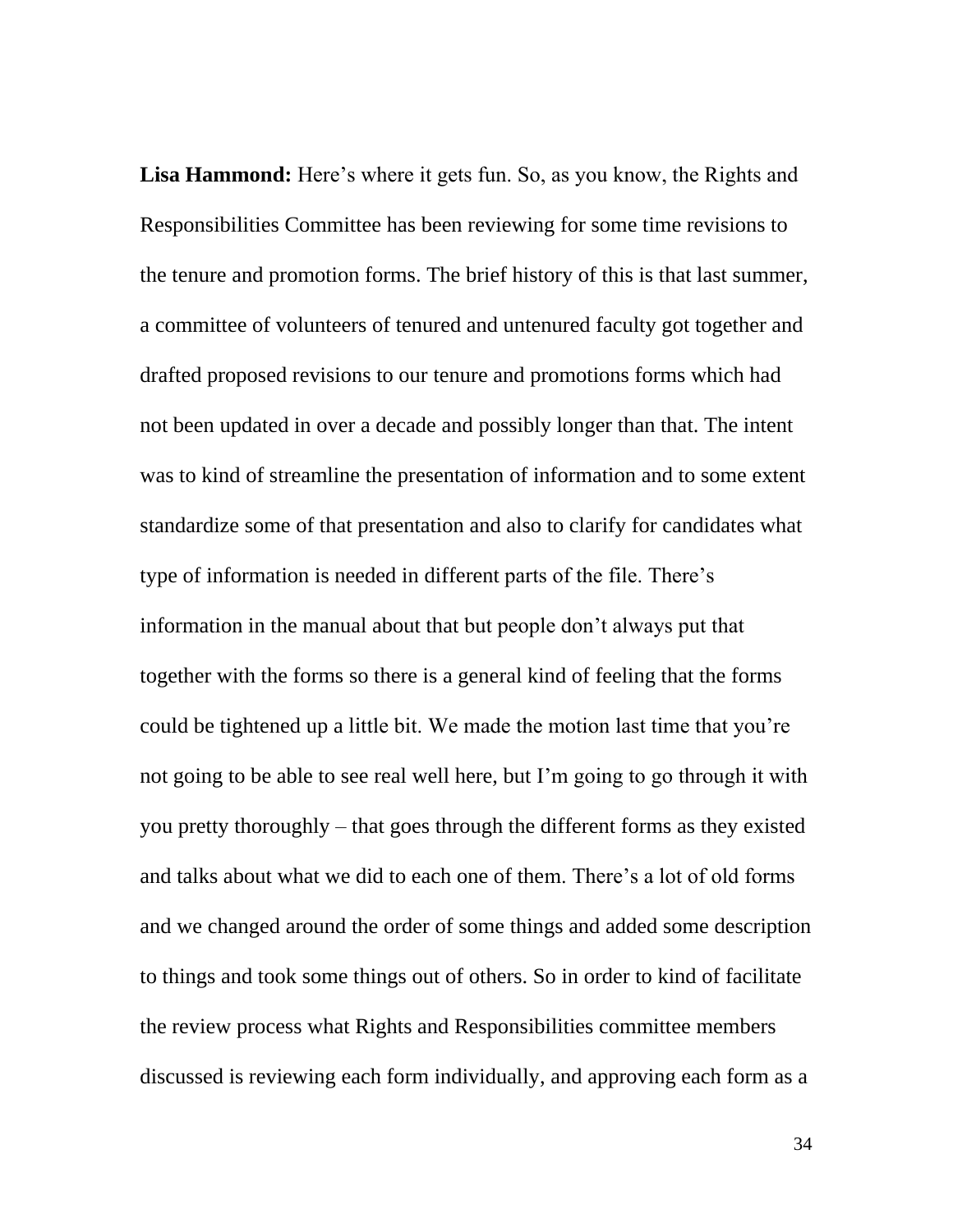**Lisa Hammond:** Here's where it gets fun. So, as you know, the Rights and Responsibilities Committee has been reviewing for some time revisions to the tenure and promotion forms. The brief history of this is that last summer, a committee of volunteers of tenured and untenured faculty got together and drafted proposed revisions to our tenure and promotions forms which had not been updated in over a decade and possibly longer than that. The intent was to kind of streamline the presentation of information and to some extent standardize some of that presentation and also to clarify for candidates what type of information is needed in different parts of the file. There's information in the manual about that but people don't always put that together with the forms so there is a general kind of feeling that the forms could be tightened up a little bit. We made the motion last time that you're not going to be able to see real well here, but I'm going to go through it with you pretty thoroughly – that goes through the different forms as they existed and talks about what we did to each one of them. There's a lot of old forms and we changed around the order of some things and added some description to things and took some things out of others. So in order to kind of facilitate the review process what Rights and Responsibilities committee members discussed is reviewing each form individually, and approving each form as a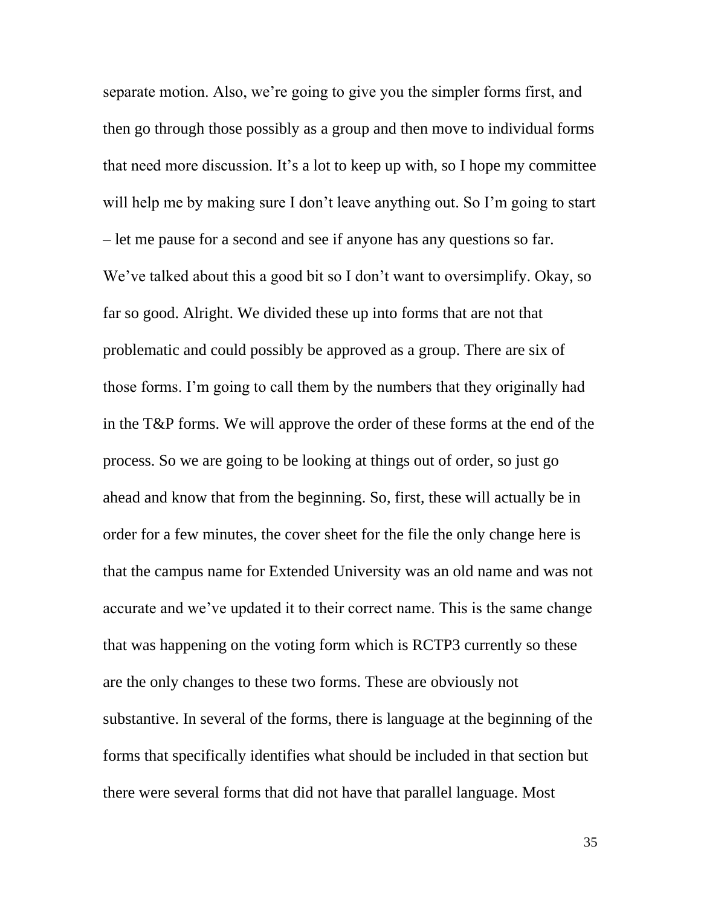separate motion. Also, we're going to give you the simpler forms first, and then go through those possibly as a group and then move to individual forms that need more discussion. It's a lot to keep up with, so I hope my committee will help me by making sure I don't leave anything out. So I'm going to start – let me pause for a second and see if anyone has any questions so far. We've talked about this a good bit so I don't want to oversimplify. Okay, so far so good. Alright. We divided these up into forms that are not that problematic and could possibly be approved as a group. There are six of those forms. I'm going to call them by the numbers that they originally had in the T&P forms. We will approve the order of these forms at the end of the process. So we are going to be looking at things out of order, so just go ahead and know that from the beginning. So, first, these will actually be in order for a few minutes, the cover sheet for the file the only change here is that the campus name for Extended University was an old name and was not accurate and we've updated it to their correct name. This is the same change that was happening on the voting form which is RCTP3 currently so these are the only changes to these two forms. These are obviously not substantive. In several of the forms, there is language at the beginning of the forms that specifically identifies what should be included in that section but there were several forms that did not have that parallel language. Most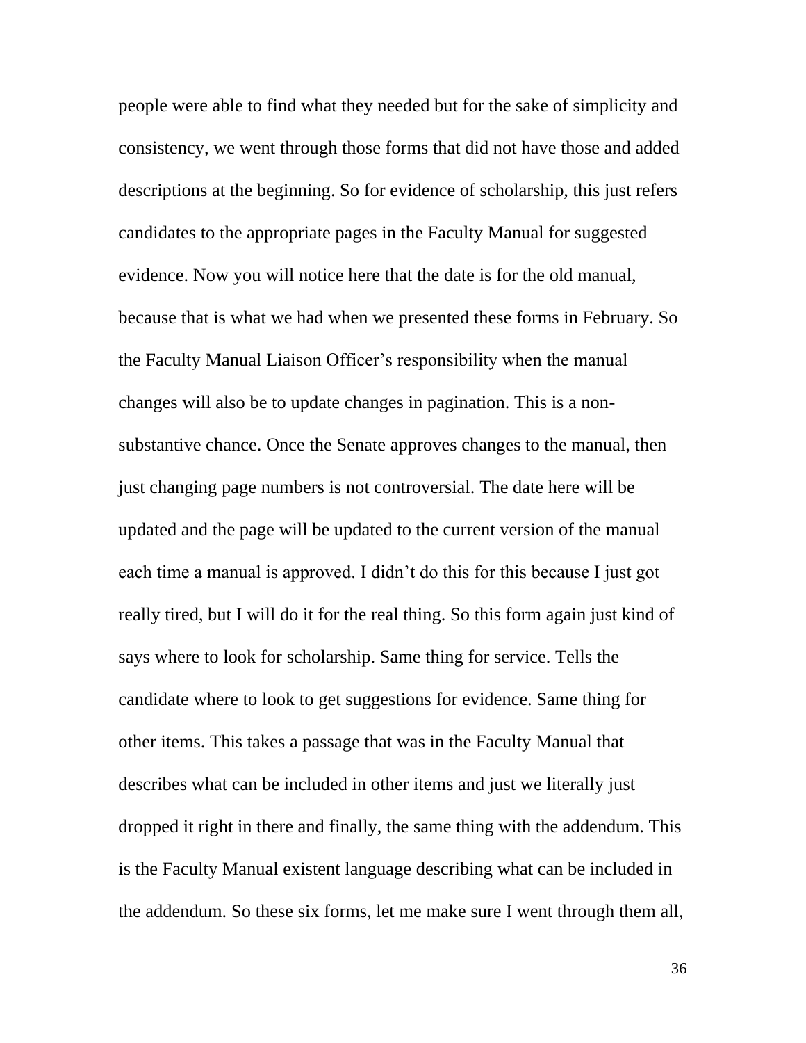people were able to find what they needed but for the sake of simplicity and consistency, we went through those forms that did not have those and added descriptions at the beginning. So for evidence of scholarship, this just refers candidates to the appropriate pages in the Faculty Manual for suggested evidence. Now you will notice here that the date is for the old manual, because that is what we had when we presented these forms in February. So the Faculty Manual Liaison Officer's responsibility when the manual changes will also be to update changes in pagination. This is a non-substantive chance. Once the Senate approves changes to the manual, then just changing page numbers is not controversial. The date here will be updated and the page will be updated to the current version of the manual each time a manual is approved. I didn't do this for this because I just got really tired, but I will do it for the real thing. So this form again just kind of says where to look for scholarship. Same thing for service. Tells the candidate where to look to get suggestions for evidence. Same thing for other items. This takes a passage that was in the Faculty Manual that describes what can be included in other items and just we literally just dropped it right in there and finally, the same thing with the addendum. This is the Faculty Manual existent language describing what can be included in the addendum. So these six forms, let me make sure I went through them all,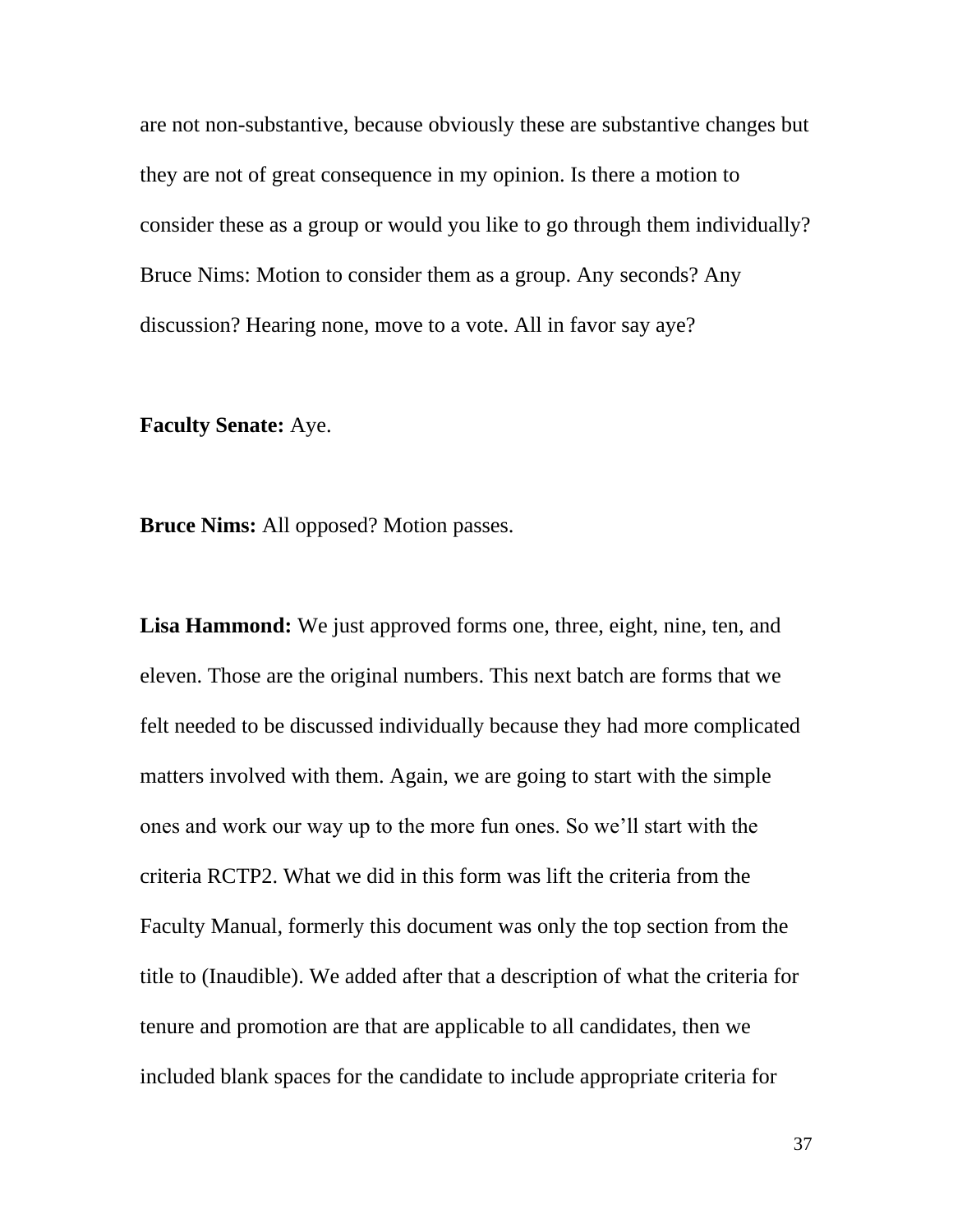are not non-substantive, because obviously these are substantive changes but they are not of great consequence in my opinion. Is there a motion to consider these as a group or would you like to go through them individually? Bruce Nims: Motion to consider them as a group. Any seconds? Any discussion? Hearing none, move to a vote. All in favor say aye?

**Faculty Senate:** Aye.

**Bruce Nims:** All opposed? Motion passes.

**Lisa Hammond:** We just approved forms one, three, eight, nine, ten, and eleven. Those are the original numbers. This next batch are forms that we felt needed to be discussed individually because they had more complicated matters involved with them. Again, we are going to start with the simple ones and work our way up to the more fun ones. So we'll start with the criteria RCTP2. What we did in this form was lift the criteria from the Faculty Manual, formerly this document was only the top section from the title to (Inaudible). We added after that a description of what the criteria for tenure and promotion are that are applicable to all candidates, then we included blank spaces for the candidate to include appropriate criteria for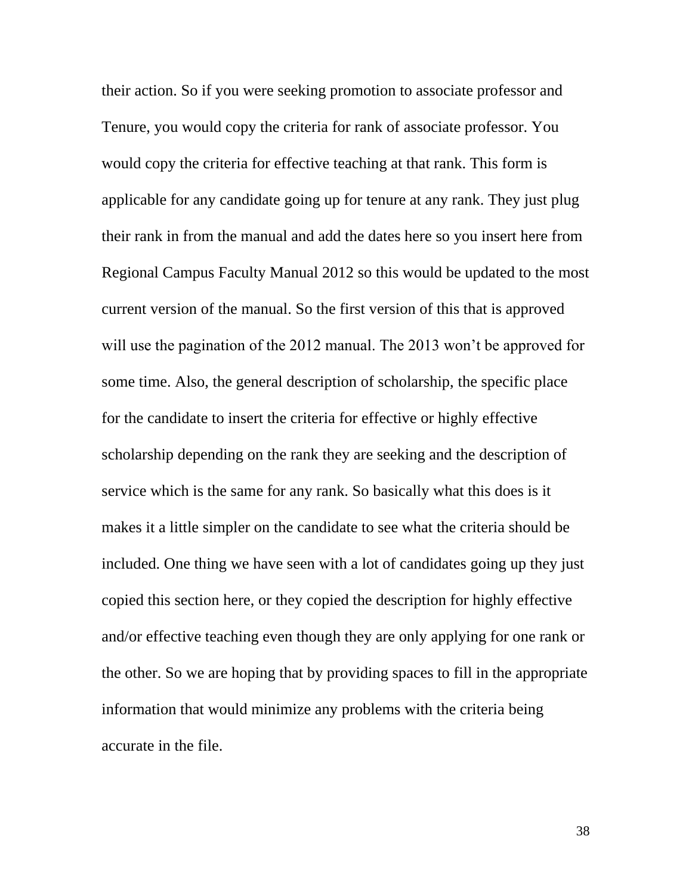their action. So if you were seeking promotion to associate professor and Tenure, you would copy the criteria for rank of associate professor. You would copy the criteria for effective teaching at that rank. This form is applicable for any candidate going up for tenure at any rank. They just plug their rank in from the manual and add the dates here so you insert here from Regional Campus Faculty Manual 2012 so this would be updated to the most current version of the manual. So the first version of this that is approved will use the pagination of the 2012 manual. The 2013 won't be approved for some time. Also, the general description of scholarship, the specific place for the candidate to insert the criteria for effective or highly effective scholarship depending on the rank they are seeking and the description of service which is the same for any rank. So basically what this does is it makes it a little simpler on the candidate to see what the criteria should be included. One thing we have seen with a lot of candidates going up they just copied this section here, or they copied the description for highly effective and/or effective teaching even though they are only applying for one rank or the other. So we are hoping that by providing spaces to fill in the appropriate information that would minimize any problems with the criteria being accurate in the file.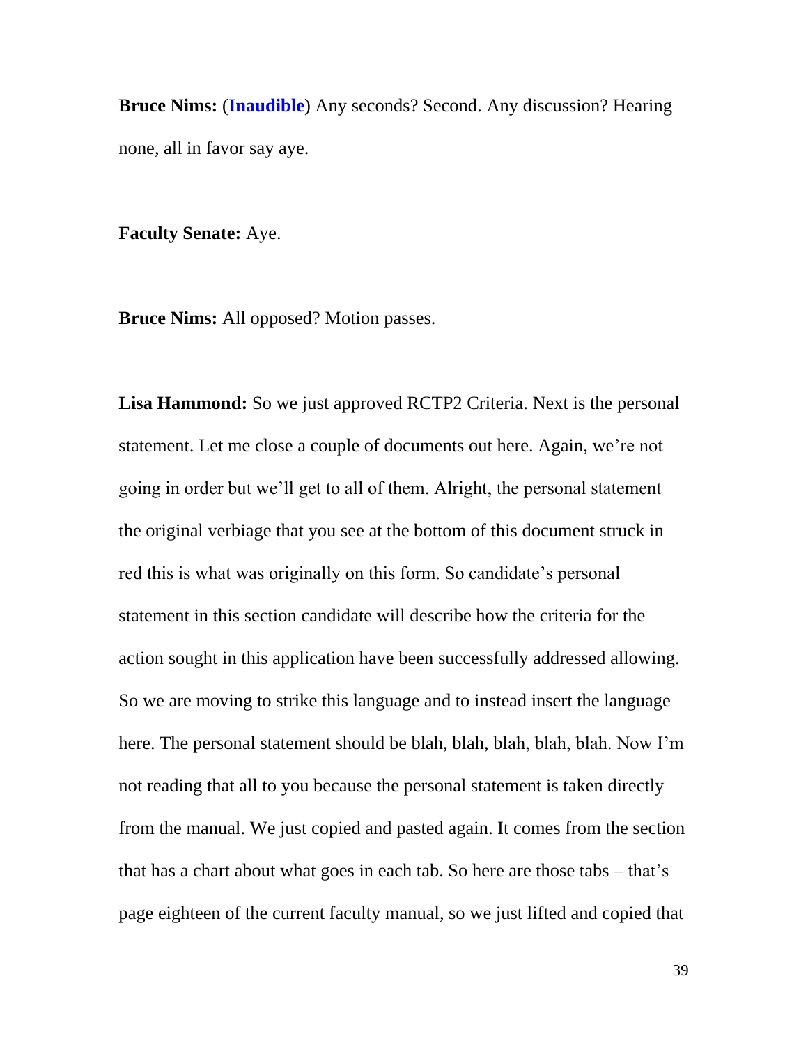**Bruce Nims:** (**Inaudible**) Any seconds? Second. Any discussion? Hearing none, all in favor say aye.

**Faculty Senate:** Aye.

**Bruce Nims:** All opposed? Motion passes.

**Lisa Hammond:** So we just approved RCTP2 Criteria. Next is the personal statement. Let me close a couple of documents out here. Again, we're not going in order but we'll get to all of them. Alright, the personal statement the original verbiage that you see at the bottom of this document struck in red this is what was originally on this form. So candidate's personal statement in this section candidate will describe how the criteria for the action sought in this application have been successfully addressed allowing. So we are moving to strike this language and to instead insert the language here. The personal statement should be blah, blah, blah, blah, blah. Now I'm not reading that all to you because the personal statement is taken directly from the manual. We just copied and pasted again. It comes from the section that has a chart about what goes in each tab. So here are those tabs – that's page eighteen of the current faculty manual, so we just lifted and copied that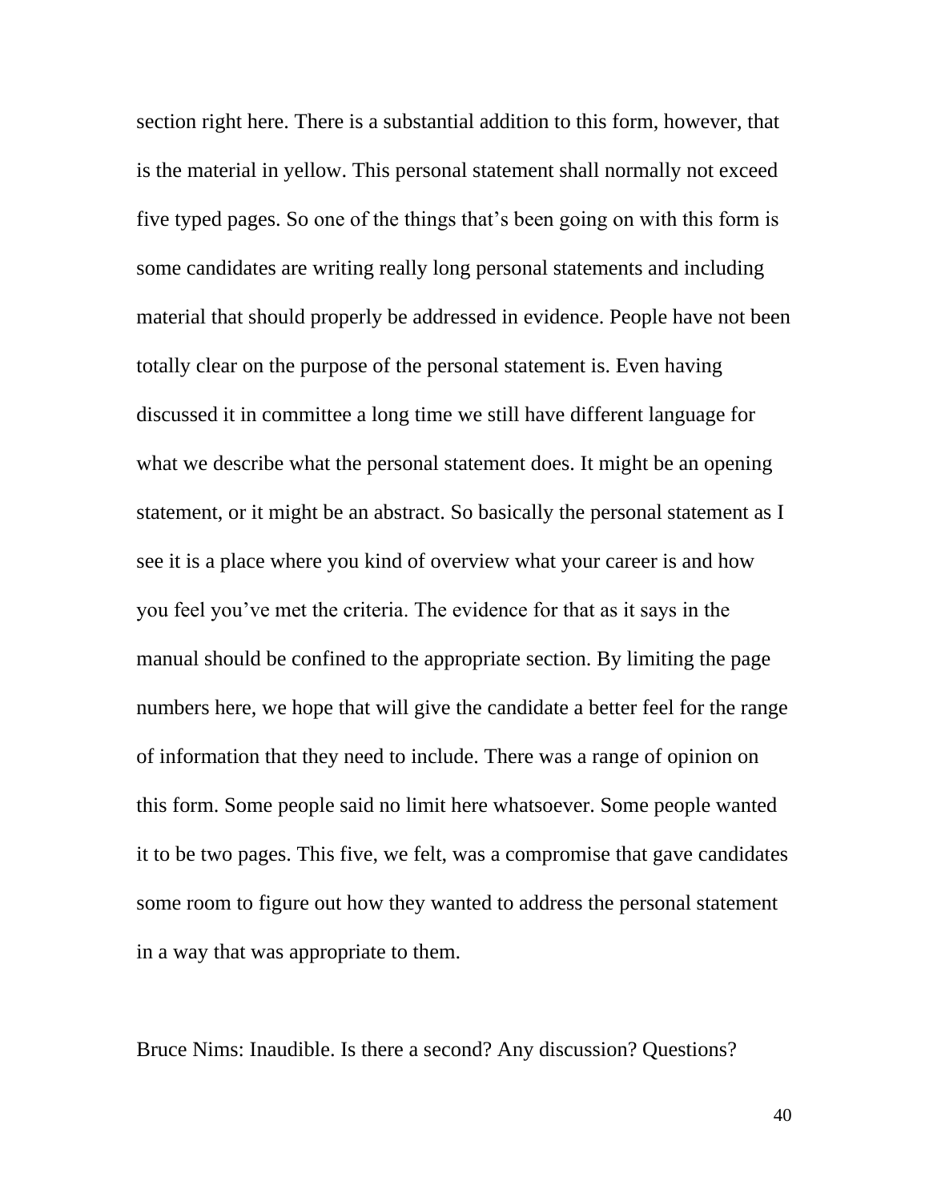section right here. There is a substantial addition to this form, however, that is the material in yellow. This personal statement shall normally not exceed five typed pages. So one of the things that's been going on with this form is some candidates are writing really long personal statements and including material that should properly be addressed in evidence. People have not been totally clear on the purpose of the personal statement is. Even having discussed it in committee a long time we still have different language for what we describe what the personal statement does. It might be an opening statement, or it might be an abstract. So basically the personal statement as I see it is a place where you kind of overview what your career is and how you feel you've met the criteria. The evidence for that as it says in the manual should be confined to the appropriate section. By limiting the page numbers here, we hope that will give the candidate a better feel for the range of information that they need to include. There was a range of opinion on this form. Some people said no limit here whatsoever. Some people wanted it to be two pages. This five, we felt, was a compromise that gave candidates some room to figure out how they wanted to address the personal statement in a way that was appropriate to them.

Bruce Nims: Inaudible. Is there a second? Any discussion? Questions?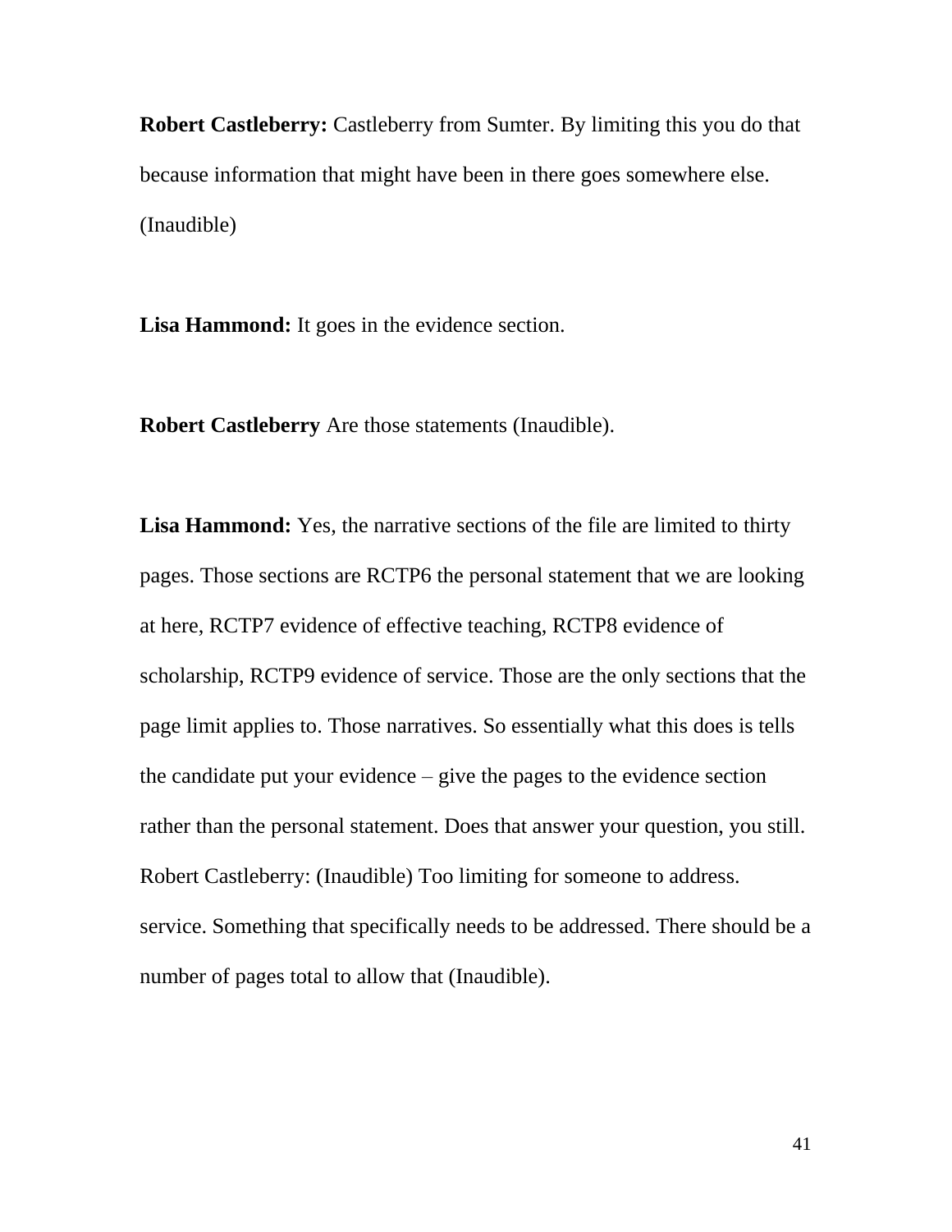**Robert Castleberry:** Castleberry from Sumter. By limiting this you do that because information that might have been in there goes somewhere else. (Inaudible)

**Lisa Hammond:** It goes in the evidence section.

**Robert Castleberry** Are those statements (Inaudible).

**Lisa Hammond:** Yes, the narrative sections of the file are limited to thirty pages. Those sections are RCTP6 the personal statement that we are looking at here, RCTP7 evidence of effective teaching, RCTP8 evidence of scholarship, RCTP9 evidence of service. Those are the only sections that the page limit applies to. Those narratives. So essentially what this does is tells the candidate put your evidence – give the pages to the evidence section rather than the personal statement. Does that answer your question, you still. Robert Castleberry: (Inaudible) Too limiting for someone to address. service. Something that specifically needs to be addressed. There should be a number of pages total to allow that (Inaudible).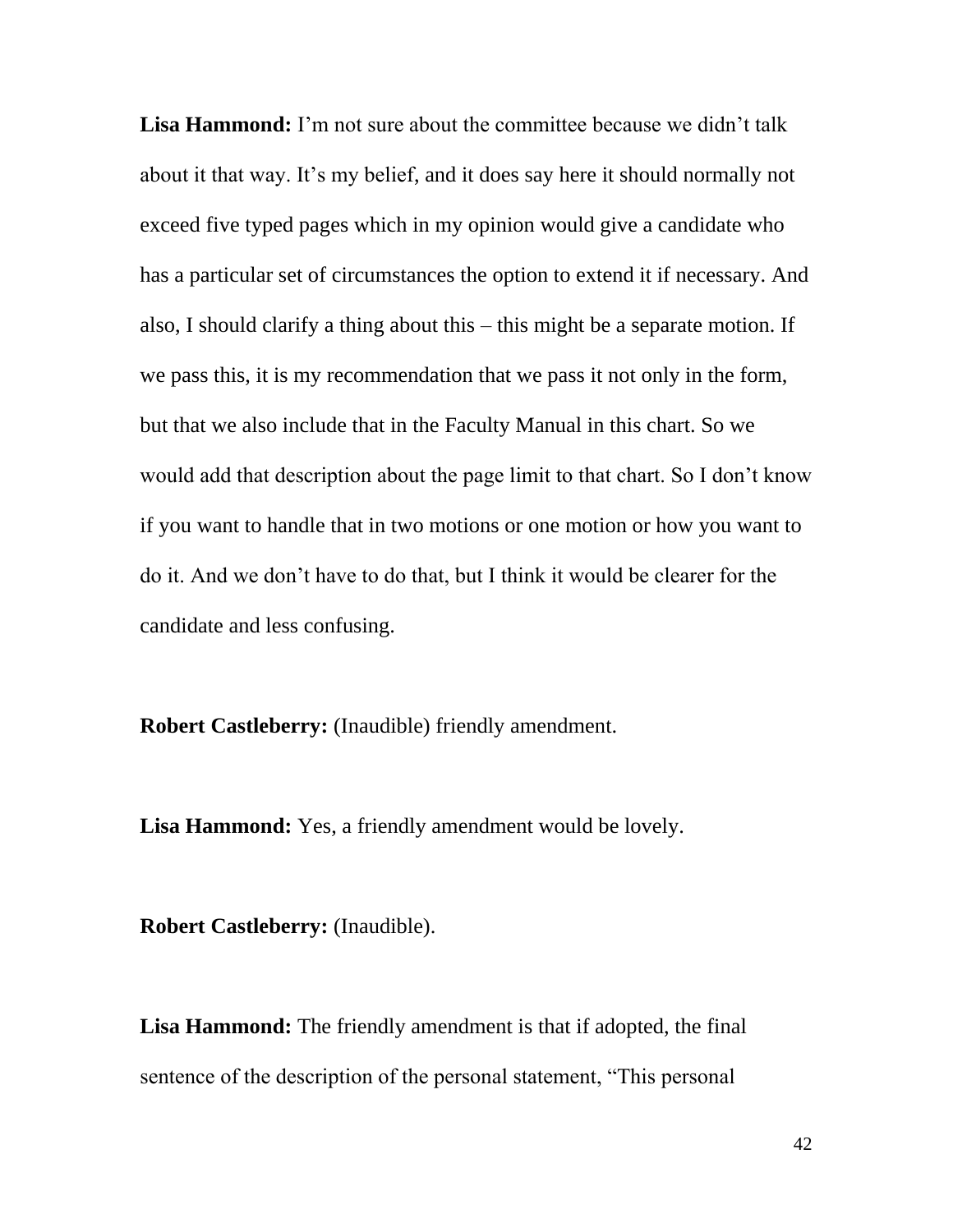**Lisa Hammond:** I'm not sure about the committee because we didn't talk about it that way. It's my belief, and it does say here it should normally not exceed five typed pages which in my opinion would give a candidate who has a particular set of circumstances the option to extend it if necessary. And also, I should clarify a thing about this – this might be a separate motion. If we pass this, it is my recommendation that we pass it not only in the form, but that we also include that in the Faculty Manual in this chart. So we would add that description about the page limit to that chart. So I don't know if you want to handle that in two motions or one motion or how you want to do it. And we don't have to do that, but I think it would be clearer for the candidate and less confusing.

**Robert Castleberry:** (Inaudible) friendly amendment.

**Lisa Hammond:** Yes, a friendly amendment would be lovely.

**Robert Castleberry:** (Inaudible).

**Lisa Hammond:** The friendly amendment is that if adopted, the final sentence of the description of the personal statement, "This personal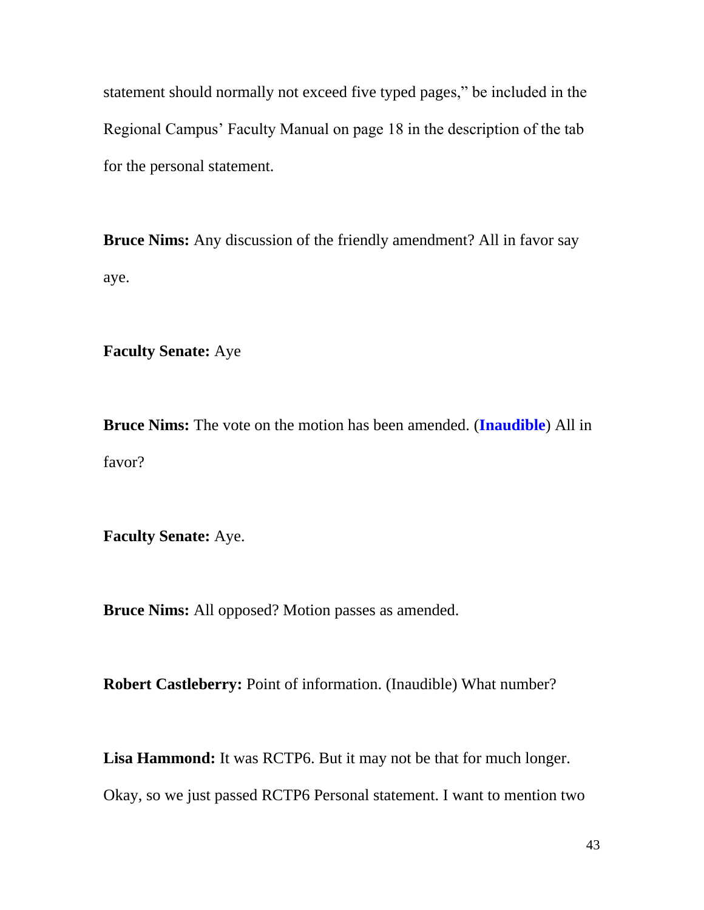statement should normally not exceed five typed pages," be included in the Regional Campus' Faculty Manual on page 18 in the description of the tab for the personal statement.

**Bruce Nims:** Any discussion of the friendly amendment? All in favor say aye.

**Faculty Senate:** Aye

**Bruce Nims:** The vote on the motion has been amended. (**Inaudible**) All in favor?

**Faculty Senate:** Aye.

**Bruce Nims:** All opposed? Motion passes as amended.

**Robert Castleberry:** Point of information. (Inaudible) What number?

**Lisa Hammond:** It was RCTP6. But it may not be that for much longer. Okay, so we just passed RCTP6 Personal statement. I want to mention two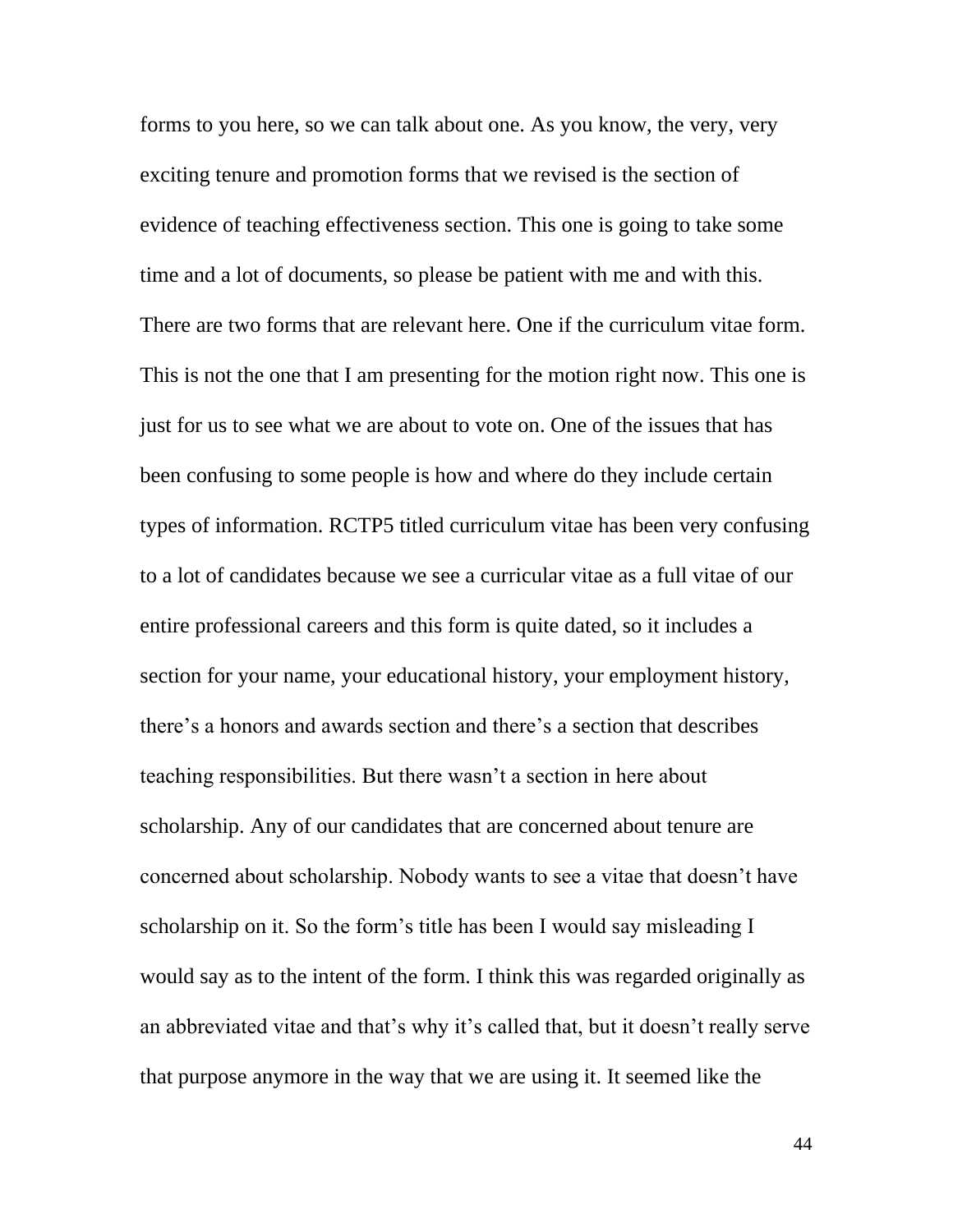forms to you here, so we can talk about one. As you know, the very, very exciting tenure and promotion forms that we revised is the section of evidence of teaching effectiveness section. This one is going to take some time and a lot of documents, so please be patient with me and with this. There are two forms that are relevant here. One if the curriculum vitae form. This is not the one that I am presenting for the motion right now. This one is just for us to see what we are about to vote on. One of the issues that has been confusing to some people is how and where do they include certain types of information. RCTP5 titled curriculum vitae has been very confusing to a lot of candidates because we see a curricular vitae as a full vitae of our entire professional careers and this form is quite dated, so it includes a section for your name, your educational history, your employment history, there's a honors and awards section and there's a section that describes teaching responsibilities. But there wasn't a section in here about scholarship. Any of our candidates that are concerned about tenure are concerned about scholarship. Nobody wants to see a vitae that doesn't have scholarship on it. So the form's title has been I would say misleading I would say as to the intent of the form. I think this was regarded originally as an abbreviated vitae and that's why it's called that, but it doesn't really serve that purpose anymore in the way that we are using it. It seemed like the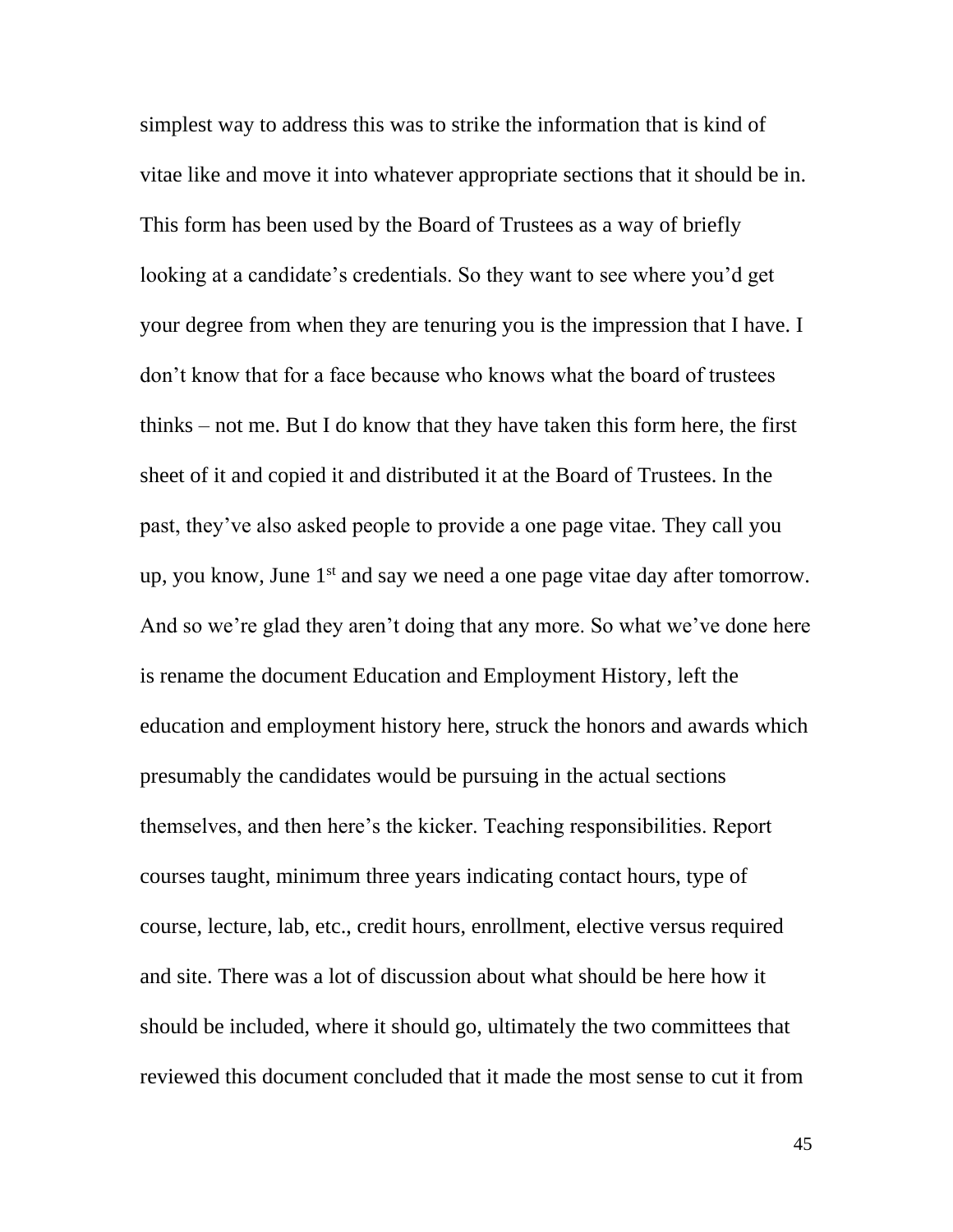simplest way to address this was to strike the information that is kind of vitae like and move it into whatever appropriate sections that it should be in. This form has been used by the Board of Trustees as a way of briefly looking at a candidate's credentials. So they want to see where you'd get your degree from when they are tenuring you is the impression that I have. I don't know that for a face because who knows what the board of trustees thinks – not me. But I do know that they have taken this form here, the first sheet of it and copied it and distributed it at the Board of Trustees. In the past, they've also asked people to provide a one page vitae. They call you up, you know, June 1st and say we need a one page vitae day after tomorrow. And so we're glad they aren't doing that any more. So what we've done here is rename the document Education and Employment History, left the education and employment history here, struck the honors and awards which presumably the candidates would be pursuing in the actual sections themselves, and then here's the kicker. Teaching responsibilities. Report courses taught, minimum three years indicating contact hours, type of course, lecture, lab, etc., credit hours, enrollment, elective versus required and site. There was a lot of discussion about what should be here how it should be included, where it should go, ultimately the two committees that reviewed this document concluded that it made the most sense to cut it from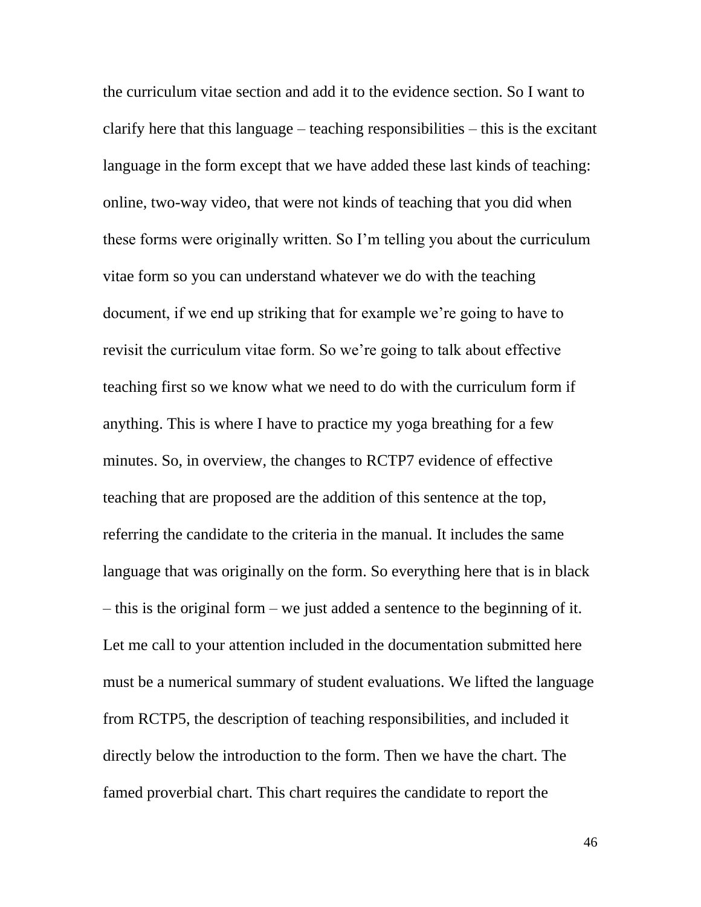the curriculum vitae section and add it to the evidence section. So I want to clarify here that this language – teaching responsibilities – this is the excitant language in the form except that we have added these last kinds of teaching: online, two-way video, that were not kinds of teaching that you did when these forms were originally written. So I'm telling you about the curriculum vitae form so you can understand whatever we do with the teaching document, if we end up striking that for example we're going to have to revisit the curriculum vitae form. So we're going to talk about effective teaching first so we know what we need to do with the curriculum form if anything. This is where I have to practice my yoga breathing for a few minutes. So, in overview, the changes to RCTP7 evidence of effective teaching that are proposed are the addition of this sentence at the top, referring the candidate to the criteria in the manual. It includes the same language that was originally on the form. So everything here that is in black – this is the original form – we just added a sentence to the beginning of it. Let me call to your attention included in the documentation submitted here must be a numerical summary of student evaluations. We lifted the language from RCTP5, the description of teaching responsibilities, and included it directly below the introduction to the form. Then we have the chart. The famed proverbial chart. This chart requires the candidate to report the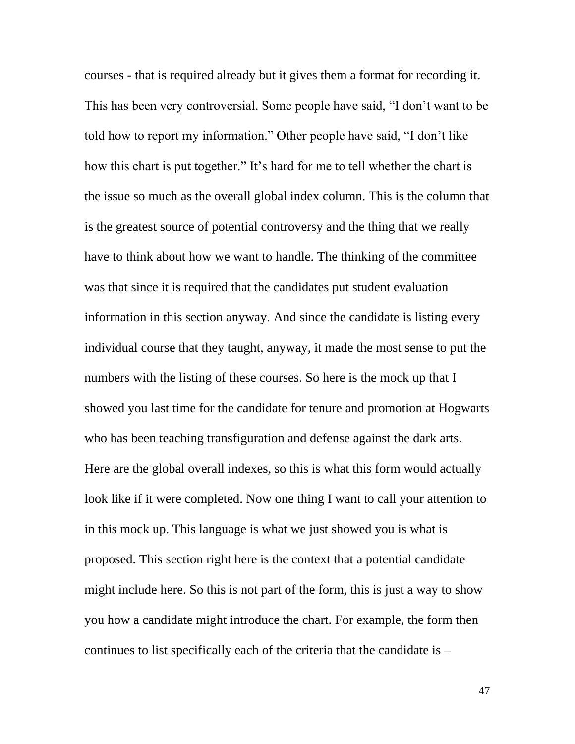courses - that is required already but it gives them a format for recording it. This has been very controversial. Some people have said, "I don't want to be told how to report my information." Other people have said, "I don't like how this chart is put together." It's hard for me to tell whether the chart is the issue so much as the overall global index column. This is the column that is the greatest source of potential controversy and the thing that we really have to think about how we want to handle. The thinking of the committee was that since it is required that the candidates put student evaluation information in this section anyway. And since the candidate is listing every individual course that they taught, anyway, it made the most sense to put the numbers with the listing of these courses. So here is the mock up that I showed you last time for the candidate for tenure and promotion at Hogwarts who has been teaching transfiguration and defense against the dark arts. Here are the global overall indexes, so this is what this form would actually look like if it were completed. Now one thing I want to call your attention to in this mock up. This language is what we just showed you is what is proposed. This section right here is the context that a potential candidate might include here. So this is not part of the form, this is just a way to show you how a candidate might introduce the chart. For example, the form then continues to list specifically each of the criteria that the candidate is –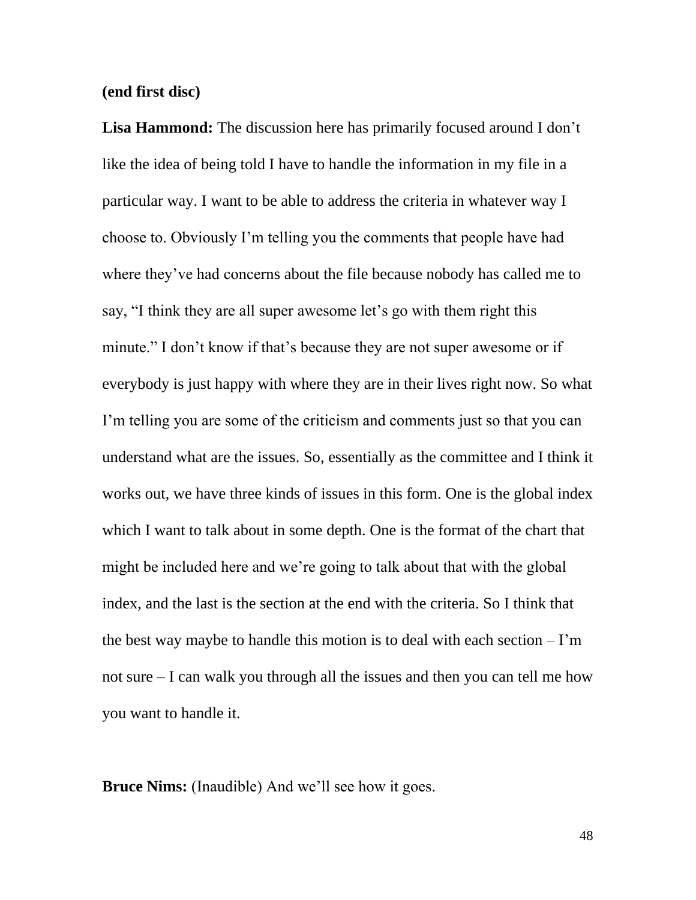**(end first disc)**

**Lisa Hammond:** The discussion here has primarily focused around I don't like the idea of being told I have to handle the information in my file in a particular way. I want to be able to address the criteria in whatever way I choose to. Obviously I'm telling you the comments that people have had where they've had concerns about the file because nobody has called me to say, "I think they are all super awesome let's go with them right this minute." I don't know if that's because they are not super awesome or if everybody is just happy with where they are in their lives right now. So what I'm telling you are some of the criticism and comments just so that you can understand what are the issues. So, essentially as the committee and I think it works out, we have three kinds of issues in this form. One is the global index which I want to talk about in some depth. One is the format of the chart that might be included here and we're going to talk about that with the global index, and the last is the section at the end with the criteria. So I think that the best way maybe to handle this motion is to deal with each section – I'm not sure – I can walk you through all the issues and then you can tell me how you want to handle it.

**Bruce Nims:** (Inaudible) And we'll see how it goes.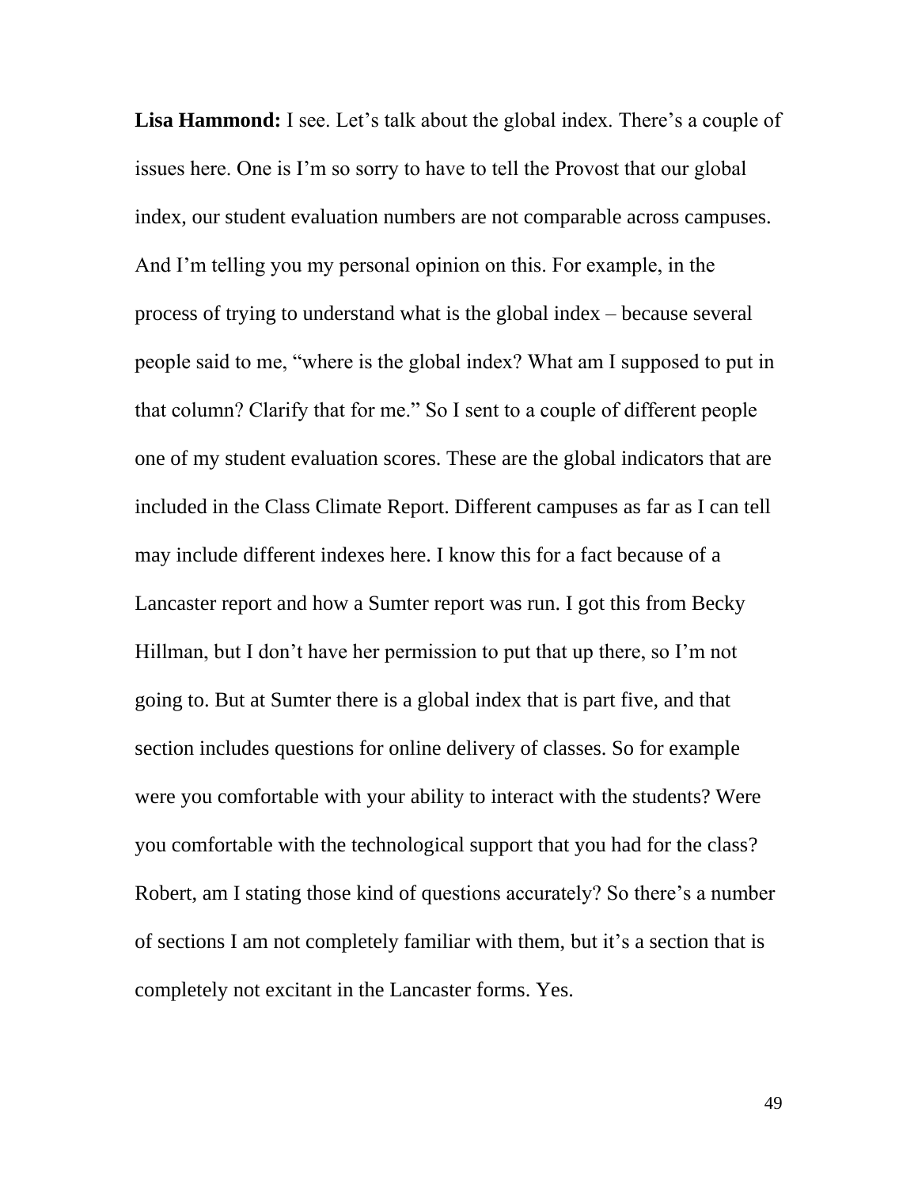**Lisa Hammond:** I see. Let's talk about the global index. There's a couple of issues here. One is I'm so sorry to have to tell the Provost that our global index, our student evaluation numbers are not comparable across campuses. And I'm telling you my personal opinion on this. For example, in the process of trying to understand what is the global index – because several people said to me, "where is the global index? What am I supposed to put in that column? Clarify that for me." So I sent to a couple of different people one of my student evaluation scores. These are the global indicators that are included in the Class Climate Report. Different campuses as far as I can tell may include different indexes here. I know this for a fact because of a Lancaster report and how a Sumter report was run. I got this from Becky Hillman, but I don't have her permission to put that up there, so I'm not going to. But at Sumter there is a global index that is part five, and that section includes questions for online delivery of classes. So for example were you comfortable with your ability to interact with the students? Were you comfortable with the technological support that you had for the class? Robert, am I stating those kind of questions accurately? So there's a number of sections I am not completely familiar with them, but it's a section that is completely not excitant in the Lancaster forms. Yes.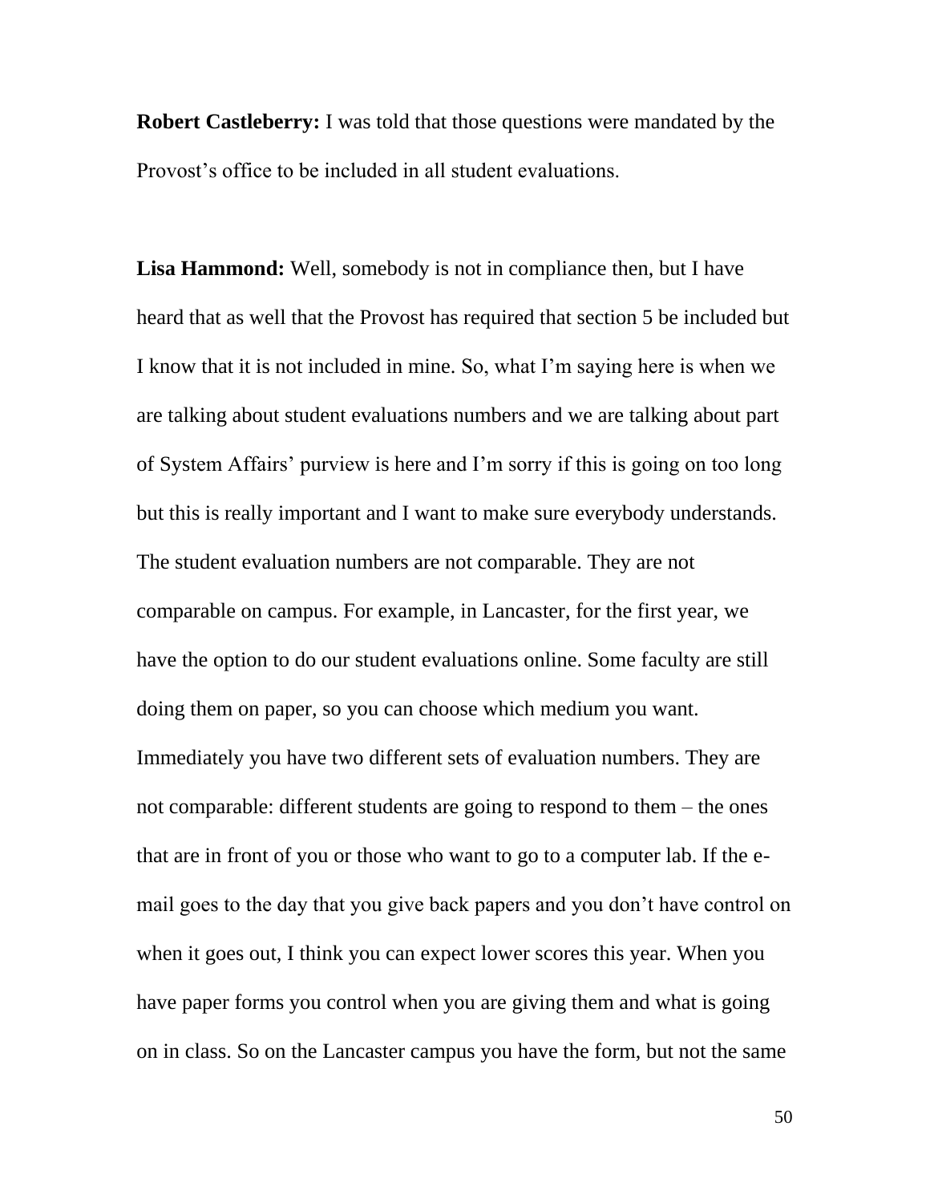**Robert Castleberry:** I was told that those questions were mandated by the Provost's office to be included in all student evaluations.

**Lisa Hammond:** Well, somebody is not in compliance then, but I have heard that as well that the Provost has required that section 5 be included but I know that it is not included in mine. So, what I'm saying here is when we are talking about student evaluations numbers and we are talking about part of System Affairs' purview is here and I'm sorry if this is going on too long but this is really important and I want to make sure everybody understands. The student evaluation numbers are not comparable. They are not comparable on campus. For example, in Lancaster, for the first year, we have the option to do our student evaluations online. Some faculty are still doing them on paper, so you can choose which medium you want. Immediately you have two different sets of evaluation numbers. They are not comparable: different students are going to respond to them – the ones that are in front of you or those who want to go to a computer lab. If the e-mail goes to the day that you give back papers and you don't have control on when it goes out, I think you can expect lower scores this year. When you have paper forms you control when you are giving them and what is going on in class. So on the Lancaster campus you have the form, but not the same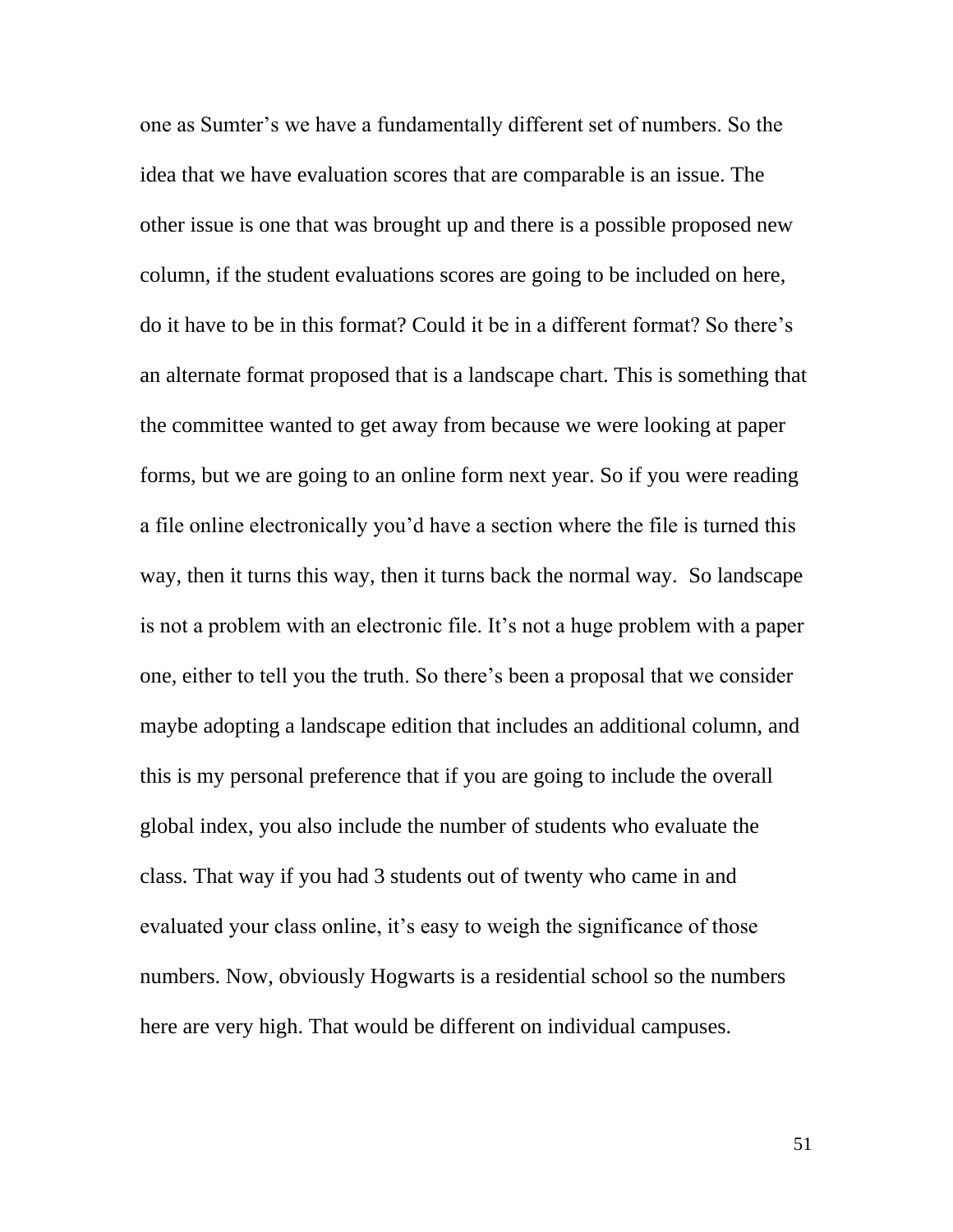one as Sumter’s we have a fundamentally different set of numbers. So the idea that we have evaluation scores that are comparable is an issue. The other issue is one that was brought up and there is a possible proposed new column, if the student evaluations scores are going to be included on here, do it have to be in this format? Could it be in a different format? So there’s an alternate format proposed that is a landscape chart. This is something that the committee wanted to get away from because we were looking at paper forms, but we are going to an online form next year. So if you were reading a file online electronically you’d have a section where the file is turned this way, then it turns this way, then it turns back the normal way.  So landscape is not a problem with an electronic file. It’s not a huge problem with a paper one, either to tell you the truth. So there’s been a proposal that we consider maybe adopting a landscape edition that includes an additional column, and this is my personal preference that if you are going to include the overall global index, you also include the number of students who evaluate the class. That way if you had 3 students out of twenty who came in and evaluated your class online, it’s easy to weigh the significance of those numbers. Now, obviously Hogwarts is a residential school so the numbers here are very high. That would be different on individual campuses.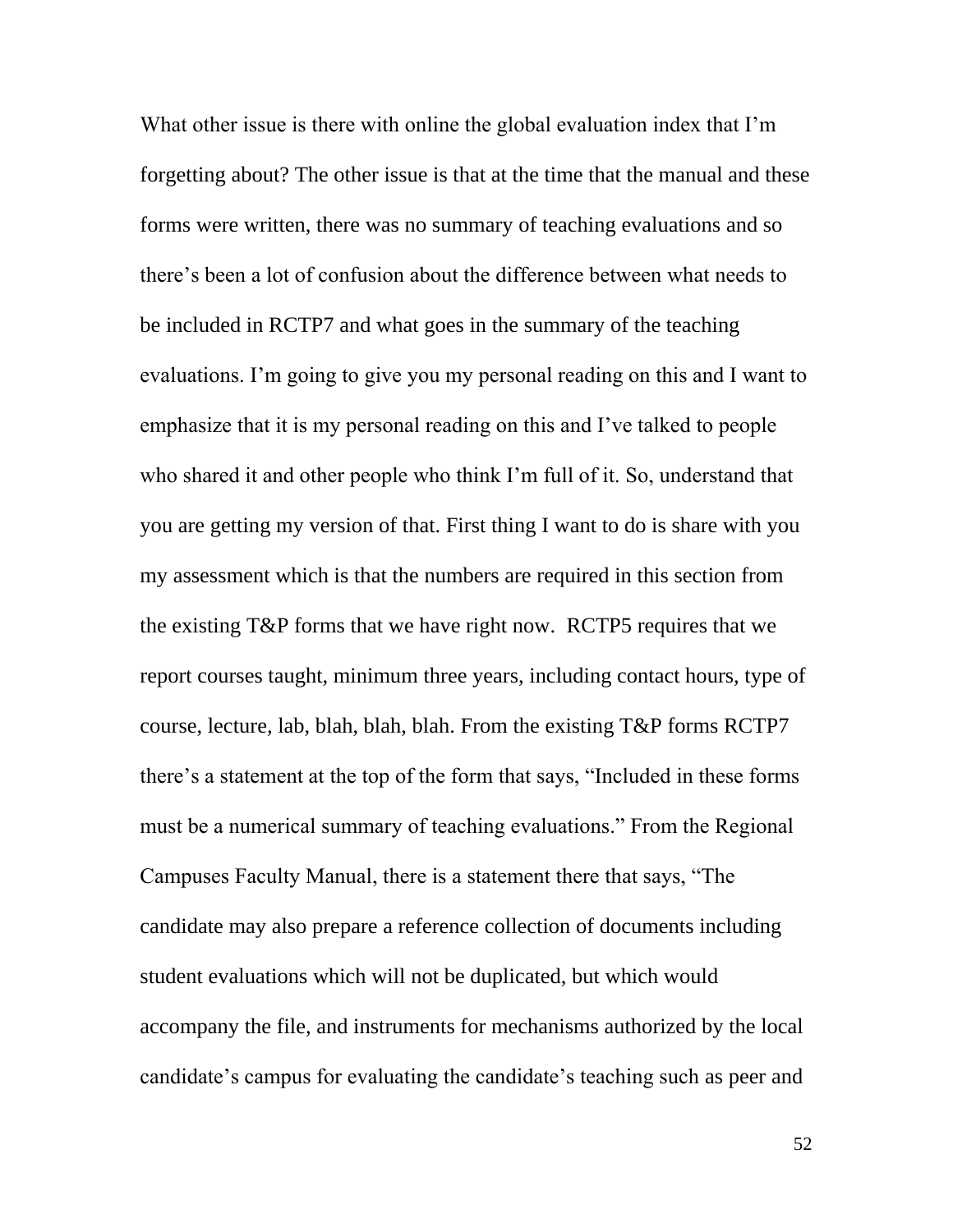What other issue is there with online the global evaluation index that I'm forgetting about? The other issue is that at the time that the manual and these forms were written, there was no summary of teaching evaluations and so there's been a lot of confusion about the difference between what needs to be included in RCTP7 and what goes in the summary of the teaching evaluations. I'm going to give you my personal reading on this and I want to emphasize that it is my personal reading on this and I've talked to people who shared it and other people who think I'm full of it. So, understand that you are getting my version of that. First thing I want to do is share with you my assessment which is that the numbers are required in this section from the existing T&P forms that we have right now. RCTP5 requires that we report courses taught, minimum three years, including contact hours, type of course, lecture, lab, blah, blah, blah. From the existing T&P forms RCTP7 there's a statement at the top of the form that says, "Included in these forms must be a numerical summary of teaching evaluations." From the Regional Campuses Faculty Manual, there is a statement there that says, "The candidate may also prepare a reference collection of documents including student evaluations which will not be duplicated, but which would accompany the file, and instruments for mechanisms authorized by the local candidate's campus for evaluating the candidate's teaching such as peer and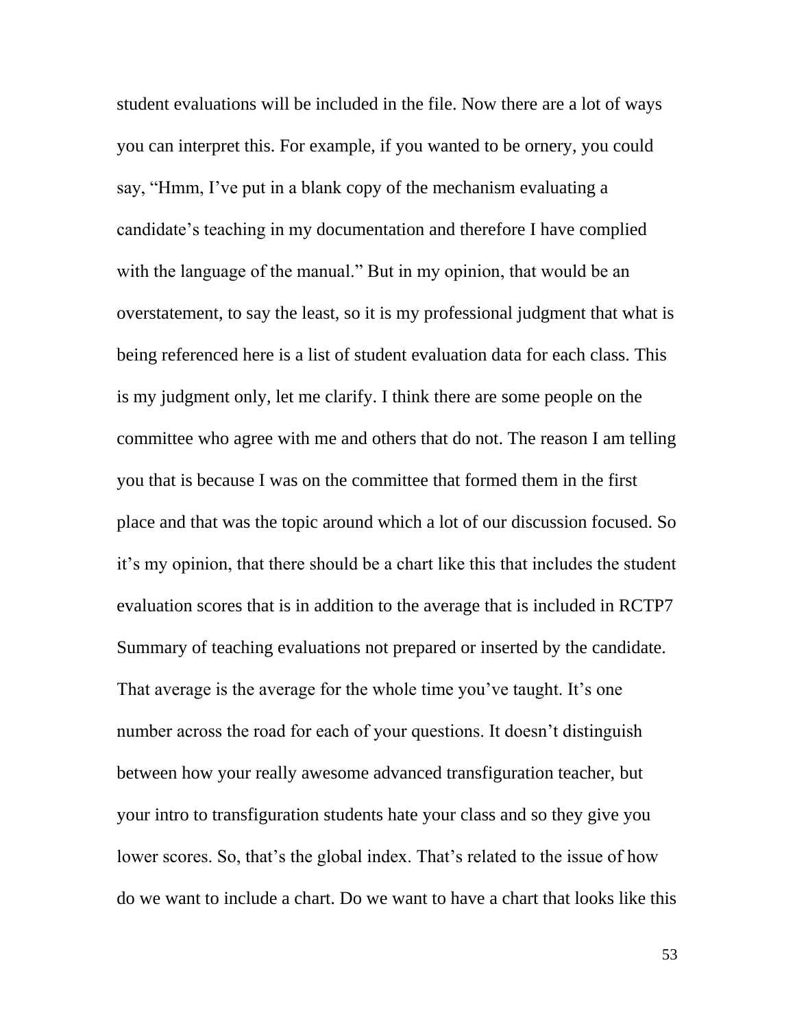student evaluations will be included in the file. Now there are a lot of ways you can interpret this. For example, if you wanted to be ornery, you could say, "Hmm, I've put in a blank copy of the mechanism evaluating a candidate's teaching in my documentation and therefore I have complied with the language of the manual." But in my opinion, that would be an overstatement, to say the least, so it is my professional judgment that what is being referenced here is a list of student evaluation data for each class. This is my judgment only, let me clarify. I think there are some people on the committee who agree with me and others that do not. The reason I am telling you that is because I was on the committee that formed them in the first place and that was the topic around which a lot of our discussion focused. So it's my opinion, that there should be a chart like this that includes the student evaluation scores that is in addition to the average that is included in RCTP7 Summary of teaching evaluations not prepared or inserted by the candidate. That average is the average for the whole time you've taught. It's one number across the road for each of your questions. It doesn't distinguish between how your really awesome advanced transfiguration teacher, but your intro to transfiguration students hate your class and so they give you lower scores. So, that's the global index. That's related to the issue of how do we want to include a chart. Do we want to have a chart that looks like this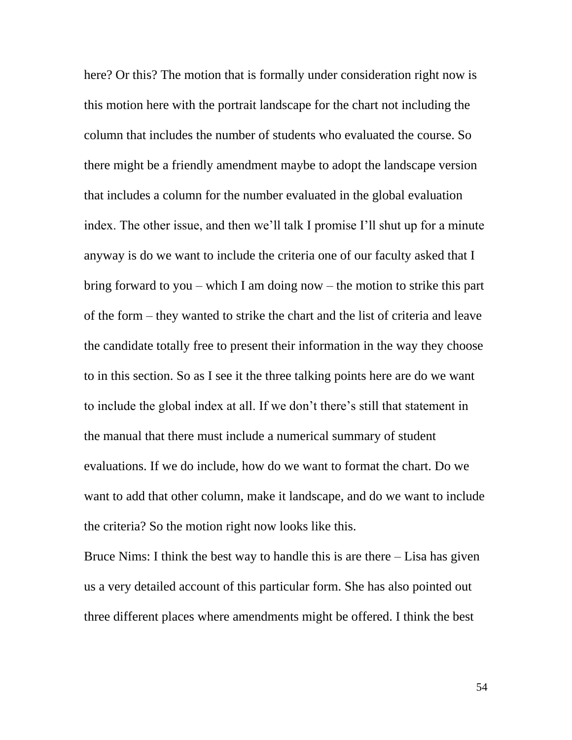here? Or this? The motion that is formally under consideration right now is this motion here with the portrait landscape for the chart not including the column that includes the number of students who evaluated the course. So there might be a friendly amendment maybe to adopt the landscape version that includes a column for the number evaluated in the global evaluation index. The other issue, and then we'll talk I promise I'll shut up for a minute anyway is do we want to include the criteria one of our faculty asked that I bring forward to you – which I am doing now – the motion to strike this part of the form – they wanted to strike the chart and the list of criteria and leave the candidate totally free to present their information in the way they choose to in this section. So as I see it the three talking points here are do we want to include the global index at all. If we don't there's still that statement in the manual that there must include a numerical summary of student evaluations. If we do include, how do we want to format the chart. Do we want to add that other column, make it landscape, and do we want to include the criteria? So the motion right now looks like this.

Bruce Nims: I think the best way to handle this is are there – Lisa has given us a very detailed account of this particular form. She has also pointed out three different places where amendments might be offered. I think the best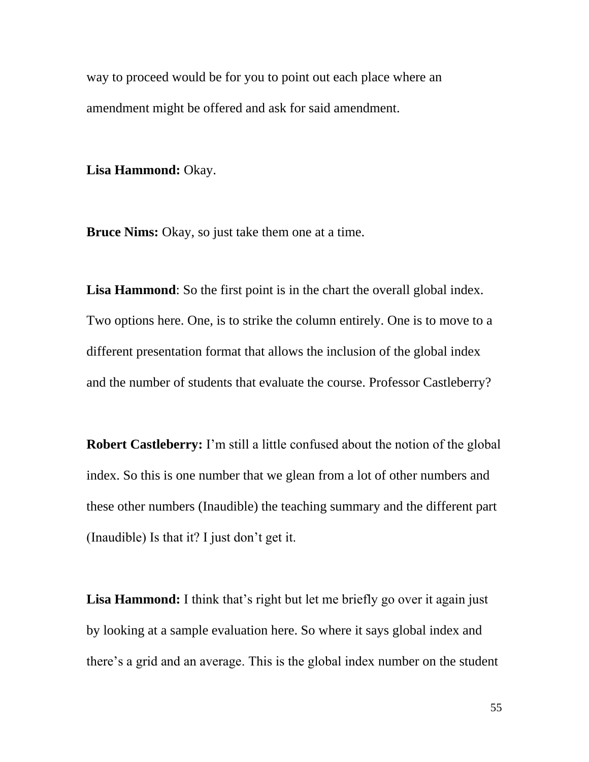way to proceed would be for you to point out each place where an amendment might be offered and ask for said amendment.

**Lisa Hammond:** Okay.

**Bruce Nims:** Okay, so just take them one at a time.

**Lisa Hammond**: So the first point is in the chart the overall global index. Two options here. One, is to strike the column entirely. One is to move to a different presentation format that allows the inclusion of the global index and the number of students that evaluate the course. Professor Castleberry?

**Robert Castleberry:** I'm still a little confused about the notion of the global index. So this is one number that we glean from a lot of other numbers and these other numbers (Inaudible) the teaching summary and the different part (Inaudible) Is that it? I just don't get it.

**Lisa Hammond:** I think that's right but let me briefly go over it again just by looking at a sample evaluation here. So where it says global index and there's a grid and an average. This is the global index number on the student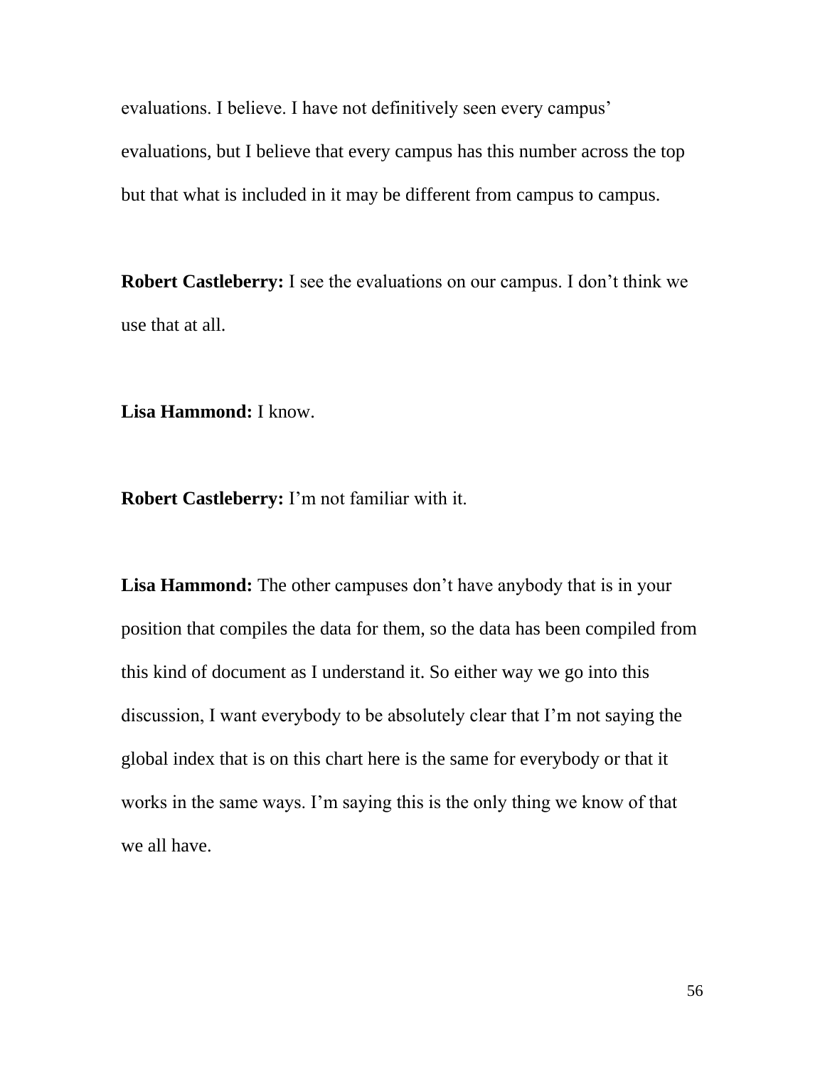evaluations. I believe. I have not definitively seen every campus' evaluations, but I believe that every campus has this number across the top but that what is included in it may be different from campus to campus.

**Robert Castleberry:** I see the evaluations on our campus. I don't think we use that at all.

**Lisa Hammond:** I know.

**Robert Castleberry:** I'm not familiar with it.

**Lisa Hammond:** The other campuses don't have anybody that is in your position that compiles the data for them, so the data has been compiled from this kind of document as I understand it. So either way we go into this discussion, I want everybody to be absolutely clear that I'm not saying the global index that is on this chart here is the same for everybody or that it works in the same ways. I'm saying this is the only thing we know of that we all have.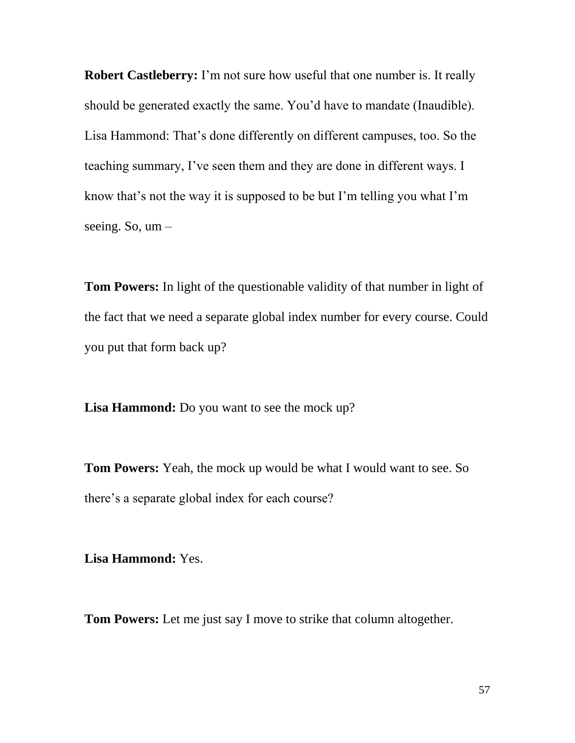**Robert Castleberry:** I'm not sure how useful that one number is. It really should be generated exactly the same. You'd have to mandate (Inaudible). Lisa Hammond: That's done differently on different campuses, too. So the teaching summary, I've seen them and they are done in different ways. I know that's not the way it is supposed to be but I'm telling you what I'm seeing. So, um –

**Tom Powers:** In light of the questionable validity of that number in light of the fact that we need a separate global index number for every course. Could you put that form back up?

**Lisa Hammond:** Do you want to see the mock up?

**Tom Powers:** Yeah, the mock up would be what I would want to see. So there's a separate global index for each course?

**Lisa Hammond:** Yes.

**Tom Powers:** Let me just say I move to strike that column altogether.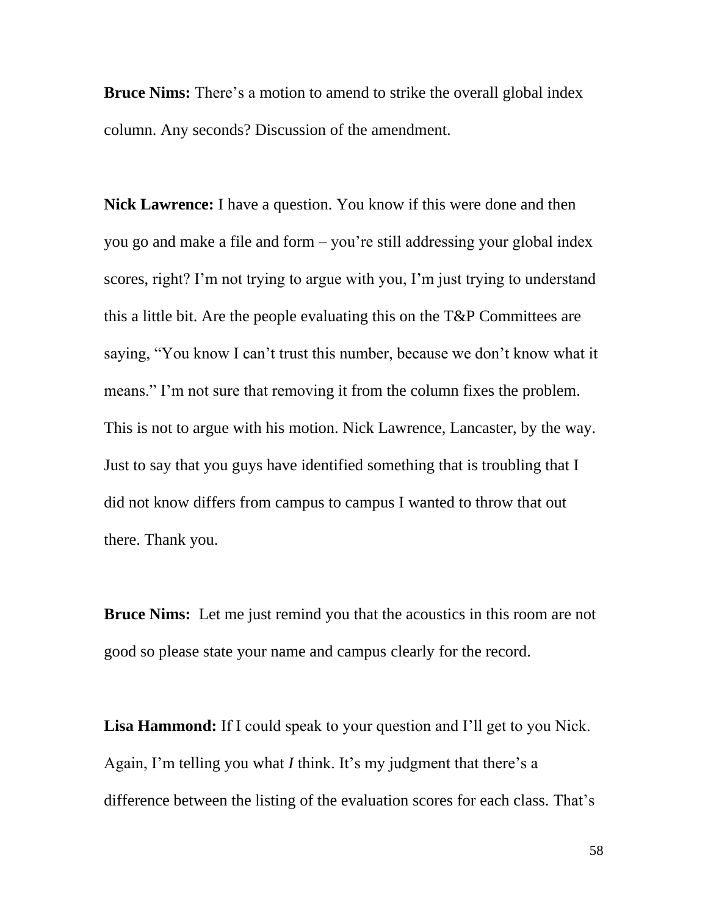**Bruce Nims:** There's a motion to amend to strike the overall global index column. Any seconds? Discussion of the amendment.

**Nick Lawrence:** I have a question. You know if this were done and then you go and make a file and form – you're still addressing your global index scores, right? I'm not trying to argue with you, I'm just trying to understand this a little bit. Are the people evaluating this on the T&P Committees are saying, "You know I can't trust this number, because we don't know what it means." I'm not sure that removing it from the column fixes the problem. This is not to argue with his motion. Nick Lawrence, Lancaster, by the way. Just to say that you guys have identified something that is troubling that I did not know differs from campus to campus I wanted to throw that out there. Thank you.

**Bruce Nims:** Let me just remind you that the acoustics in this room are not good so please state your name and campus clearly for the record.

**Lisa Hammond:** If I could speak to your question and I'll get to you Nick. Again, I'm telling you what *I* think. It's my judgment that there's a difference between the listing of the evaluation scores for each class. That's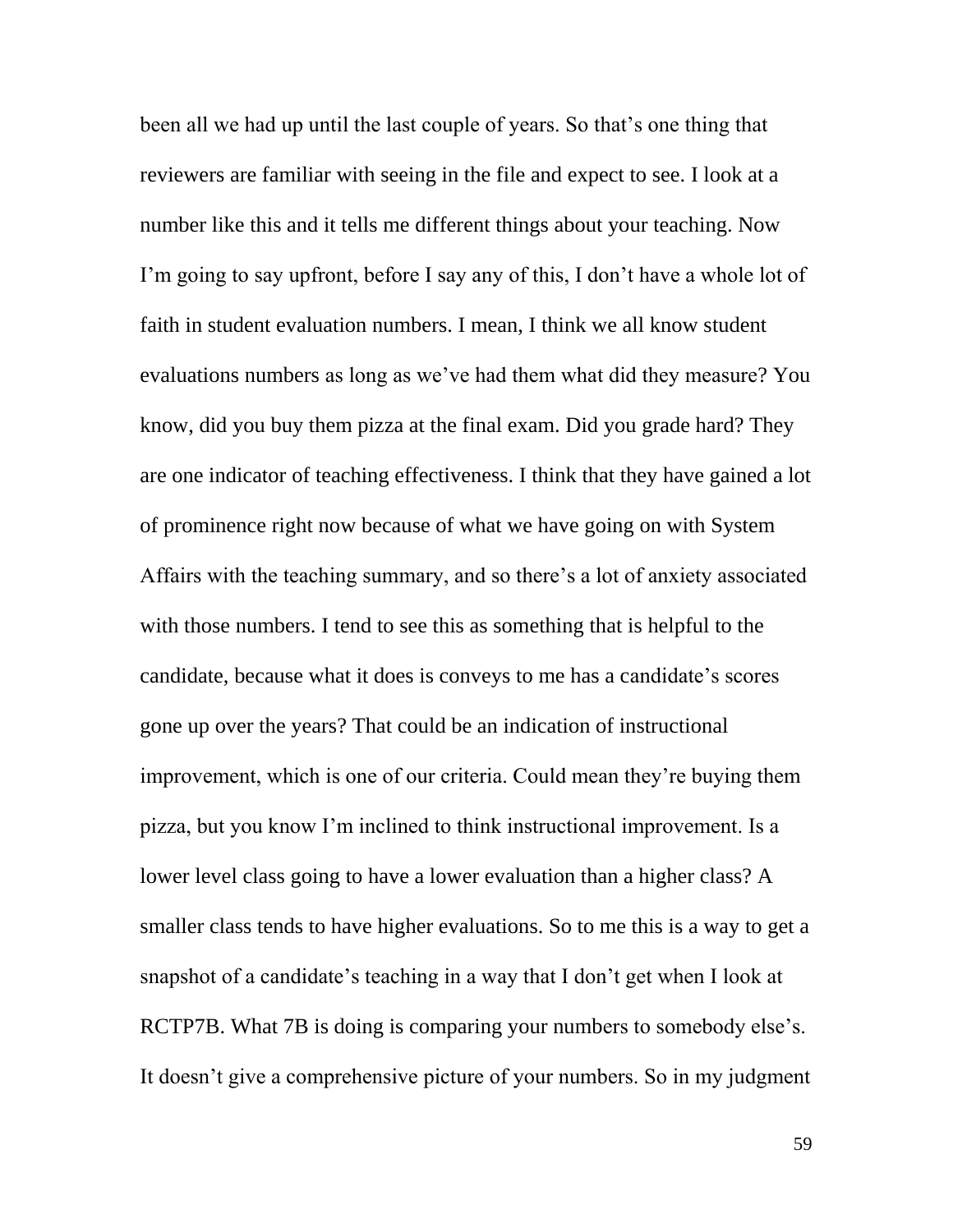been all we had up until the last couple of years. So that's one thing that reviewers are familiar with seeing in the file and expect to see. I look at a number like this and it tells me different things about your teaching. Now I'm going to say upfront, before I say any of this, I don't have a whole lot of faith in student evaluation numbers. I mean, I think we all know student evaluations numbers as long as we've had them what did they measure? You know, did you buy them pizza at the final exam. Did you grade hard? They are one indicator of teaching effectiveness. I think that they have gained a lot of prominence right now because of what we have going on with System Affairs with the teaching summary, and so there's a lot of anxiety associated with those numbers. I tend to see this as something that is helpful to the candidate, because what it does is conveys to me has a candidate's scores gone up over the years? That could be an indication of instructional improvement, which is one of our criteria. Could mean they're buying them pizza, but you know I'm inclined to think instructional improvement. Is a lower level class going to have a lower evaluation than a higher class? A smaller class tends to have higher evaluations. So to me this is a way to get a snapshot of a candidate's teaching in a way that I don't get when I look at RCTP7B. What 7B is doing is comparing your numbers to somebody else's. It doesn't give a comprehensive picture of your numbers. So in my judgment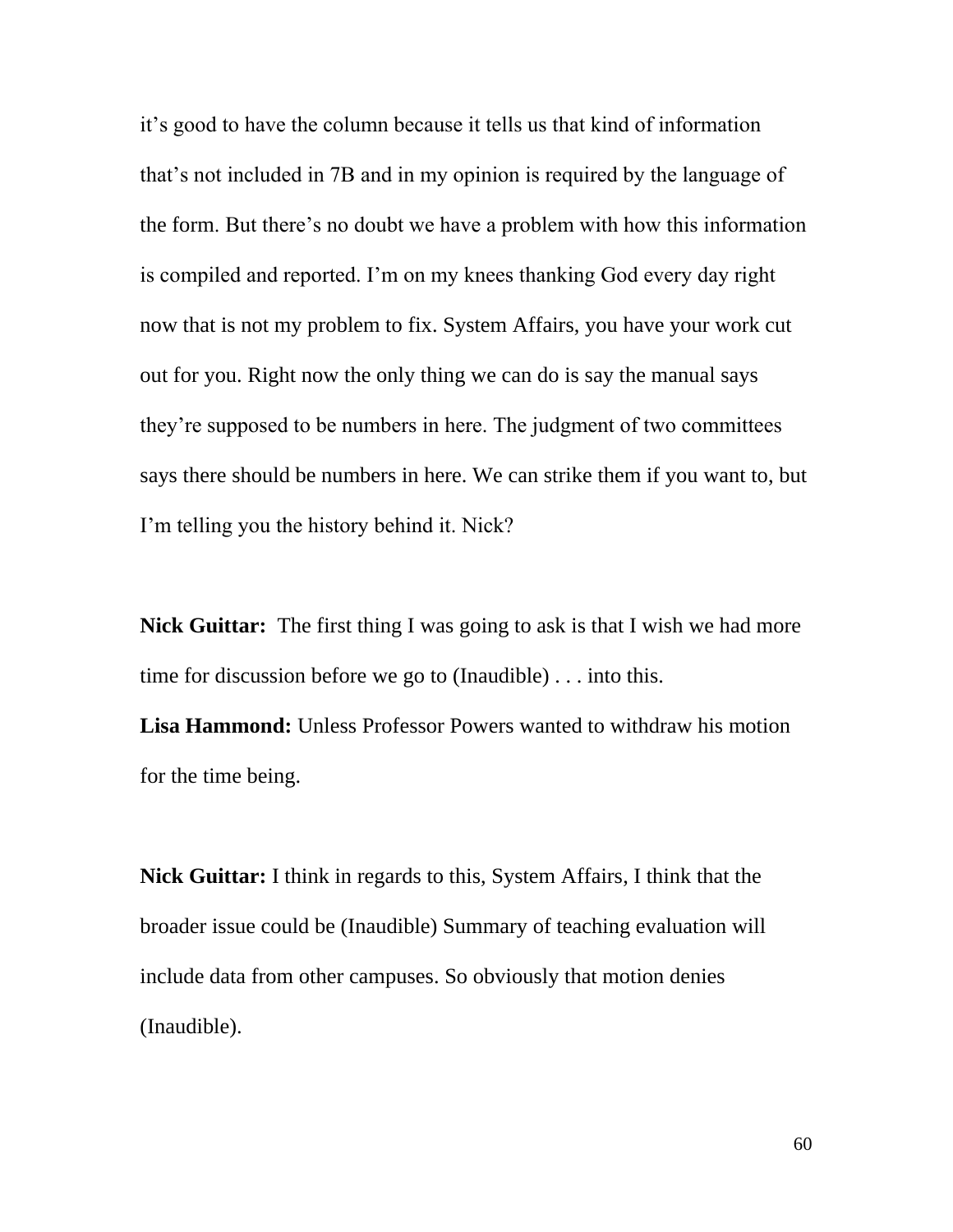it's good to have the column because it tells us that kind of information that's not included in 7B and in my opinion is required by the language of the form. But there's no doubt we have a problem with how this information is compiled and reported. I'm on my knees thanking God every day right now that is not my problem to fix. System Affairs, you have your work cut out for you. Right now the only thing we can do is say the manual says they're supposed to be numbers in here. The judgment of two committees says there should be numbers in here. We can strike them if you want to, but I'm telling you the history behind it. Nick?

**Nick Guittar:** The first thing I was going to ask is that I wish we had more time for discussion before we go to (Inaudible) . . . into this.

**Lisa Hammond:** Unless Professor Powers wanted to withdraw his motion for the time being.

**Nick Guittar:** I think in regards to this, System Affairs, I think that the broader issue could be (Inaudible) Summary of teaching evaluation will include data from other campuses. So obviously that motion denies (Inaudible).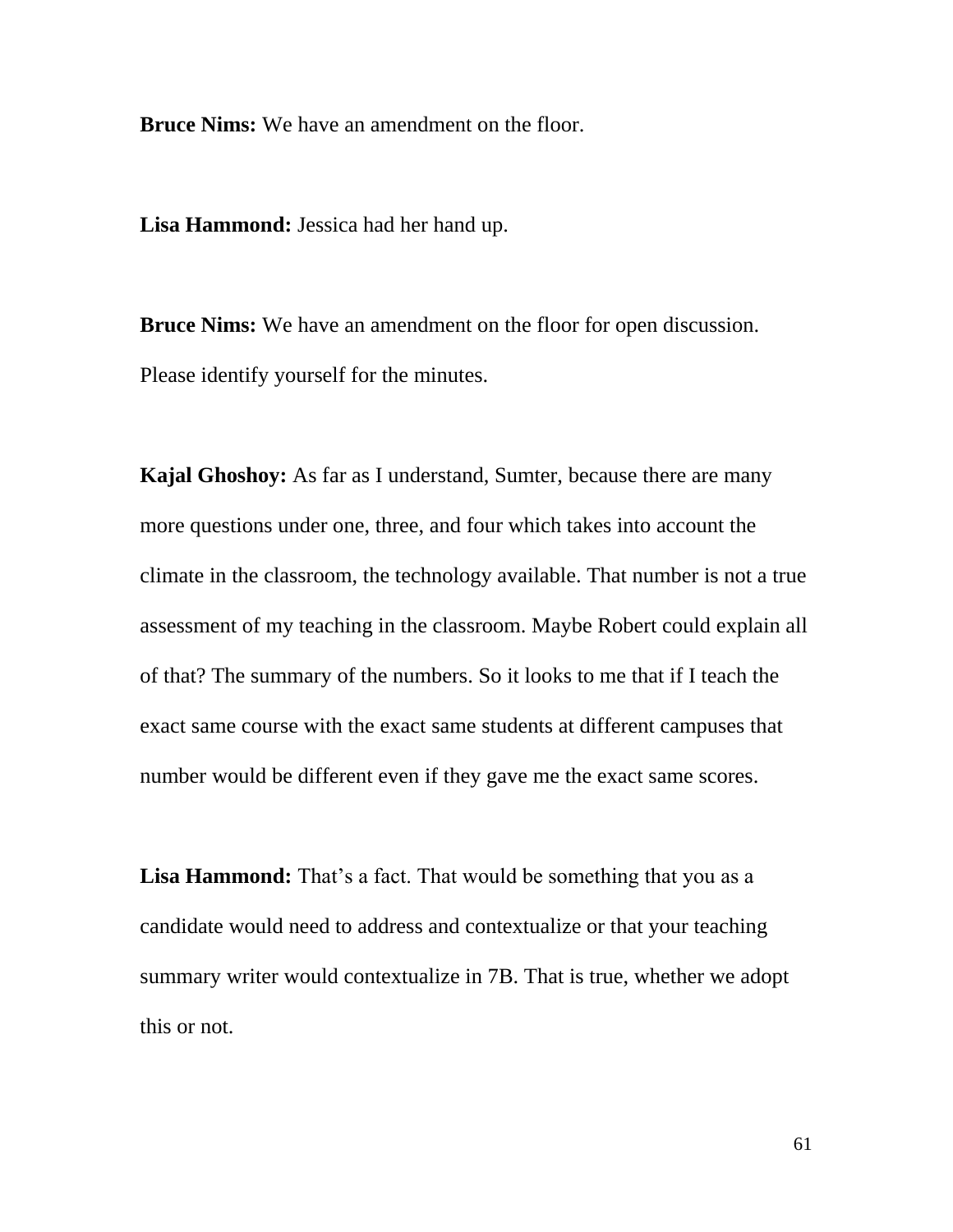**Bruce Nims:** We have an amendment on the floor.

**Lisa Hammond:** Jessica had her hand up.

**Bruce Nims:** We have an amendment on the floor for open discussion. Please identify yourself for the minutes.

**Kajal Ghoshoy:** As far as I understand, Sumter, because there are many more questions under one, three, and four which takes into account the climate in the classroom, the technology available. That number is not a true assessment of my teaching in the classroom. Maybe Robert could explain all of that? The summary of the numbers. So it looks to me that if I teach the exact same course with the exact same students at different campuses that number would be different even if they gave me the exact same scores.

**Lisa Hammond:** That's a fact. That would be something that you as a candidate would need to address and contextualize or that your teaching summary writer would contextualize in 7B. That is true, whether we adopt this or not.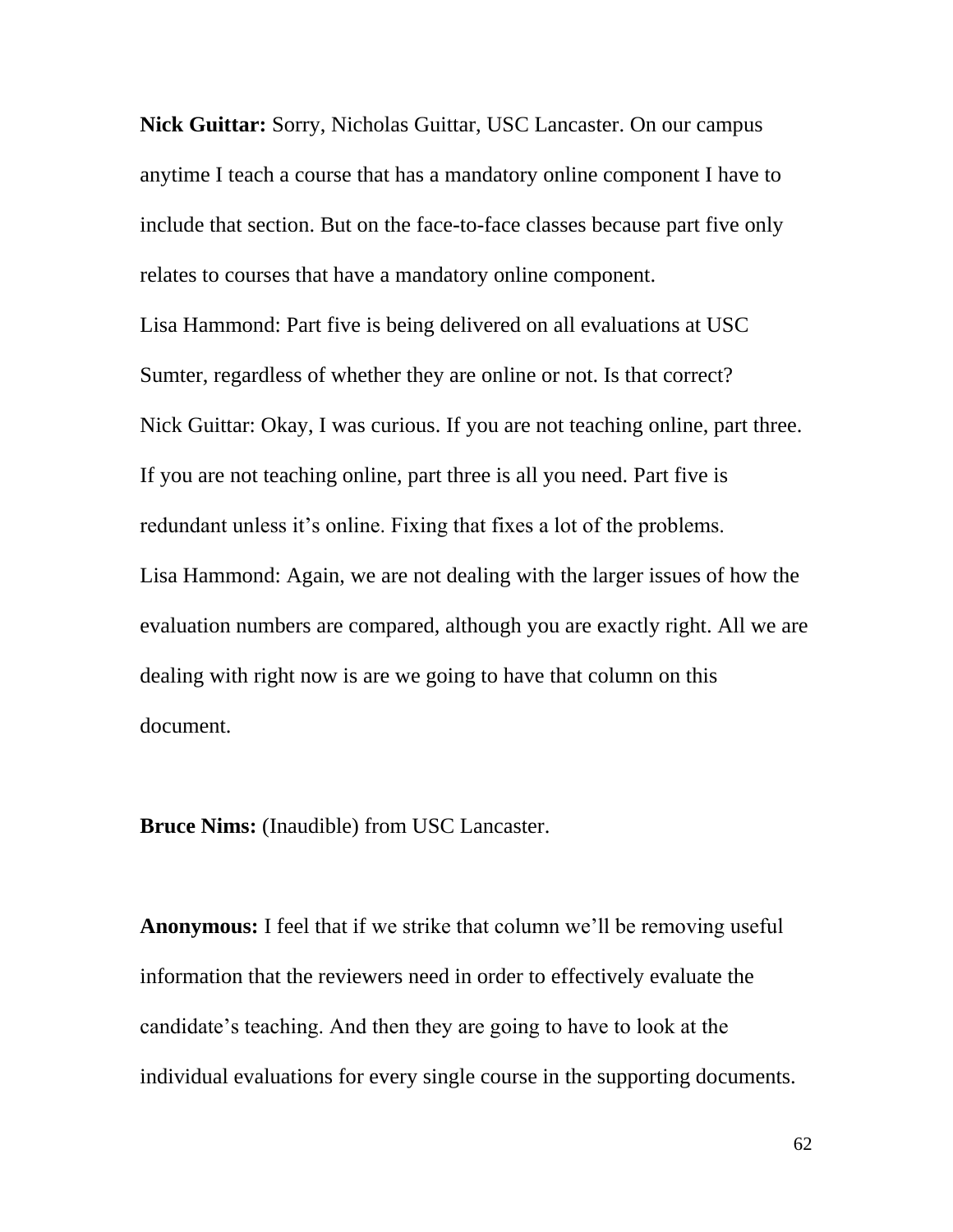**Nick Guittar:** Sorry, Nicholas Guittar, USC Lancaster. On our campus anytime I teach a course that has a mandatory online component I have to include that section. But on the face-to-face classes because part five only relates to courses that have a mandatory online component.

Lisa Hammond: Part five is being delivered on all evaluations at USC Sumter, regardless of whether they are online or not. Is that correct?

Nick Guittar: Okay, I was curious. If you are not teaching online, part three. If you are not teaching online, part three is all you need. Part five is redundant unless it's online. Fixing that fixes a lot of the problems.

Lisa Hammond: Again, we are not dealing with the larger issues of how the evaluation numbers are compared, although you are exactly right. All we are dealing with right now is are we going to have that column on this document.

**Bruce Nims:** (Inaudible) from USC Lancaster.

**Anonymous:** I feel that if we strike that column we'll be removing useful information that the reviewers need in order to effectively evaluate the candidate's teaching. And then they are going to have to look at the individual evaluations for every single course in the supporting documents.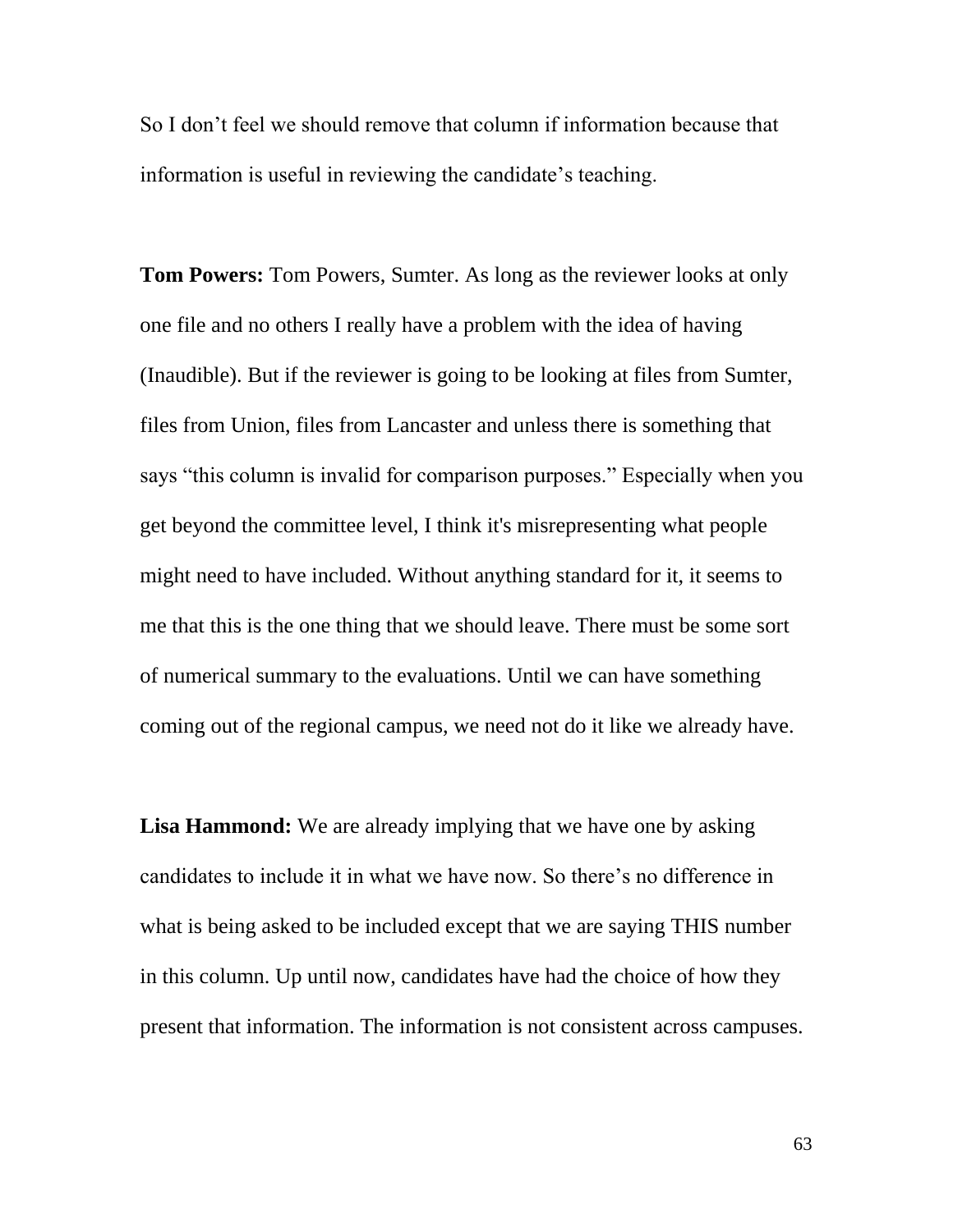So I don’t feel we should remove that column if information because that information is useful in reviewing the candidate’s teaching.

**Tom Powers:** Tom Powers, Sumter. As long as the reviewer looks at only one file and no others I really have a problem with the idea of having (Inaudible). But if the reviewer is going to be looking at files from Sumter, files from Union, files from Lancaster and unless there is something that says “this column is invalid for comparison purposes.” Especially when you get beyond the committee level, I think it's misrepresenting what people might need to have included. Without anything standard for it, it seems to me that this is the one thing that we should leave. There must be some sort of numerical summary to the evaluations. Until we can have something coming out of the regional campus, we need not do it like we already have.

**Lisa Hammond:** We are already implying that we have one by asking candidates to include it in what we have now. So there’s no difference in what is being asked to be included except that we are saying THIS number in this column. Up until now, candidates have had the choice of how they present that information. The information is not consistent across campuses.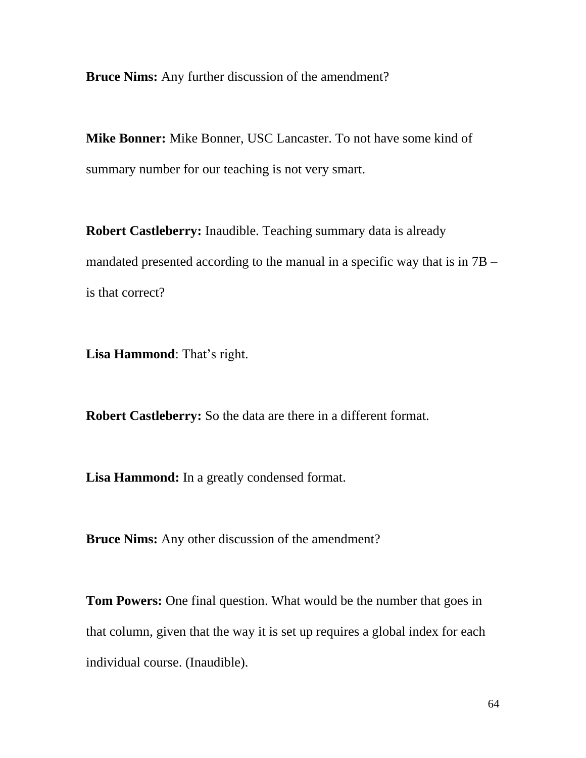**Bruce Nims:** Any further discussion of the amendment?

**Mike Bonner:** Mike Bonner, USC Lancaster. To not have some kind of summary number for our teaching is not very smart.

**Robert Castleberry:** Inaudible. Teaching summary data is already mandated presented according to the manual in a specific way that is in 7B – is that correct?

**Lisa Hammond**: That's right.

**Robert Castleberry:** So the data are there in a different format.

**Lisa Hammond:** In a greatly condensed format.

**Bruce Nims:** Any other discussion of the amendment?

**Tom Powers:** One final question. What would be the number that goes in that column, given that the way it is set up requires a global index for each individual course. (Inaudible).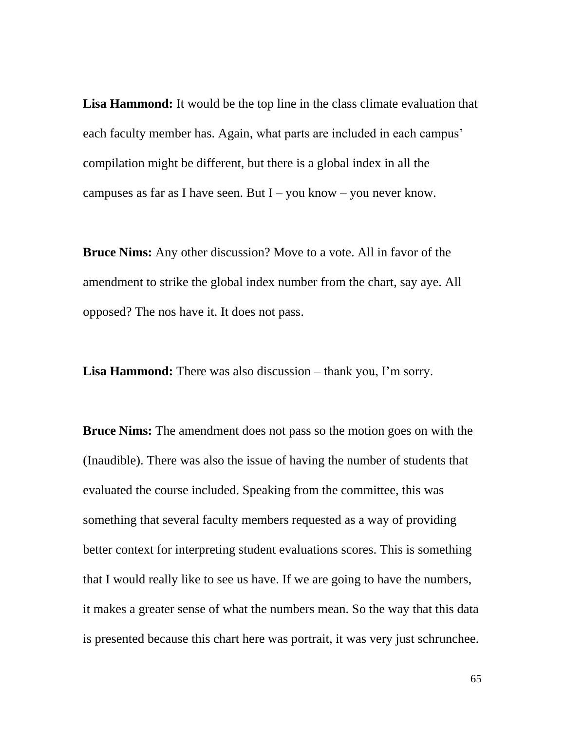**Lisa Hammond:** It would be the top line in the class climate evaluation that each faculty member has. Again, what parts are included in each campus' compilation might be different, but there is a global index in all the campuses as far as I have seen. But I – you know – you never know.

**Bruce Nims:** Any other discussion? Move to a vote. All in favor of the amendment to strike the global index number from the chart, say aye. All opposed? The nos have it. It does not pass.

**Lisa Hammond:** There was also discussion – thank you, I'm sorry.

**Bruce Nims:** The amendment does not pass so the motion goes on with the (Inaudible). There was also the issue of having the number of students that evaluated the course included. Speaking from the committee, this was something that several faculty members requested as a way of providing better context for interpreting student evaluations scores. This is something that I would really like to see us have. If we are going to have the numbers, it makes a greater sense of what the numbers mean. So the way that this data is presented because this chart here was portrait, it was very just schrunchee.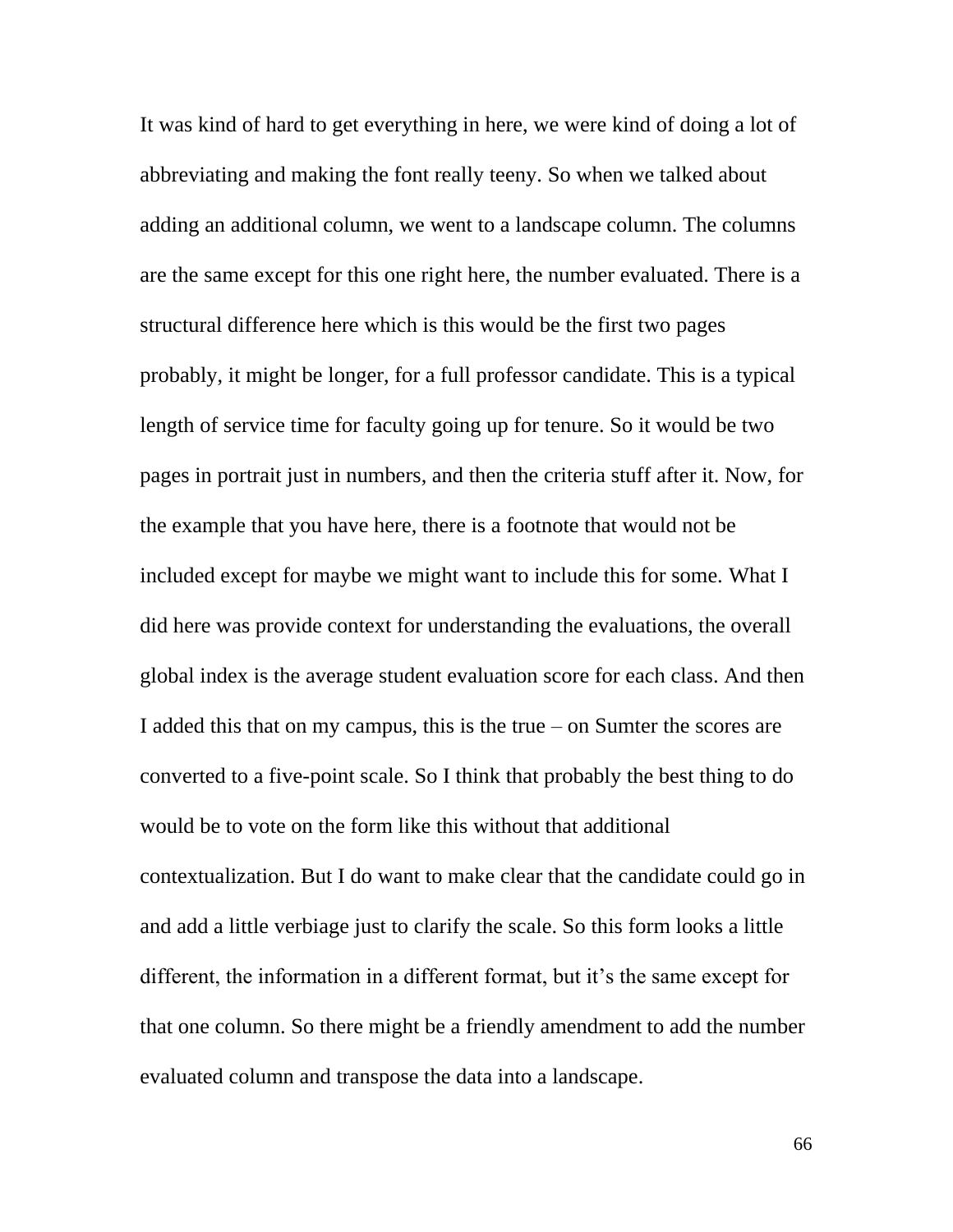It was kind of hard to get everything in here, we were kind of doing a lot of abbreviating and making the font really teeny. So when we talked about adding an additional column, we went to a landscape column. The columns are the same except for this one right here, the number evaluated. There is a structural difference here which is this would be the first two pages probably, it might be longer, for a full professor candidate. This is a typical length of service time for faculty going up for tenure. So it would be two pages in portrait just in numbers, and then the criteria stuff after it. Now, for the example that you have here, there is a footnote that would not be included except for maybe we might want to include this for some. What I did here was provide context for understanding the evaluations, the overall global index is the average student evaluation score for each class. And then I added this that on my campus, this is the true – on Sumter the scores are converted to a five-point scale. So I think that probably the best thing to do would be to vote on the form like this without that additional contextualization. But I do want to make clear that the candidate could go in and add a little verbiage just to clarify the scale. So this form looks a little different, the information in a different format, but it's the same except for that one column. So there might be a friendly amendment to add the number evaluated column and transpose the data into a landscape.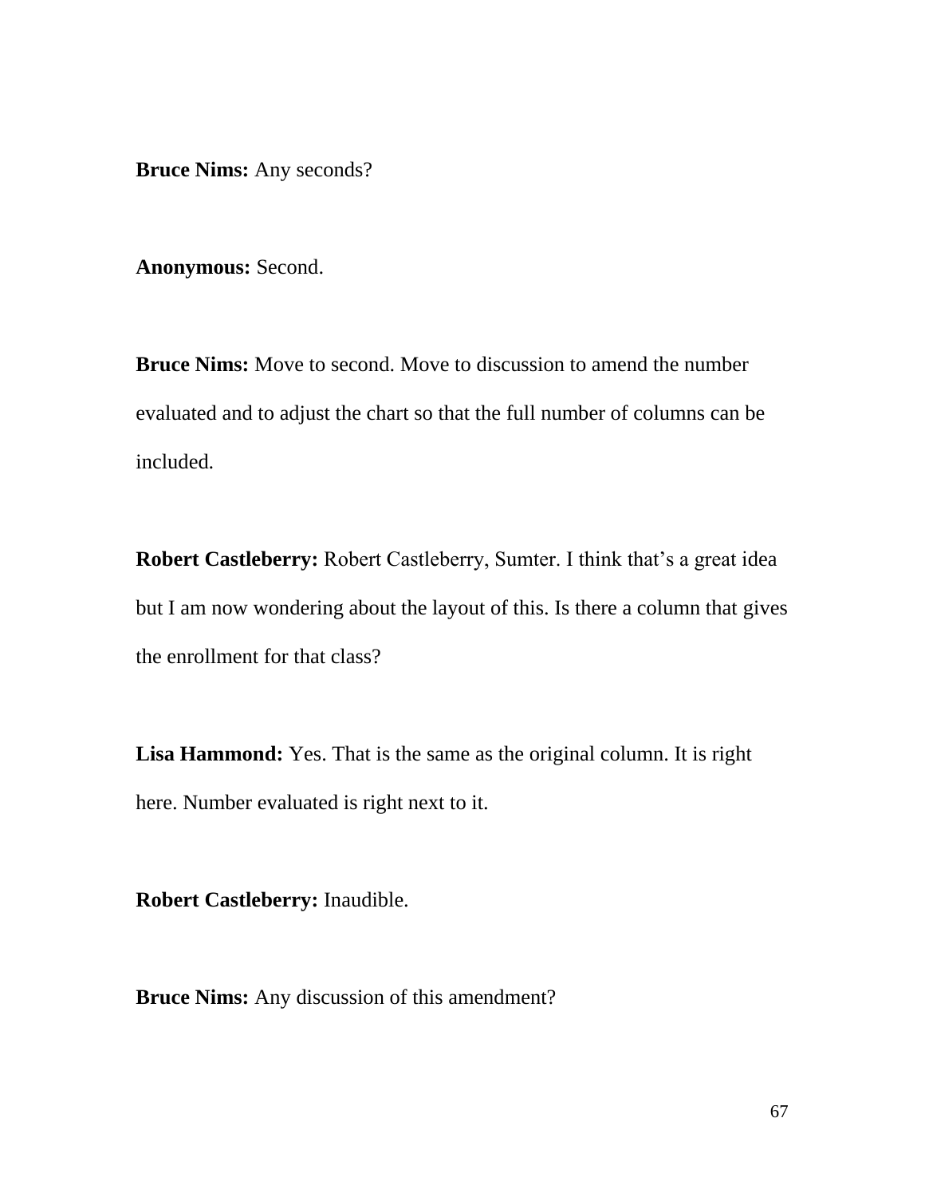**Bruce Nims:** Any seconds?

**Anonymous:** Second.

**Bruce Nims:** Move to second. Move to discussion to amend the number evaluated and to adjust the chart so that the full number of columns can be included.

**Robert Castleberry:** Robert Castleberry, Sumter. I think that's a great idea but I am now wondering about the layout of this. Is there a column that gives the enrollment for that class?

**Lisa Hammond:** Yes. That is the same as the original column. It is right here. Number evaluated is right next to it.

**Robert Castleberry:** Inaudible.

**Bruce Nims:** Any discussion of this amendment?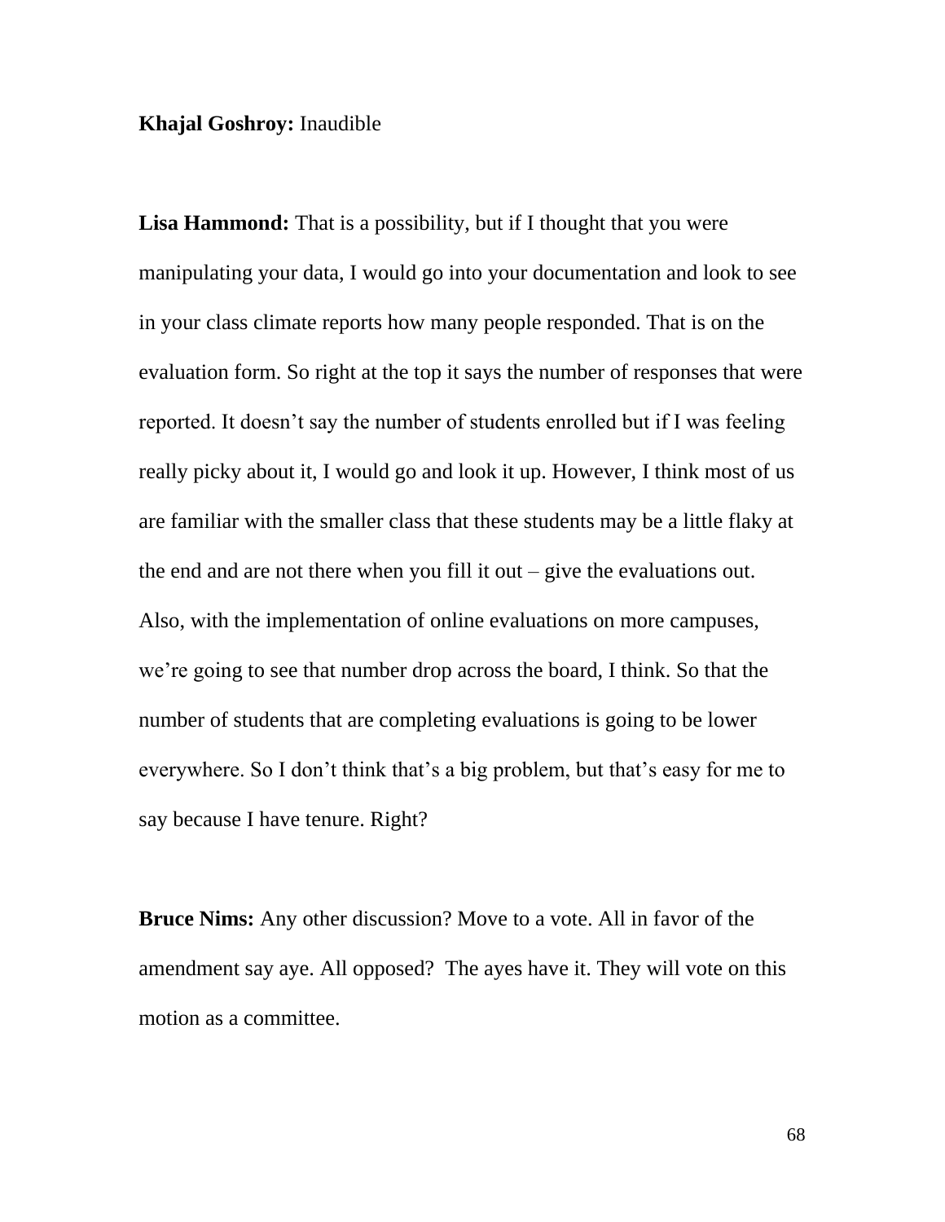**Khajal Goshroy:** Inaudible

**Lisa Hammond:** That is a possibility, but if I thought that you were manipulating your data, I would go into your documentation and look to see in your class climate reports how many people responded. That is on the evaluation form. So right at the top it says the number of responses that were reported. It doesn't say the number of students enrolled but if I was feeling really picky about it, I would go and look it up. However, I think most of us are familiar with the smaller class that these students may be a little flaky at the end and are not there when you fill it out – give the evaluations out. Also, with the implementation of online evaluations on more campuses, we're going to see that number drop across the board, I think. So that the number of students that are completing evaluations is going to be lower everywhere. So I don't think that's a big problem, but that's easy for me to say because I have tenure. Right?

**Bruce Nims:** Any other discussion? Move to a vote. All in favor of the amendment say aye. All opposed? The ayes have it. They will vote on this motion as a committee.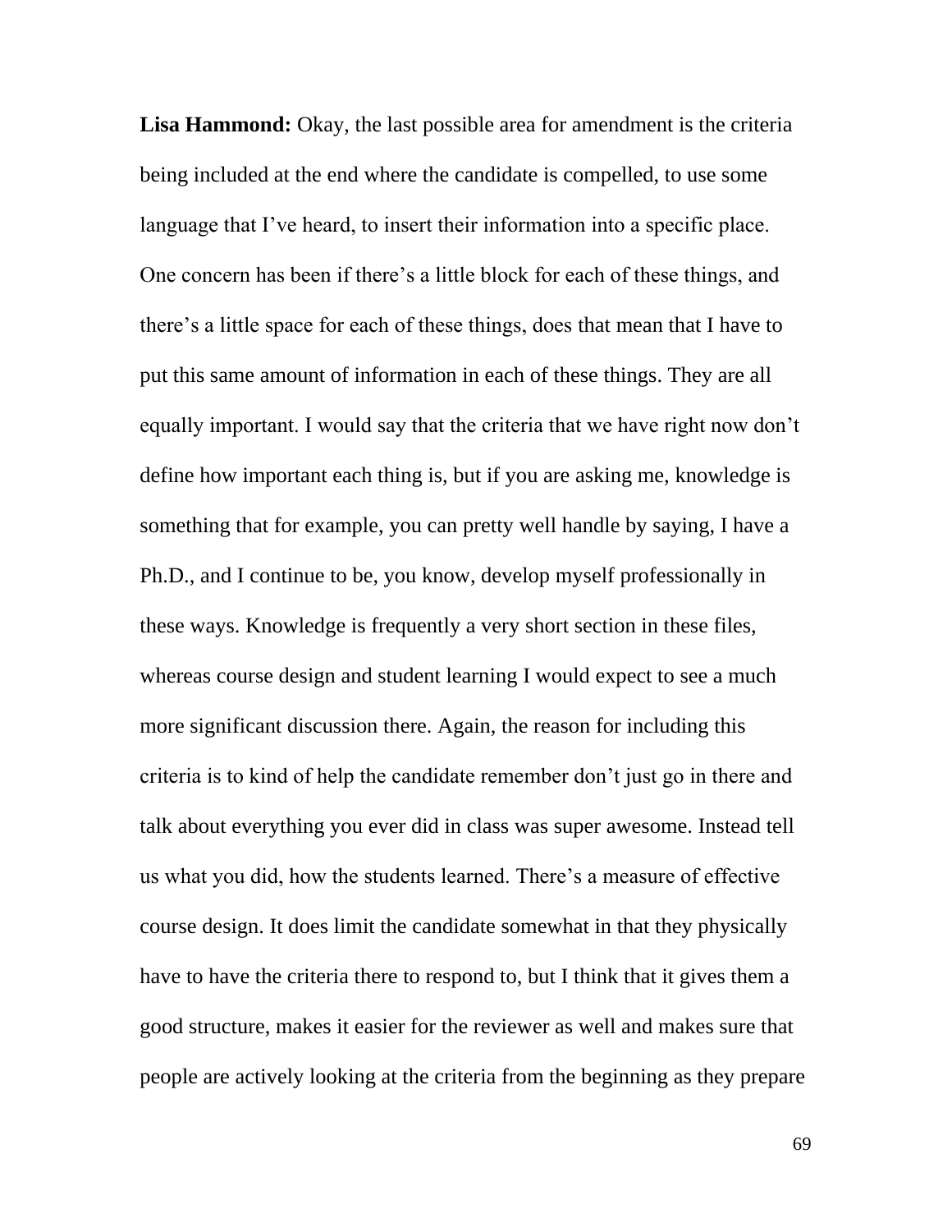**Lisa Hammond:** Okay, the last possible area for amendment is the criteria being included at the end where the candidate is compelled, to use some language that I've heard, to insert their information into a specific place. One concern has been if there's a little block for each of these things, and there's a little space for each of these things, does that mean that I have to put this same amount of information in each of these things. They are all equally important. I would say that the criteria that we have right now don't define how important each thing is, but if you are asking me, knowledge is something that for example, you can pretty well handle by saying, I have a Ph.D., and I continue to be, you know, develop myself professionally in these ways. Knowledge is frequently a very short section in these files, whereas course design and student learning I would expect to see a much more significant discussion there. Again, the reason for including this criteria is to kind of help the candidate remember don't just go in there and talk about everything you ever did in class was super awesome. Instead tell us what you did, how the students learned. There's a measure of effective course design. It does limit the candidate somewhat in that they physically have to have the criteria there to respond to, but I think that it gives them a good structure, makes it easier for the reviewer as well and makes sure that people are actively looking at the criteria from the beginning as they prepare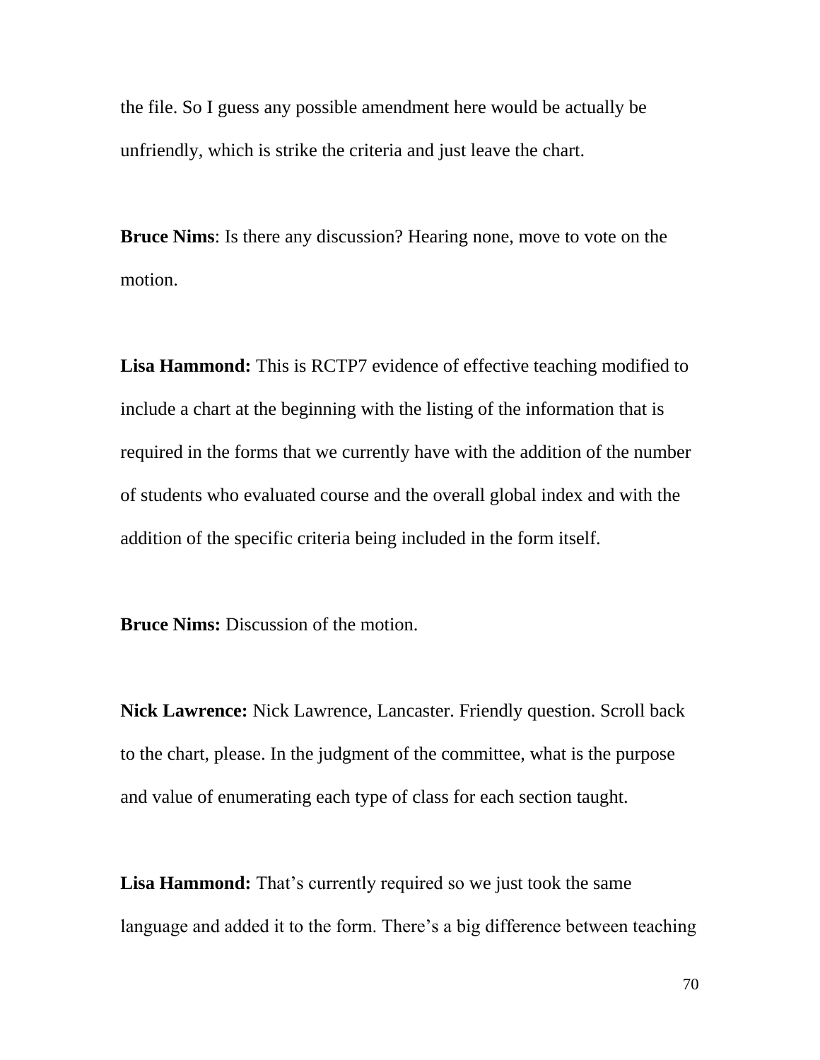the file. So I guess any possible amendment here would be actually be unfriendly, which is strike the criteria and just leave the chart.

**Bruce Nims**: Is there any discussion? Hearing none, move to vote on the motion.

**Lisa Hammond:** This is RCTP7 evidence of effective teaching modified to include a chart at the beginning with the listing of the information that is required in the forms that we currently have with the addition of the number of students who evaluated course and the overall global index and with the addition of the specific criteria being included in the form itself.

**Bruce Nims:** Discussion of the motion.

**Nick Lawrence:** Nick Lawrence, Lancaster. Friendly question. Scroll back to the chart, please. In the judgment of the committee, what is the purpose and value of enumerating each type of class for each section taught.

**Lisa Hammond:** That's currently required so we just took the same language and added it to the form. There's a big difference between teaching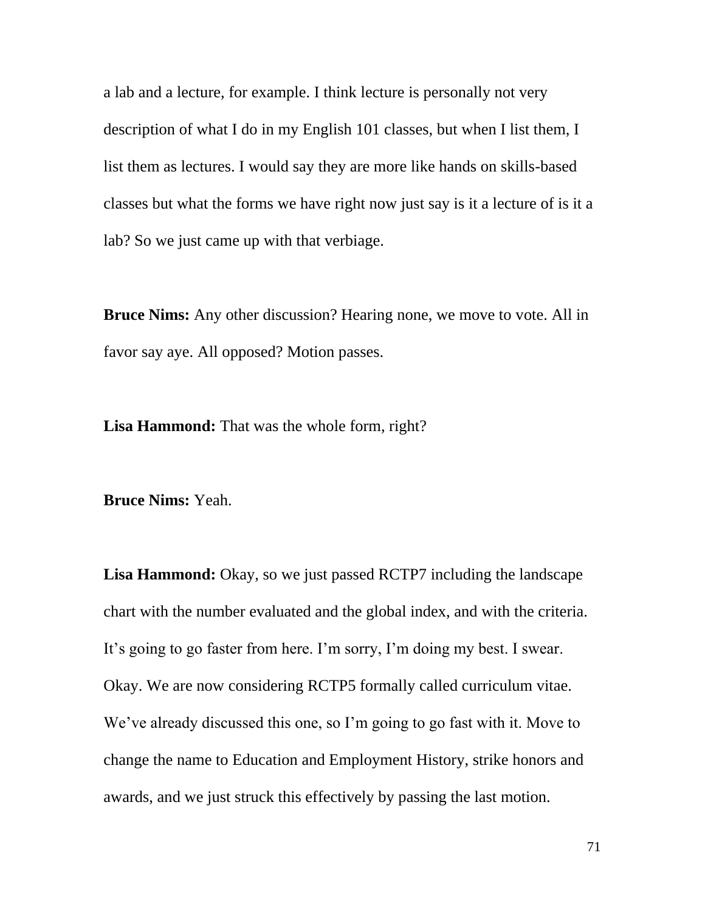a lab and a lecture, for example. I think lecture is personally not very description of what I do in my English 101 classes, but when I list them, I list them as lectures. I would say they are more like hands on skills-based classes but what the forms we have right now just say is it a lecture of is it a lab? So we just came up with that verbiage.

**Bruce Nims:** Any other discussion? Hearing none, we move to vote. All in favor say aye. All opposed? Motion passes.

**Lisa Hammond:** That was the whole form, right?

**Bruce Nims:** Yeah.

**Lisa Hammond:** Okay, so we just passed RCTP7 including the landscape chart with the number evaluated and the global index, and with the criteria. It's going to go faster from here. I'm sorry, I'm doing my best. I swear. Okay. We are now considering RCTP5 formally called curriculum vitae. We've already discussed this one, so I'm going to go fast with it. Move to change the name to Education and Employment History, strike honors and awards, and we just struck this effectively by passing the last motion.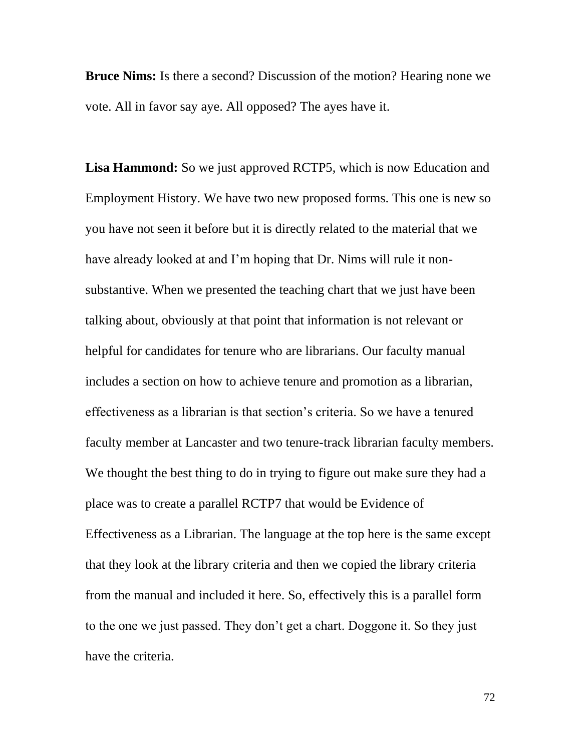**Bruce Nims:** Is there a second? Discussion of the motion? Hearing none we vote. All in favor say aye. All opposed? The ayes have it.

**Lisa Hammond:** So we just approved RCTP5, which is now Education and Employment History. We have two new proposed forms. This one is new so you have not seen it before but it is directly related to the material that we have already looked at and I'm hoping that Dr. Nims will rule it non-substantive. When we presented the teaching chart that we just have been talking about, obviously at that point that information is not relevant or helpful for candidates for tenure who are librarians. Our faculty manual includes a section on how to achieve tenure and promotion as a librarian, effectiveness as a librarian is that section's criteria. So we have a tenured faculty member at Lancaster and two tenure-track librarian faculty members. We thought the best thing to do in trying to figure out make sure they had a place was to create a parallel RCTP7 that would be Evidence of Effectiveness as a Librarian. The language at the top here is the same except that they look at the library criteria and then we copied the library criteria from the manual and included it here. So, effectively this is a parallel form to the one we just passed. They don't get a chart. Doggone it. So they just have the criteria.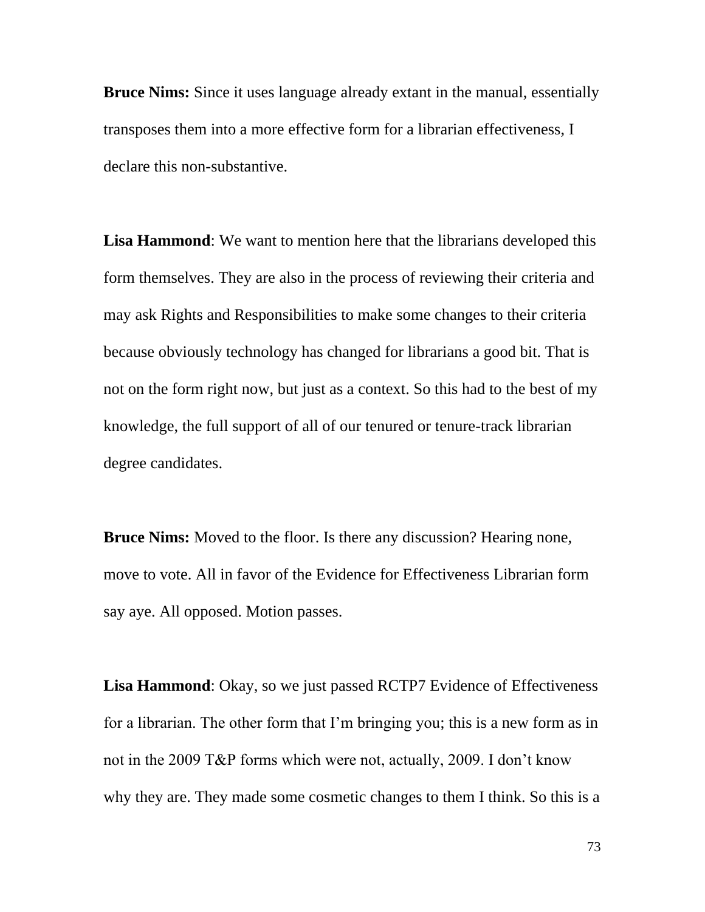**Bruce Nims:** Since it uses language already extant in the manual, essentially transposes them into a more effective form for a librarian effectiveness, I declare this non-substantive.

**Lisa Hammond**: We want to mention here that the librarians developed this form themselves. They are also in the process of reviewing their criteria and may ask Rights and Responsibilities to make some changes to their criteria because obviously technology has changed for librarians a good bit. That is not on the form right now, but just as a context. So this had to the best of my knowledge, the full support of all of our tenured or tenure-track librarian degree candidates.

**Bruce Nims:** Moved to the floor. Is there any discussion? Hearing none, move to vote. All in favor of the Evidence for Effectiveness Librarian form say aye. All opposed. Motion passes.

**Lisa Hammond**: Okay, so we just passed RCTP7 Evidence of Effectiveness for a librarian. The other form that I'm bringing you; this is a new form as in not in the 2009 T&P forms which were not, actually, 2009. I don't know why they are. They made some cosmetic changes to them I think. So this is a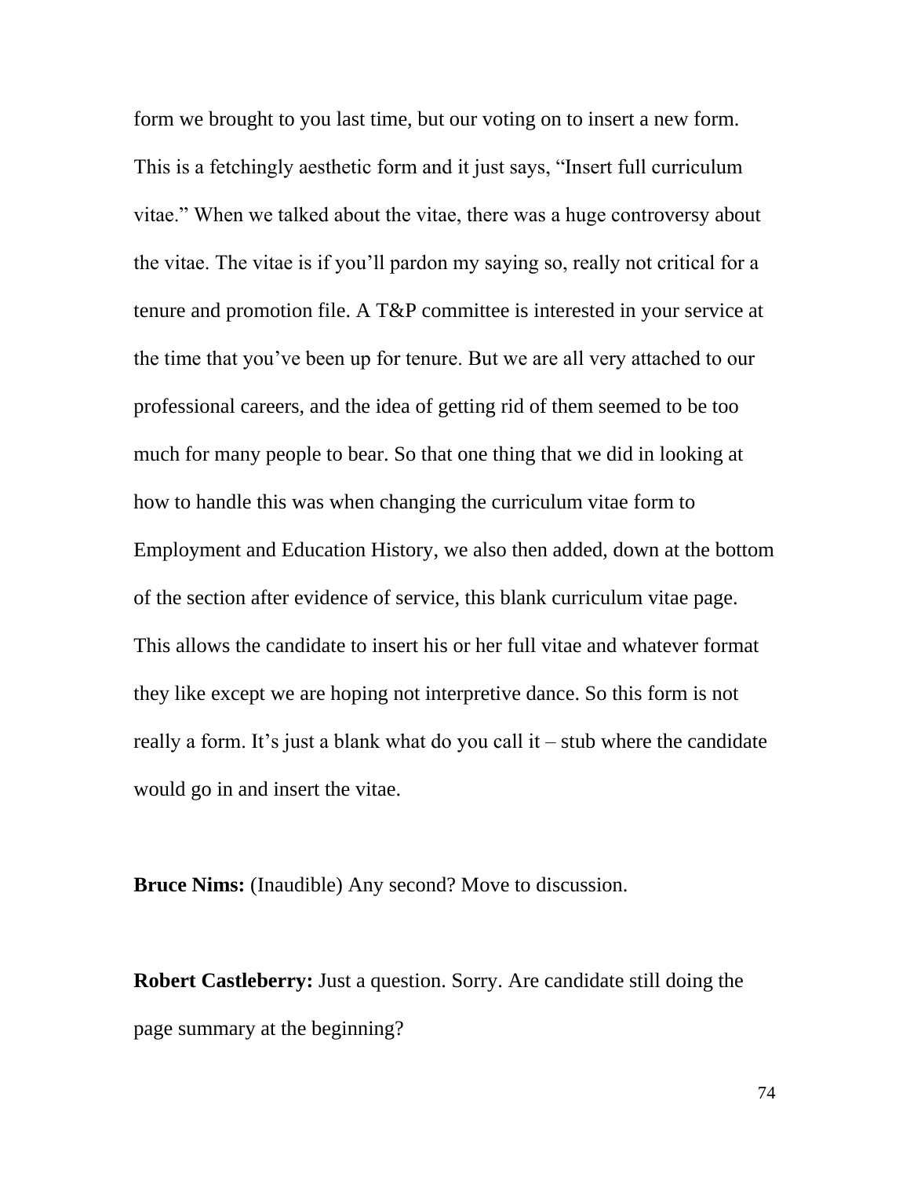form we brought to you last time, but our voting on to insert a new form. This is a fetchingly aesthetic form and it just says, “Insert full curriculum vitae.” When we talked about the vitae, there was a huge controversy about the vitae. The vitae is if you’ll pardon my saying so, really not critical for a tenure and promotion file. A T&P committee is interested in your service at the time that you’ve been up for tenure. But we are all very attached to our professional careers, and the idea of getting rid of them seemed to be too much for many people to bear. So that one thing that we did in looking at how to handle this was when changing the curriculum vitae form to Employment and Education History, we also then added, down at the bottom of the section after evidence of service, this blank curriculum vitae page. This allows the candidate to insert his or her full vitae and whatever format they like except we are hoping not interpretive dance. So this form is not really a form. It’s just a blank what do you call it – stub where the candidate would go in and insert the vitae.

**Bruce Nims:** (Inaudible) Any second? Move to discussion.

**Robert Castleberry:** Just a question. Sorry. Are candidate still doing the page summary at the beginning?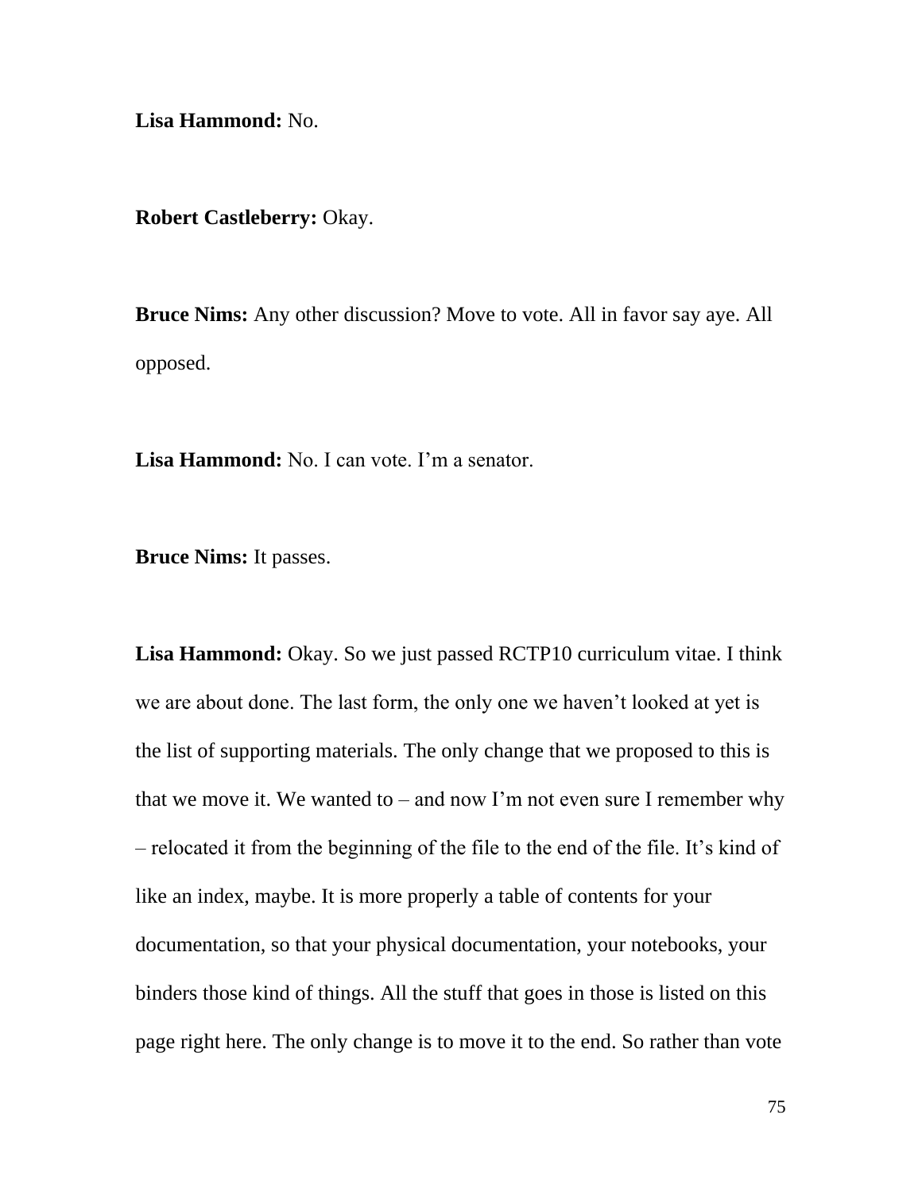**Lisa Hammond:** No.

**Robert Castleberry:** Okay.

**Bruce Nims:** Any other discussion? Move to vote. All in favor say aye. All opposed.

**Lisa Hammond:** No. I can vote. I'm a senator.

**Bruce Nims:** It passes.

**Lisa Hammond:** Okay. So we just passed RCTP10 curriculum vitae. I think we are about done. The last form, the only one we haven't looked at yet is the list of supporting materials. The only change that we proposed to this is that we move it. We wanted to – and now I'm not even sure I remember why – relocated it from the beginning of the file to the end of the file. It's kind of like an index, maybe. It is more properly a table of contents for your documentation, so that your physical documentation, your notebooks, your binders those kind of things. All the stuff that goes in those is listed on this page right here. The only change is to move it to the end. So rather than vote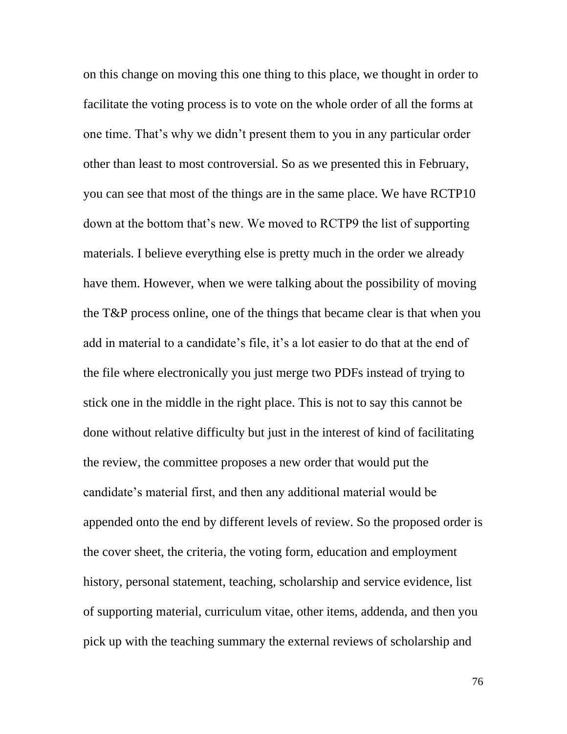on this change on moving this one thing to this place, we thought in order to facilitate the voting process is to vote on the whole order of all the forms at one time. That's why we didn't present them to you in any particular order other than least to most controversial. So as we presented this in February, you can see that most of the things are in the same place. We have RCTP10 down at the bottom that's new. We moved to RCTP9 the list of supporting materials. I believe everything else is pretty much in the order we already have them. However, when we were talking about the possibility of moving the T&P process online, one of the things that became clear is that when you add in material to a candidate's file, it's a lot easier to do that at the end of the file where electronically you just merge two PDFs instead of trying to stick one in the middle in the right place. This is not to say this cannot be done without relative difficulty but just in the interest of kind of facilitating the review, the committee proposes a new order that would put the candidate's material first, and then any additional material would be appended onto the end by different levels of review. So the proposed order is the cover sheet, the criteria, the voting form, education and employment history, personal statement, teaching, scholarship and service evidence, list of supporting material, curriculum vitae, other items, addenda, and then you pick up with the teaching summary the external reviews of scholarship and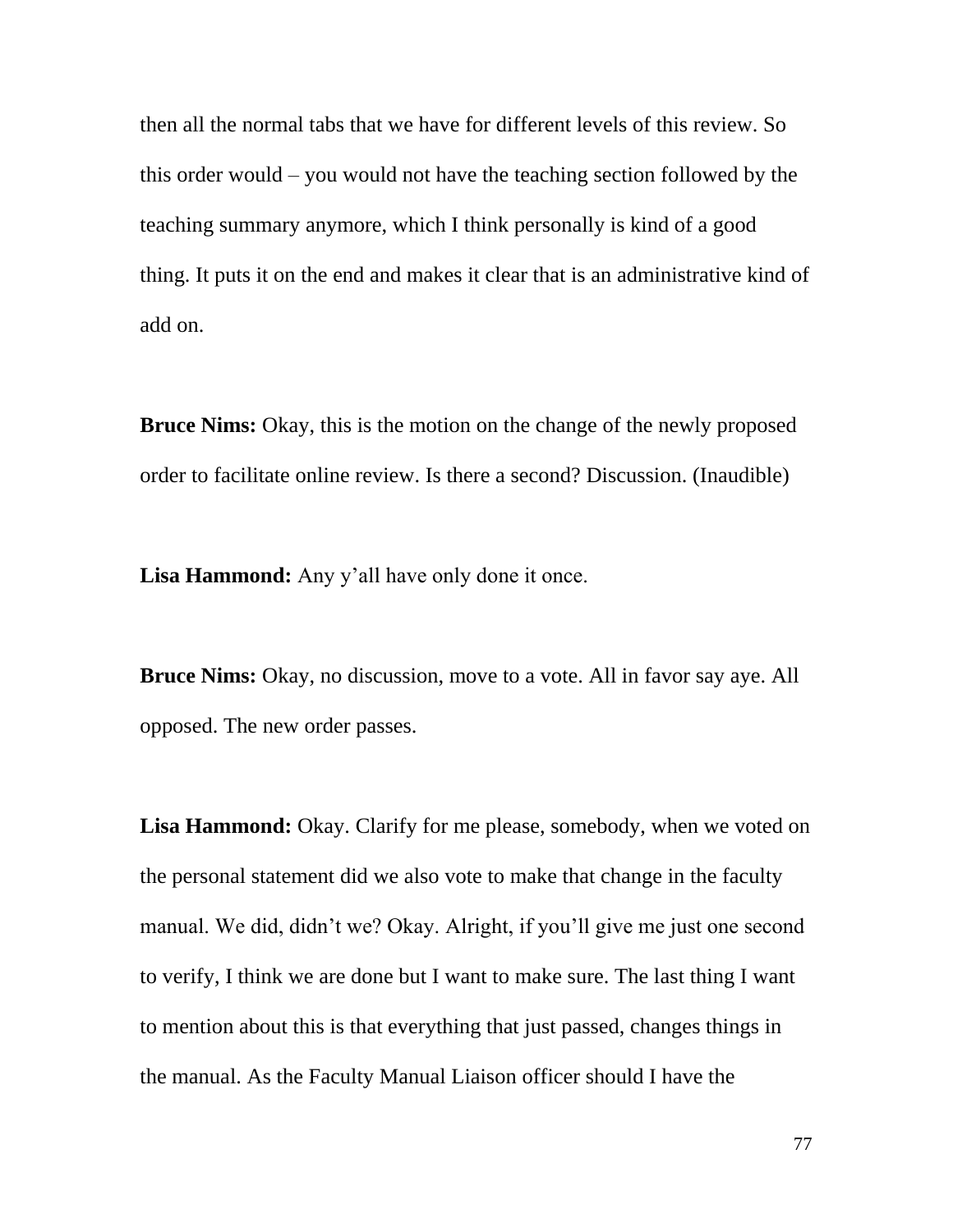then all the normal tabs that we have for different levels of this review. So this order would – you would not have the teaching section followed by the teaching summary anymore, which I think personally is kind of a good thing. It puts it on the end and makes it clear that is an administrative kind of add on.

**Bruce Nims:** Okay, this is the motion on the change of the newly proposed order to facilitate online review. Is there a second? Discussion. (Inaudible)

**Lisa Hammond:** Any y'all have only done it once.

**Bruce Nims:** Okay, no discussion, move to a vote. All in favor say aye. All opposed. The new order passes.

**Lisa Hammond:** Okay. Clarify for me please, somebody, when we voted on the personal statement did we also vote to make that change in the faculty manual. We did, didn't we? Okay. Alright, if you'll give me just one second to verify, I think we are done but I want to make sure. The last thing I want to mention about this is that everything that just passed, changes things in the manual. As the Faculty Manual Liaison officer should I have the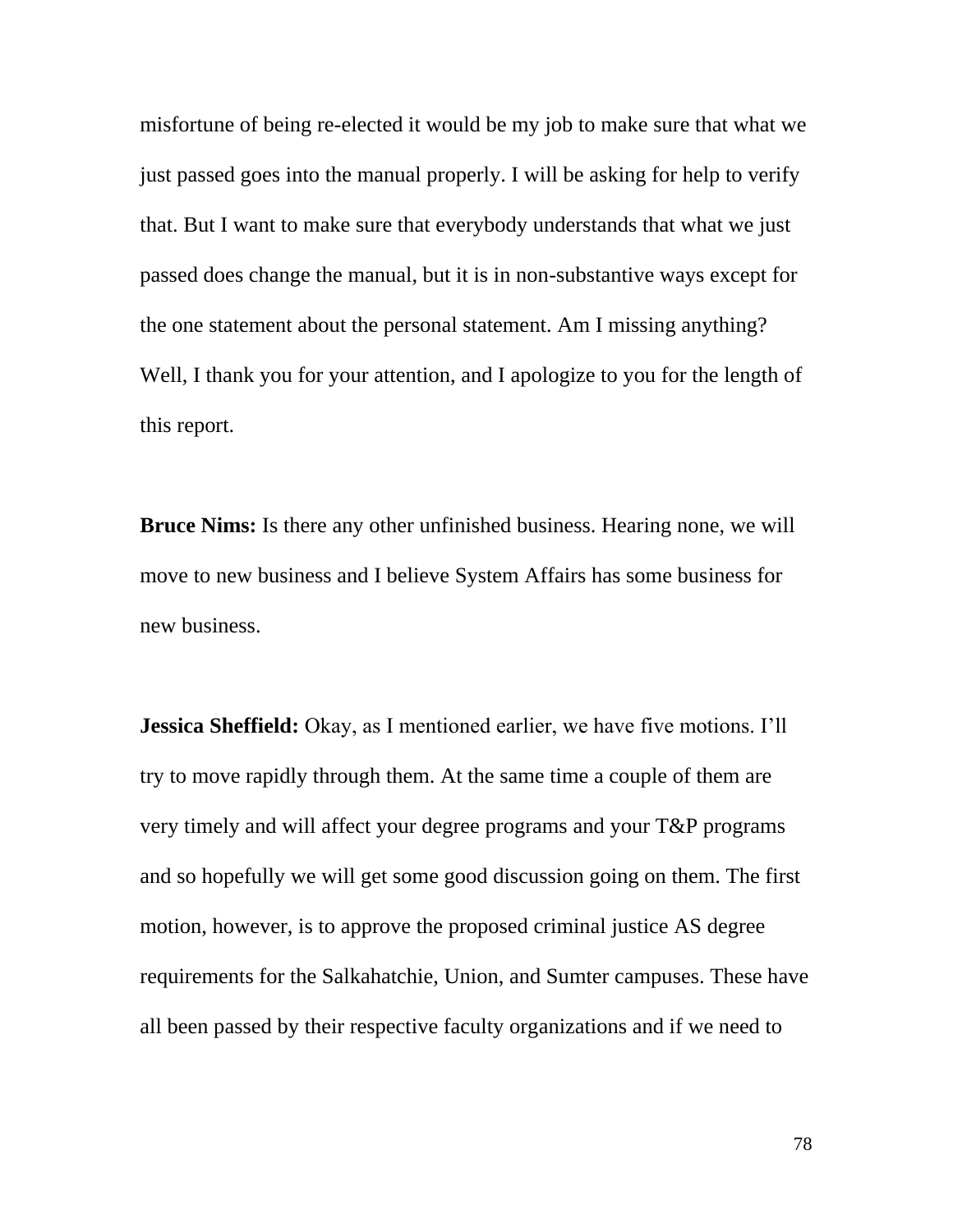misfortune of being re-elected it would be my job to make sure that what we just passed goes into the manual properly. I will be asking for help to verify that. But I want to make sure that everybody understands that what we just passed does change the manual, but it is in non-substantive ways except for the one statement about the personal statement. Am I missing anything? Well, I thank you for your attention, and I apologize to you for the length of this report.

**Bruce Nims:** Is there any other unfinished business. Hearing none, we will move to new business and I believe System Affairs has some business for new business.

**Jessica Sheffield:** Okay, as I mentioned earlier, we have five motions. I'll try to move rapidly through them. At the same time a couple of them are very timely and will affect your degree programs and your T&P programs and so hopefully we will get some good discussion going on them. The first motion, however, is to approve the proposed criminal justice AS degree requirements for the Salkahatchie, Union, and Sumter campuses. These have all been passed by their respective faculty organizations and if we need to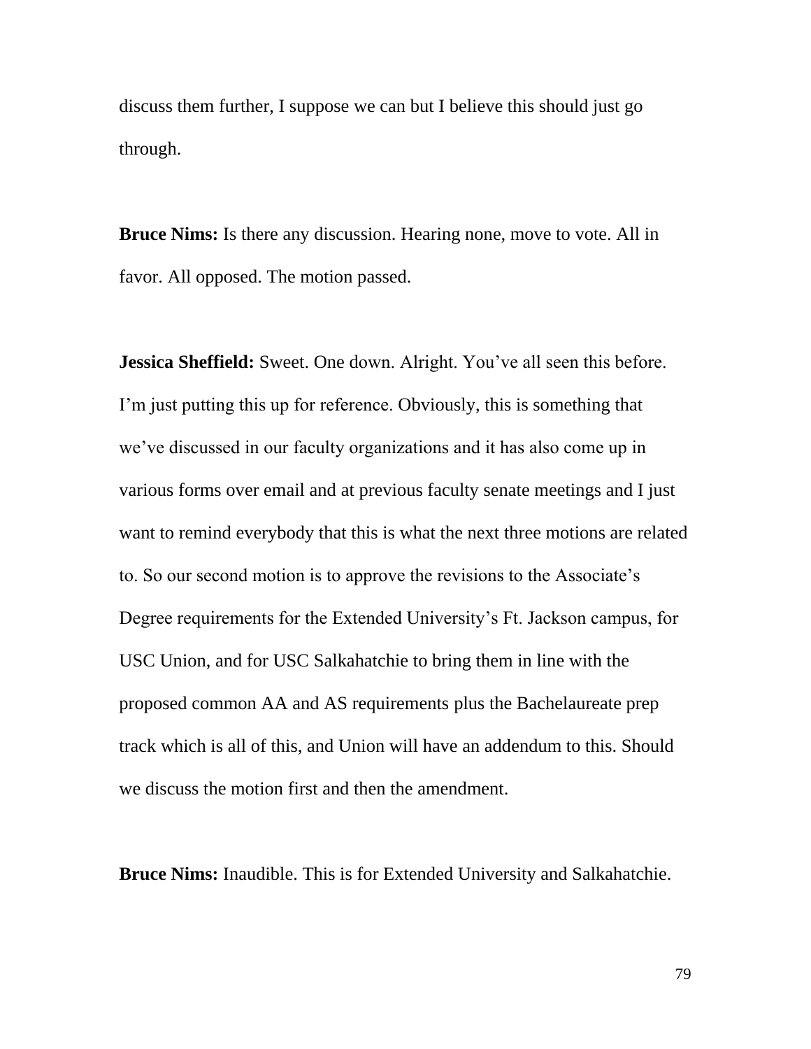discuss them further, I suppose we can but I believe this should just go through.

**Bruce Nims:** Is there any discussion. Hearing none, move to vote. All in favor. All opposed. The motion passed.

**Jessica Sheffield:** Sweet. One down. Alright. You've all seen this before. I'm just putting this up for reference. Obviously, this is something that we've discussed in our faculty organizations and it has also come up in various forms over email and at previous faculty senate meetings and I just want to remind everybody that this is what the next three motions are related to. So our second motion is to approve the revisions to the Associate's Degree requirements for the Extended University's Ft. Jackson campus, for USC Union, and for USC Salkahatchie to bring them in line with the proposed common AA and AS requirements plus the Bachelaureate prep track which is all of this, and Union will have an addendum to this. Should we discuss the motion first and then the amendment.

**Bruce Nims:** Inaudible. This is for Extended University and Salkahatchie.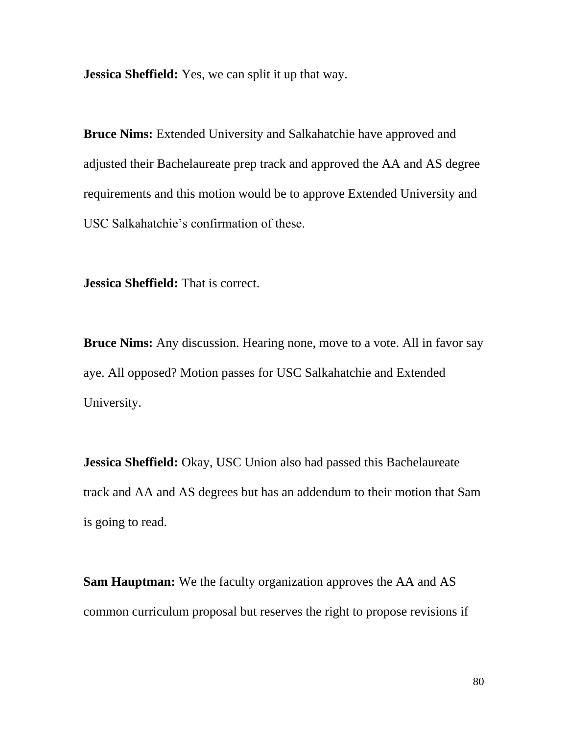**Jessica Sheffield:** Yes, we can split it up that way.

**Bruce Nims:** Extended University and Salkahatchie have approved and adjusted their Bachelaureate prep track and approved the AA and AS degree requirements and this motion would be to approve Extended University and USC Salkahatchie's confirmation of these.

**Jessica Sheffield:** That is correct.

**Bruce Nims:** Any discussion. Hearing none, move to a vote. All in favor say aye. All opposed? Motion passes for USC Salkahatchie and Extended University.

**Jessica Sheffield:** Okay, USC Union also had passed this Bachelaureate track and AA and AS degrees but has an addendum to their motion that Sam is going to read.

**Sam Hauptman:** We the faculty organization approves the AA and AS common curriculum proposal but reserves the right to propose revisions if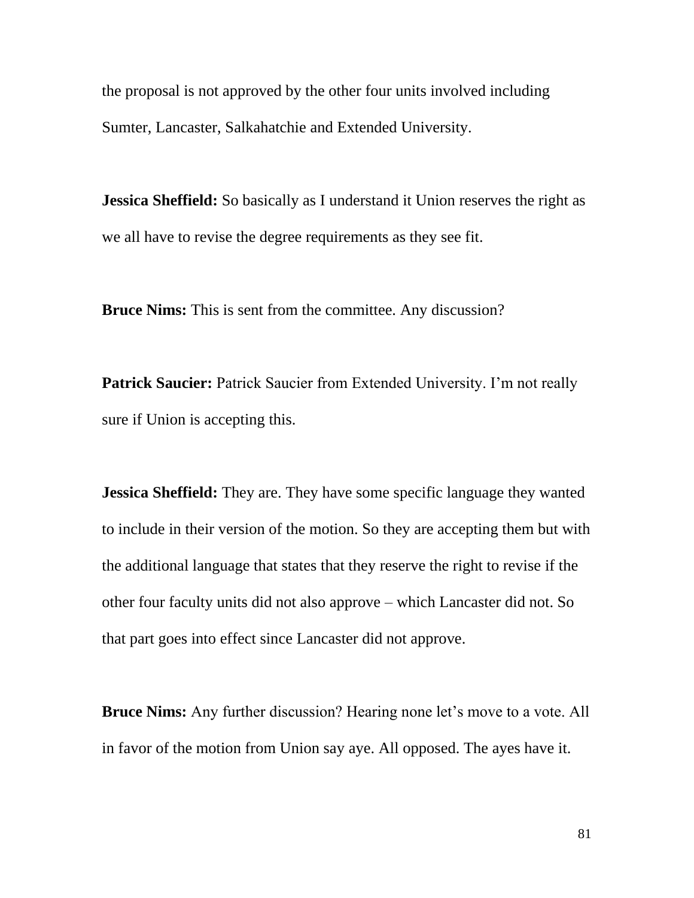the proposal is not approved by the other four units involved including Sumter, Lancaster, Salkahatchie and Extended University.

**Jessica Sheffield:** So basically as I understand it Union reserves the right as we all have to revise the degree requirements as they see fit.

**Bruce Nims:** This is sent from the committee. Any discussion?

**Patrick Saucier:** Patrick Saucier from Extended University. I'm not really sure if Union is accepting this.

**Jessica Sheffield:** They are. They have some specific language they wanted to include in their version of the motion. So they are accepting them but with the additional language that states that they reserve the right to revise if the other four faculty units did not also approve – which Lancaster did not. So that part goes into effect since Lancaster did not approve.

**Bruce Nims:** Any further discussion? Hearing none let's move to a vote. All in favor of the motion from Union say aye. All opposed. The ayes have it.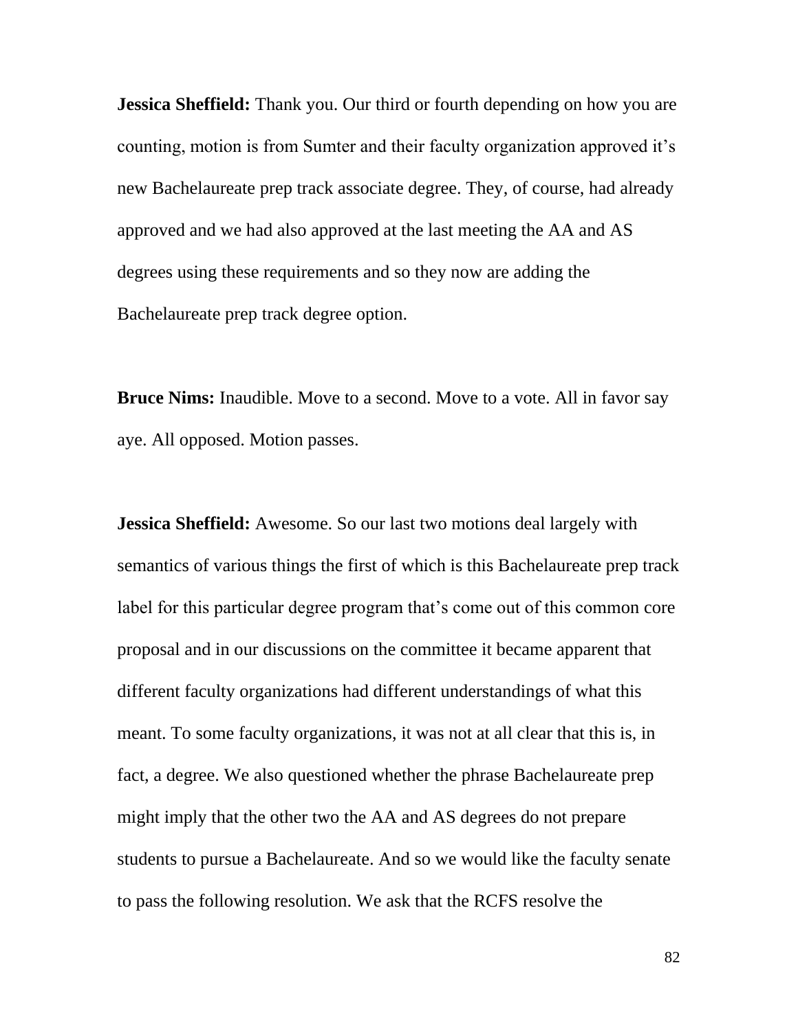**Jessica Sheffield:** Thank you. Our third or fourth depending on how you are counting, motion is from Sumter and their faculty organization approved it's new Bachelaureate prep track associate degree. They, of course, had already approved and we had also approved at the last meeting the AA and AS degrees using these requirements and so they now are adding the Bachelaureate prep track degree option.

**Bruce Nims:** Inaudible. Move to a second. Move to a vote. All in favor say aye. All opposed. Motion passes.

**Jessica Sheffield:** Awesome. So our last two motions deal largely with semantics of various things the first of which is this Bachelaureate prep track label for this particular degree program that's come out of this common core proposal and in our discussions on the committee it became apparent that different faculty organizations had different understandings of what this meant. To some faculty organizations, it was not at all clear that this is, in fact, a degree. We also questioned whether the phrase Bachelaureate prep might imply that the other two the AA and AS degrees do not prepare students to pursue a Bachelaureate. And so we would like the faculty senate to pass the following resolution. We ask that the RCFS resolve the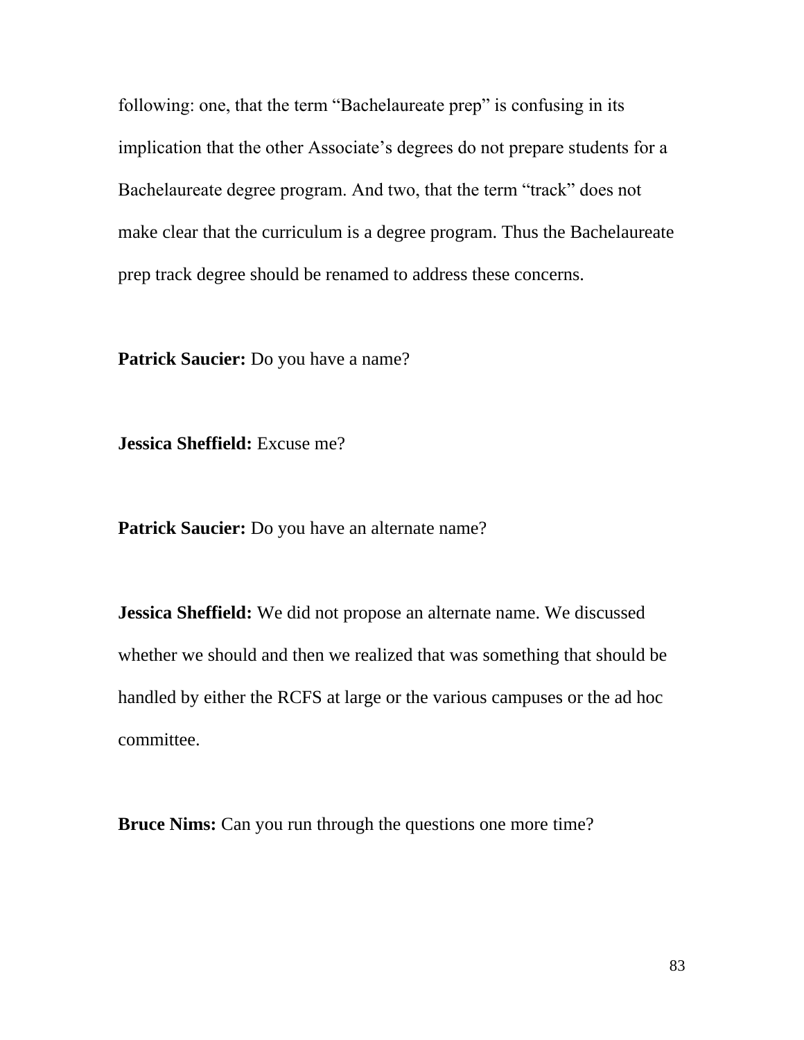following: one, that the term “Bachelaureate prep” is confusing in its implication that the other Associate’s degrees do not prepare students for a Bachelaureate degree program. And two, that the term “track” does not make clear that the curriculum is a degree program. Thus the Bachelaureate prep track degree should be renamed to address these concerns.

**Patrick Saucier:** Do you have a name?

**Jessica Sheffield:** Excuse me?

**Patrick Saucier:** Do you have an alternate name?

**Jessica Sheffield:** We did not propose an alternate name. We discussed whether we should and then we realized that was something that should be handled by either the RCFS at large or the various campuses or the ad hoc committee.

**Bruce Nims:** Can you run through the questions one more time?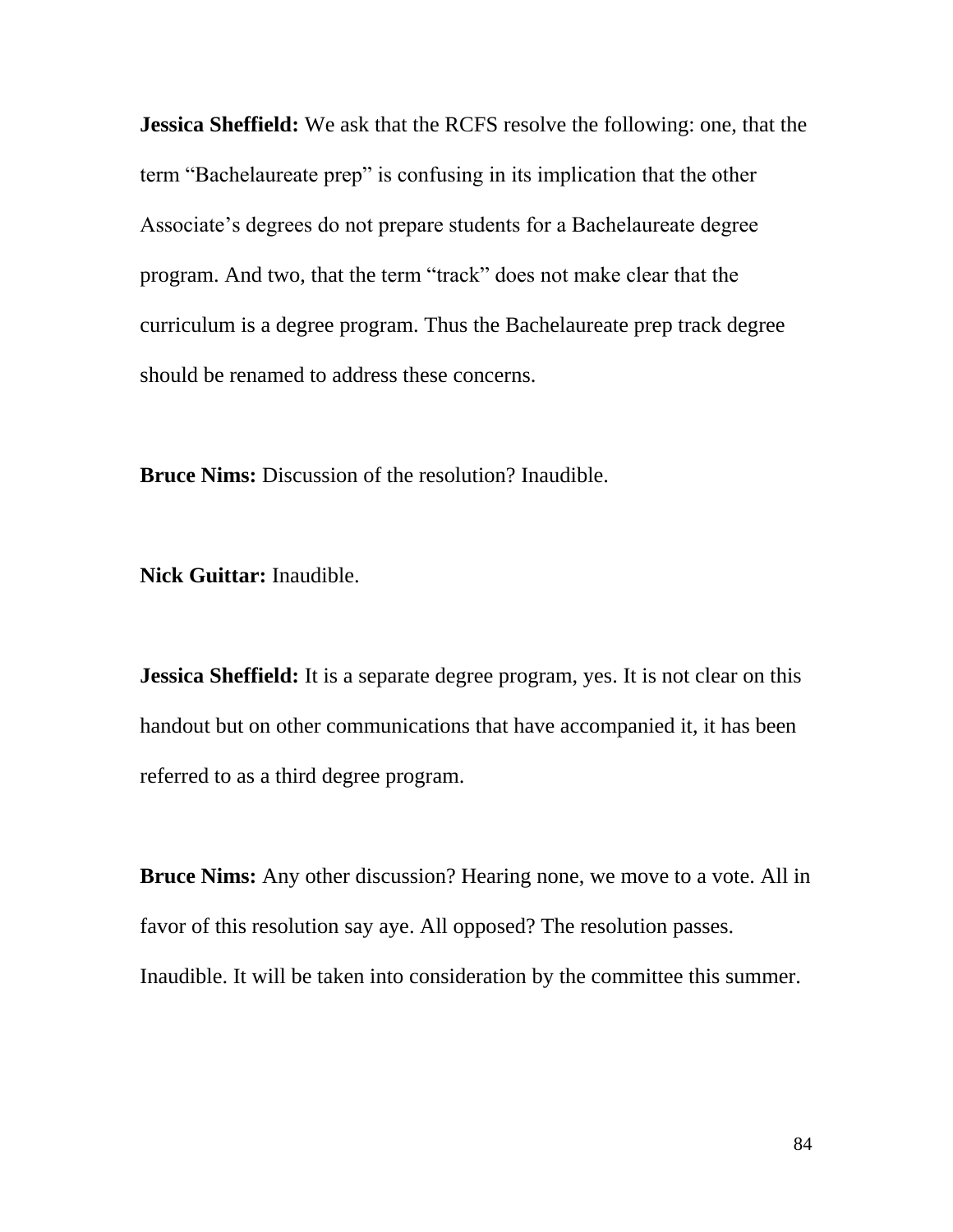**Jessica Sheffield:** We ask that the RCFS resolve the following: one, that the term “Bachelaureate prep” is confusing in its implication that the other Associate’s degrees do not prepare students for a Bachelaureate degree program. And two, that the term “track” does not make clear that the curriculum is a degree program. Thus the Bachelaureate prep track degree should be renamed to address these concerns.

**Bruce Nims:** Discussion of the resolution? Inaudible.

**Nick Guittar:** Inaudible.

**Jessica Sheffield:** It is a separate degree program, yes. It is not clear on this handout but on other communications that have accompanied it, it has been referred to as a third degree program.

**Bruce Nims:** Any other discussion? Hearing none, we move to a vote. All in favor of this resolution say aye. All opposed? The resolution passes. Inaudible. It will be taken into consideration by the committee this summer.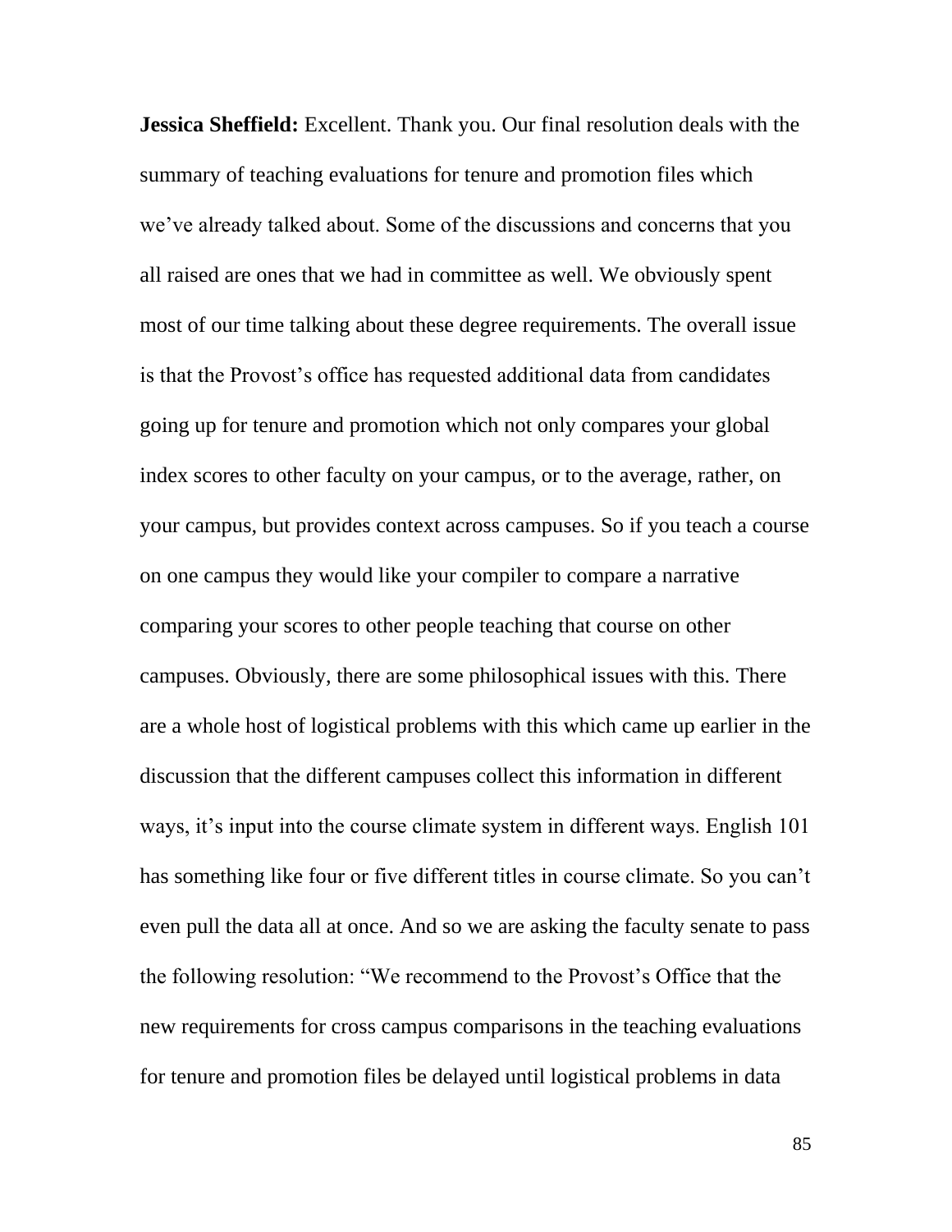**Jessica Sheffield:** Excellent. Thank you. Our final resolution deals with the summary of teaching evaluations for tenure and promotion files which we've already talked about. Some of the discussions and concerns that you all raised are ones that we had in committee as well. We obviously spent most of our time talking about these degree requirements. The overall issue is that the Provost's office has requested additional data from candidates going up for tenure and promotion which not only compares your global index scores to other faculty on your campus, or to the average, rather, on your campus, but provides context across campuses. So if you teach a course on one campus they would like your compiler to compare a narrative comparing your scores to other people teaching that course on other campuses. Obviously, there are some philosophical issues with this. There are a whole host of logistical problems with this which came up earlier in the discussion that the different campuses collect this information in different ways, it's input into the course climate system in different ways. English 101 has something like four or five different titles in course climate. So you can't even pull the data all at once. And so we are asking the faculty senate to pass the following resolution: "We recommend to the Provost's Office that the new requirements for cross campus comparisons in the teaching evaluations for tenure and promotion files be delayed until logistical problems in data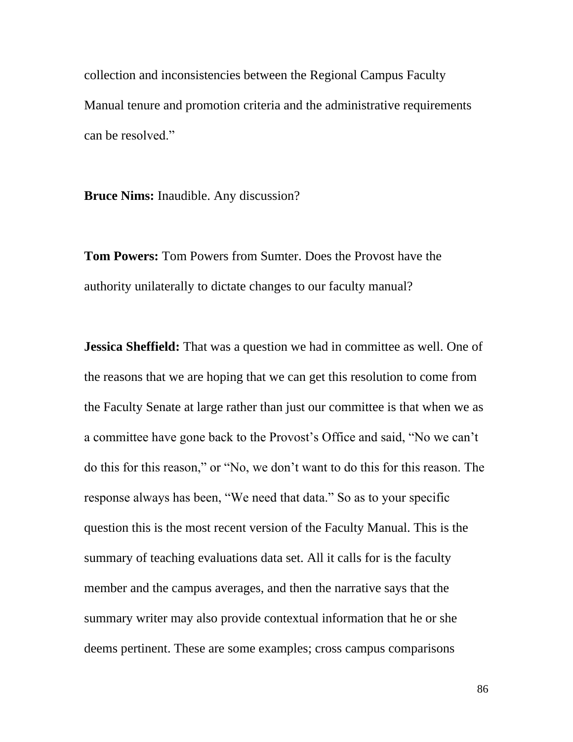collection and inconsistencies between the Regional Campus Faculty Manual tenure and promotion criteria and the administrative requirements can be resolved."

**Bruce Nims:** Inaudible. Any discussion?

**Tom Powers:** Tom Powers from Sumter. Does the Provost have the authority unilaterally to dictate changes to our faculty manual?

**Jessica Sheffield:** That was a question we had in committee as well. One of the reasons that we are hoping that we can get this resolution to come from the Faculty Senate at large rather than just our committee is that when we as a committee have gone back to the Provost's Office and said, "No we can't do this for this reason," or "No, we don't want to do this for this reason. The response always has been, "We need that data." So as to your specific question this is the most recent version of the Faculty Manual. This is the summary of teaching evaluations data set. All it calls for is the faculty member and the campus averages, and then the narrative says that the summary writer may also provide contextual information that he or she deems pertinent. These are some examples; cross campus comparisons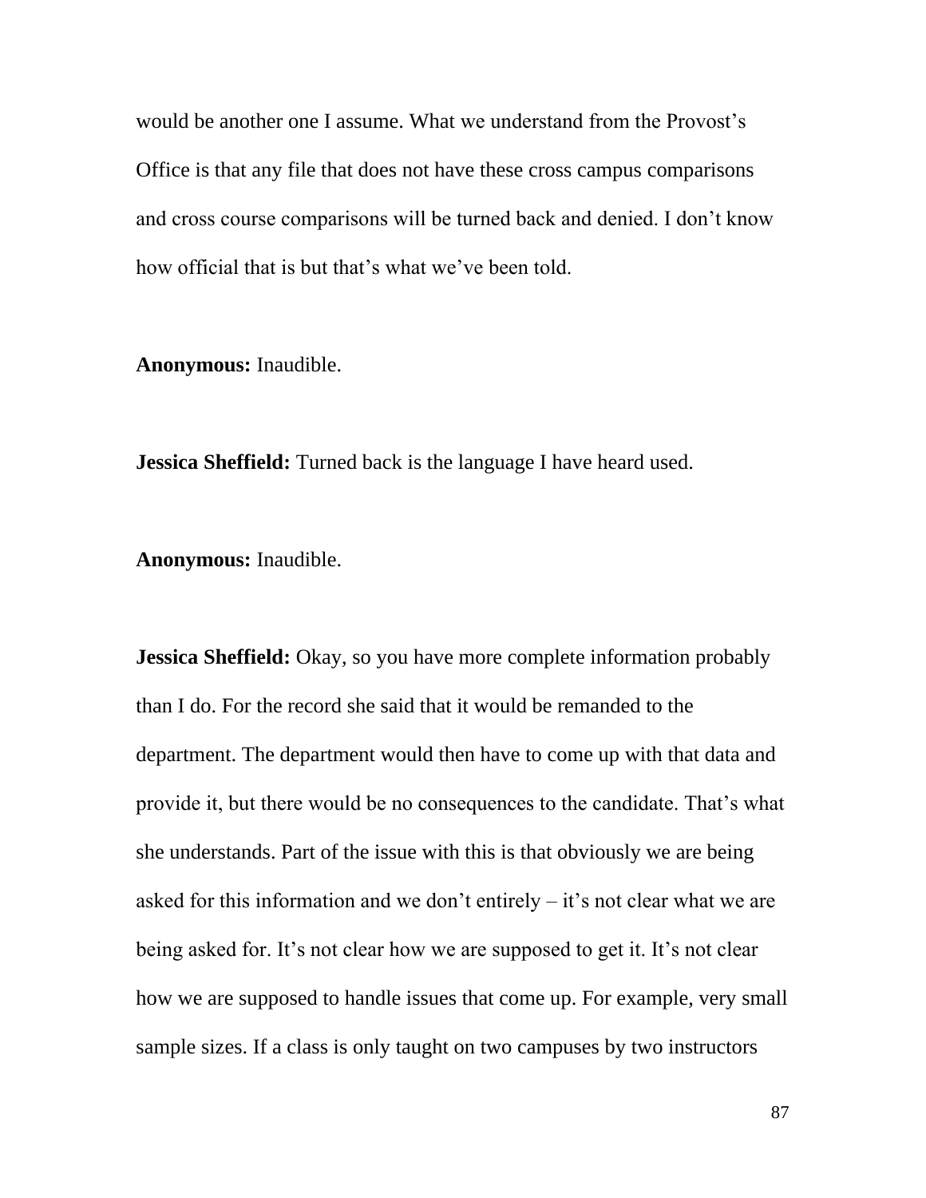would be another one I assume. What we understand from the Provost's Office is that any file that does not have these cross campus comparisons and cross course comparisons will be turned back and denied. I don't know how official that is but that's what we've been told.

**Anonymous:** Inaudible.

**Jessica Sheffield:** Turned back is the language I have heard used.

**Anonymous:** Inaudible.

**Jessica Sheffield:** Okay, so you have more complete information probably than I do. For the record she said that it would be remanded to the department. The department would then have to come up with that data and provide it, but there would be no consequences to the candidate. That's what she understands. Part of the issue with this is that obviously we are being asked for this information and we don't entirely – it's not clear what we are being asked for. It's not clear how we are supposed to get it. It's not clear how we are supposed to handle issues that come up. For example, very small sample sizes. If a class is only taught on two campuses by two instructors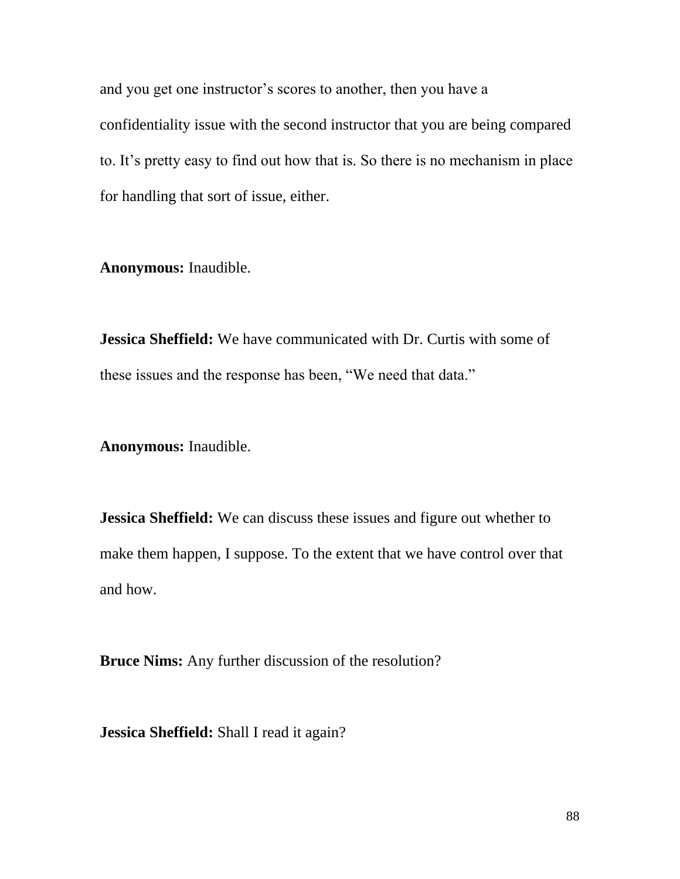and you get one instructor's scores to another, then you have a confidentiality issue with the second instructor that you are being compared to. It's pretty easy to find out how that is. So there is no mechanism in place for handling that sort of issue, either.

**Anonymous:** Inaudible.

**Jessica Sheffield:** We have communicated with Dr. Curtis with some of these issues and the response has been, "We need that data."

**Anonymous:** Inaudible.

**Jessica Sheffield:** We can discuss these issues and figure out whether to make them happen, I suppose. To the extent that we have control over that and how.

**Bruce Nims:** Any further discussion of the resolution?

**Jessica Sheffield:** Shall I read it again?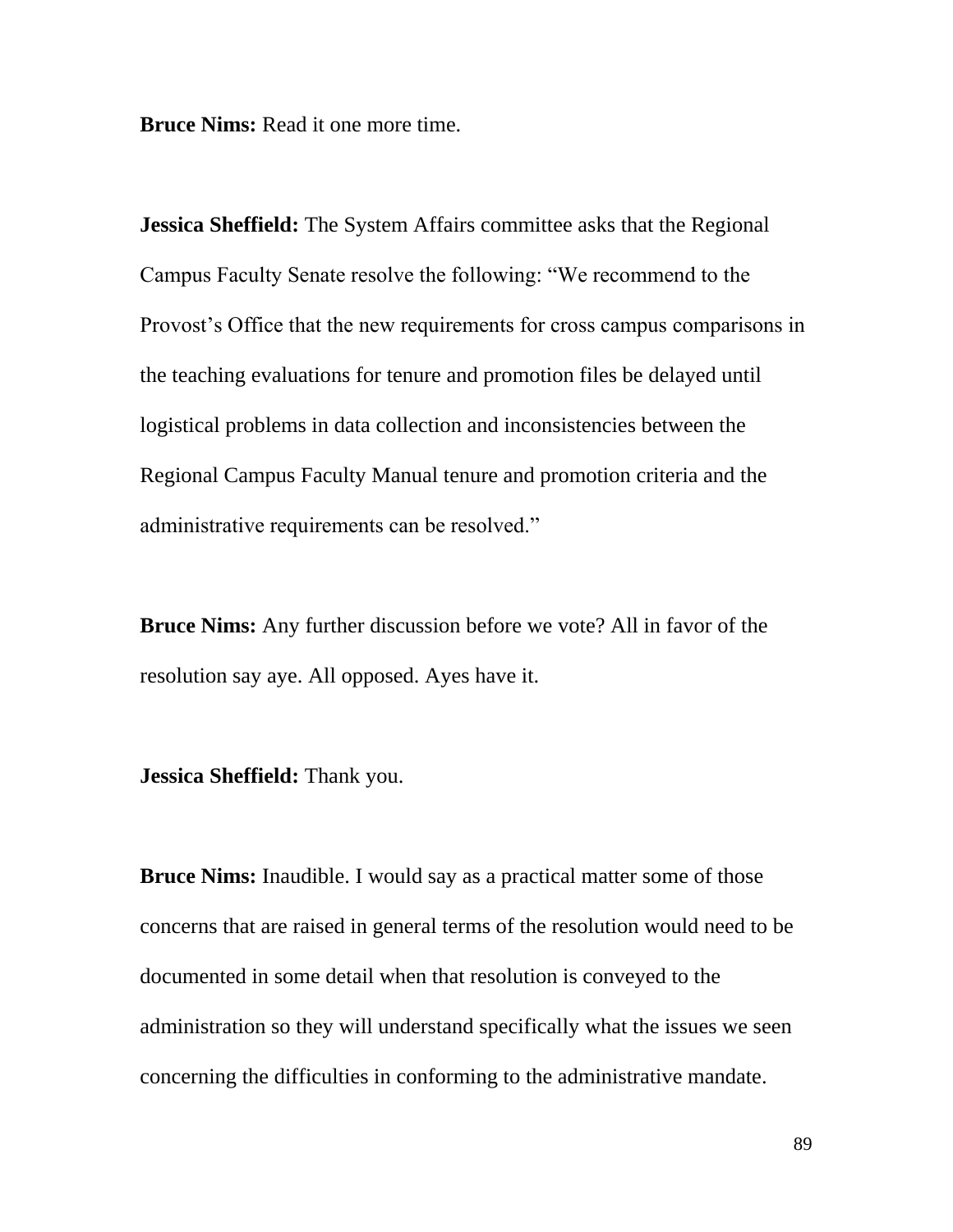**Bruce Nims:** Read it one more time.

**Jessica Sheffield:** The System Affairs committee asks that the Regional Campus Faculty Senate resolve the following: "We recommend to the Provost's Office that the new requirements for cross campus comparisons in the teaching evaluations for tenure and promotion files be delayed until logistical problems in data collection and inconsistencies between the Regional Campus Faculty Manual tenure and promotion criteria and the administrative requirements can be resolved."

**Bruce Nims:** Any further discussion before we vote? All in favor of the resolution say aye. All opposed. Ayes have it.

**Jessica Sheffield:** Thank you.

**Bruce Nims:** Inaudible. I would say as a practical matter some of those concerns that are raised in general terms of the resolution would need to be documented in some detail when that resolution is conveyed to the administration so they will understand specifically what the issues we seen concerning the difficulties in conforming to the administrative mandate.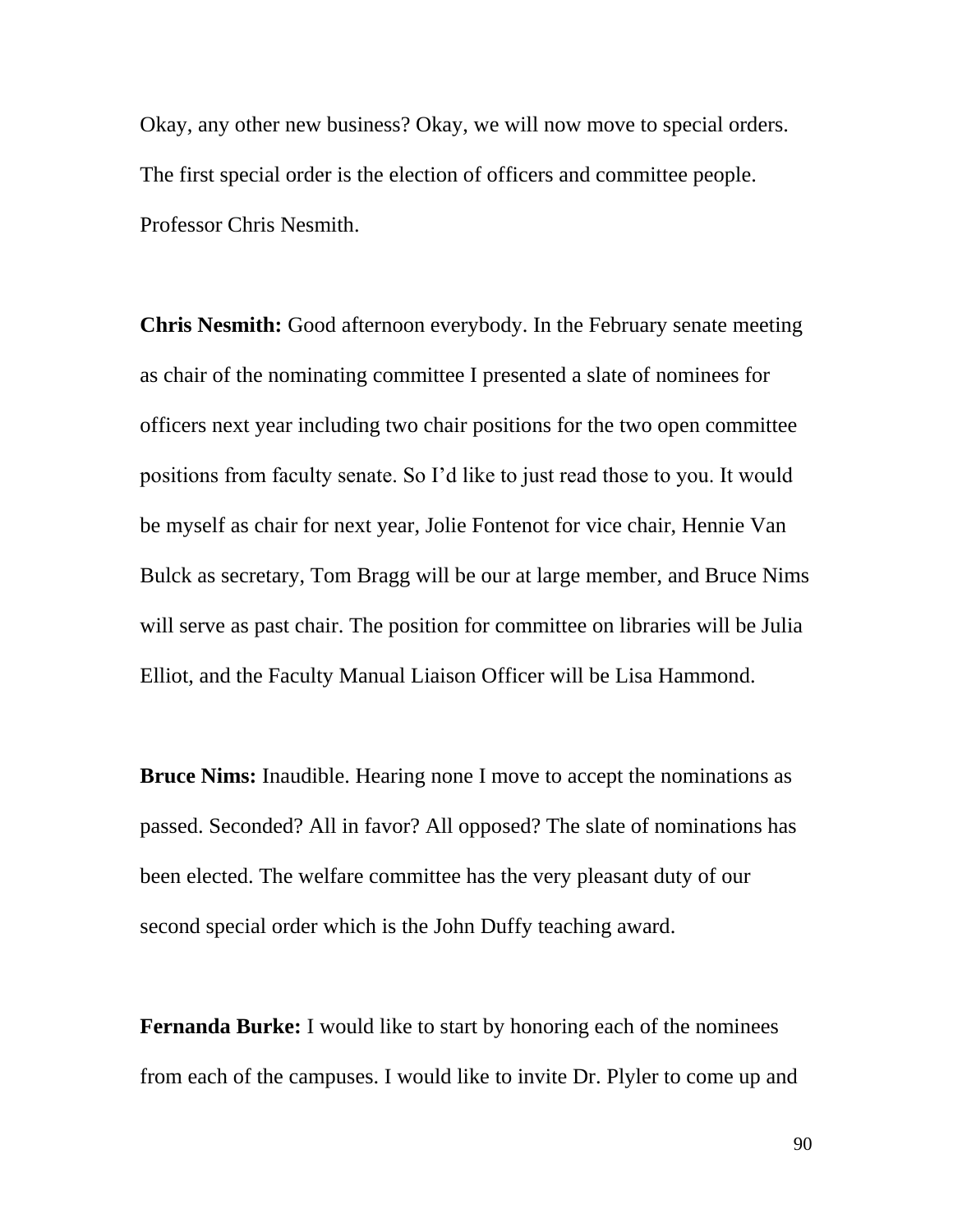Okay, any other new business? Okay, we will now move to special orders. The first special order is the election of officers and committee people. Professor Chris Nesmith.

**Chris Nesmith:** Good afternoon everybody. In the February senate meeting as chair of the nominating committee I presented a slate of nominees for officers next year including two chair positions for the two open committee positions from faculty senate. So I'd like to just read those to you. It would be myself as chair for next year, Jolie Fontenot for vice chair, Hennie Van Bulck as secretary, Tom Bragg will be our at large member, and Bruce Nims will serve as past chair. The position for committee on libraries will be Julia Elliot, and the Faculty Manual Liaison Officer will be Lisa Hammond.

**Bruce Nims:** Inaudible. Hearing none I move to accept the nominations as passed. Seconded? All in favor? All opposed? The slate of nominations has been elected. The welfare committee has the very pleasant duty of our second special order which is the John Duffy teaching award.

**Fernanda Burke:** I would like to start by honoring each of the nominees from each of the campuses. I would like to invite Dr. Plyler to come up and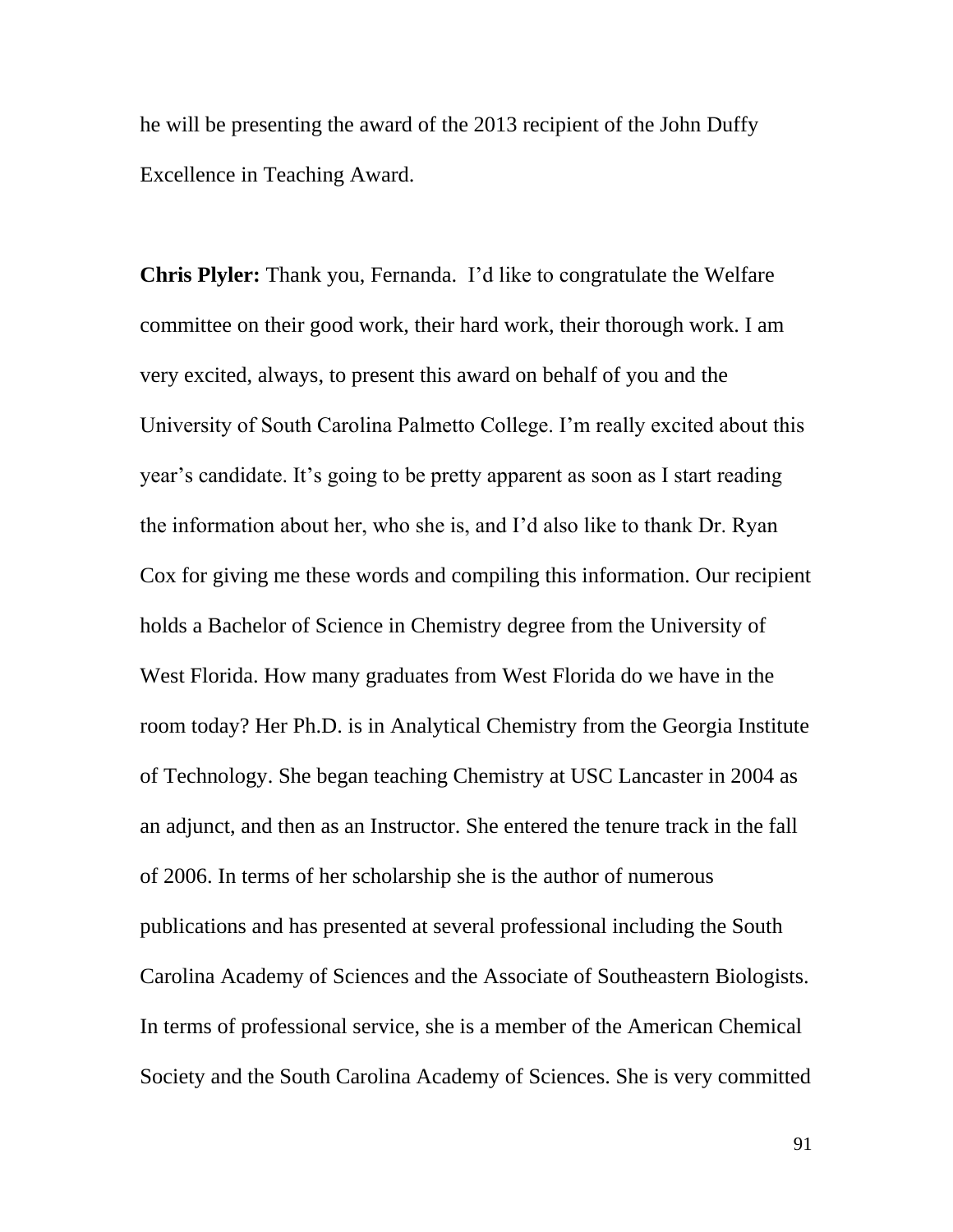he will be presenting the award of the 2013 recipient of the John Duffy Excellence in Teaching Award.

**Chris Plyler:** Thank you, Fernanda. I'd like to congratulate the Welfare committee on their good work, their hard work, their thorough work. I am very excited, always, to present this award on behalf of you and the University of South Carolina Palmetto College. I'm really excited about this year's candidate. It's going to be pretty apparent as soon as I start reading the information about her, who she is, and I'd also like to thank Dr. Ryan Cox for giving me these words and compiling this information. Our recipient holds a Bachelor of Science in Chemistry degree from the University of West Florida. How many graduates from West Florida do we have in the room today? Her Ph.D. is in Analytical Chemistry from the Georgia Institute of Technology. She began teaching Chemistry at USC Lancaster in 2004 as an adjunct, and then as an Instructor. She entered the tenure track in the fall of 2006. In terms of her scholarship she is the author of numerous publications and has presented at several professional including the South Carolina Academy of Sciences and the Associate of Southeastern Biologists. In terms of professional service, she is a member of the American Chemical Society and the South Carolina Academy of Sciences. She is very committed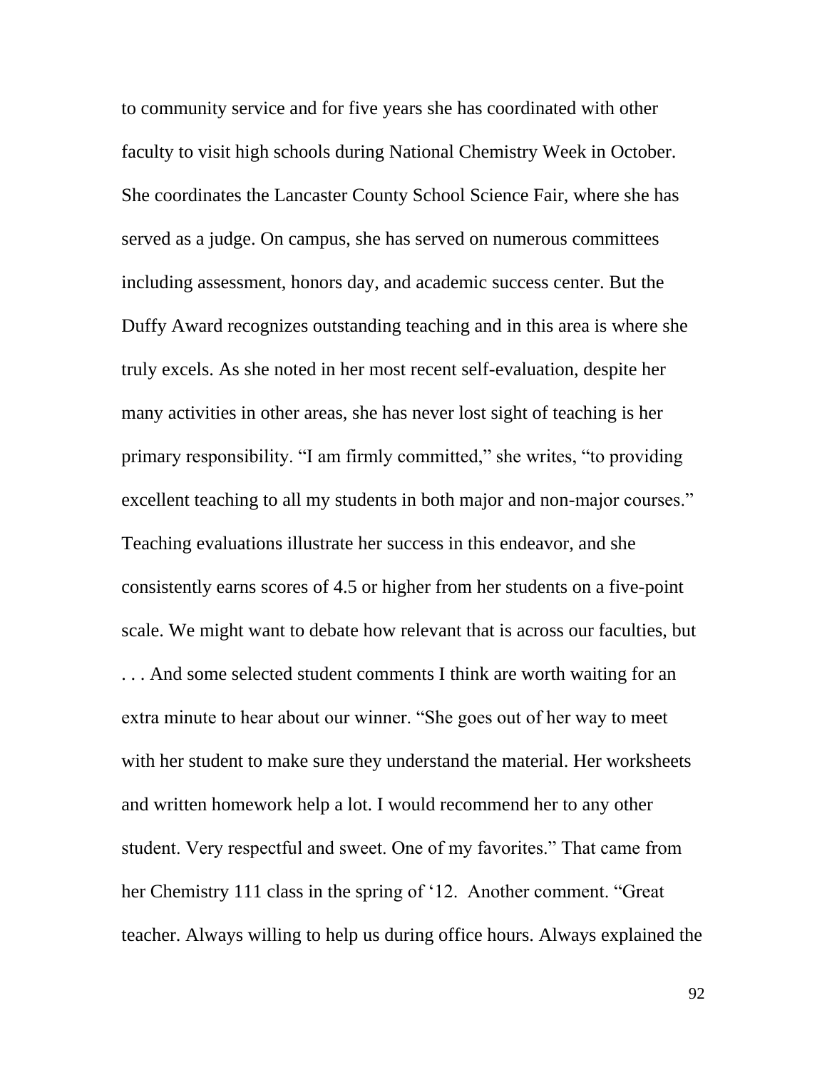to community service and for five years she has coordinated with other faculty to visit high schools during National Chemistry Week in October. She coordinates the Lancaster County School Science Fair, where she has served as a judge. On campus, she has served on numerous committees including assessment, honors day, and academic success center. But the Duffy Award recognizes outstanding teaching and in this area is where she truly excels. As she noted in her most recent self-evaluation, despite her many activities in other areas, she has never lost sight of teaching is her primary responsibility. "I am firmly committed," she writes, "to providing excellent teaching to all my students in both major and non-major courses." Teaching evaluations illustrate her success in this endeavor, and she consistently earns scores of 4.5 or higher from her students on a five-point scale. We might want to debate how relevant that is across our faculties, but . . . And some selected student comments I think are worth waiting for an extra minute to hear about our winner. "She goes out of her way to meet with her student to make sure they understand the material. Her worksheets and written homework help a lot. I would recommend her to any other student. Very respectful and sweet. One of my favorites." That came from her Chemistry 111 class in the spring of '12. Another comment. "Great teacher. Always willing to help us during office hours. Always explained the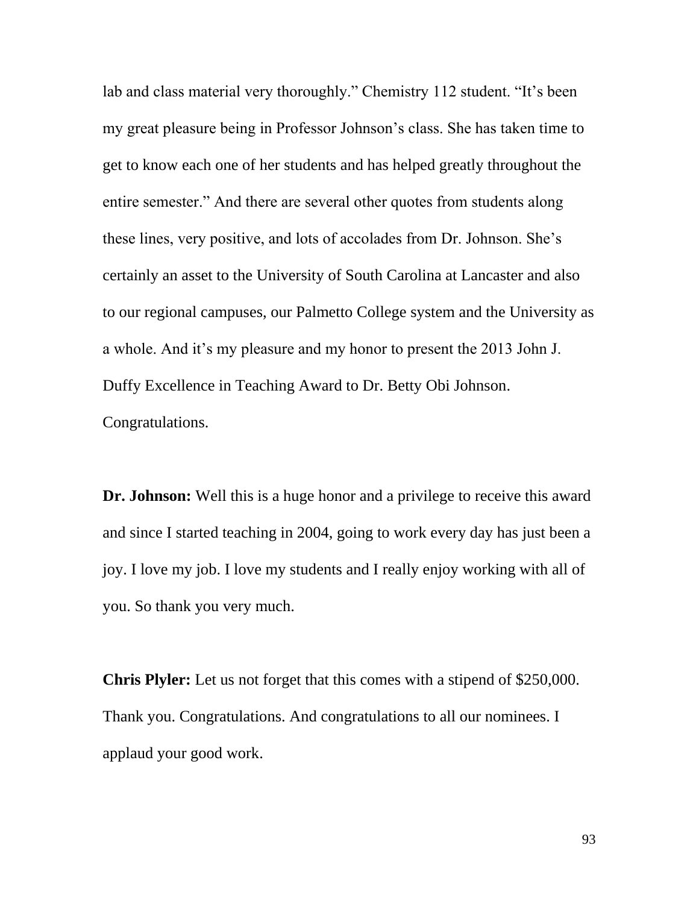lab and class material very thoroughly." Chemistry 112 student. "It's been my great pleasure being in Professor Johnson's class. She has taken time to get to know each one of her students and has helped greatly throughout the entire semester." And there are several other quotes from students along these lines, very positive, and lots of accolades from Dr. Johnson. She's certainly an asset to the University of South Carolina at Lancaster and also to our regional campuses, our Palmetto College system and the University as a whole. And it's my pleasure and my honor to present the 2013 John J. Duffy Excellence in Teaching Award to Dr. Betty Obi Johnson. Congratulations.

**Dr. Johnson:** Well this is a huge honor and a privilege to receive this award and since I started teaching in 2004, going to work every day has just been a joy. I love my job. I love my students and I really enjoy working with all of you. So thank you very much.

**Chris Plyler:** Let us not forget that this comes with a stipend of $250,000. Thank you. Congratulations. And congratulations to all our nominees. I applaud your good work.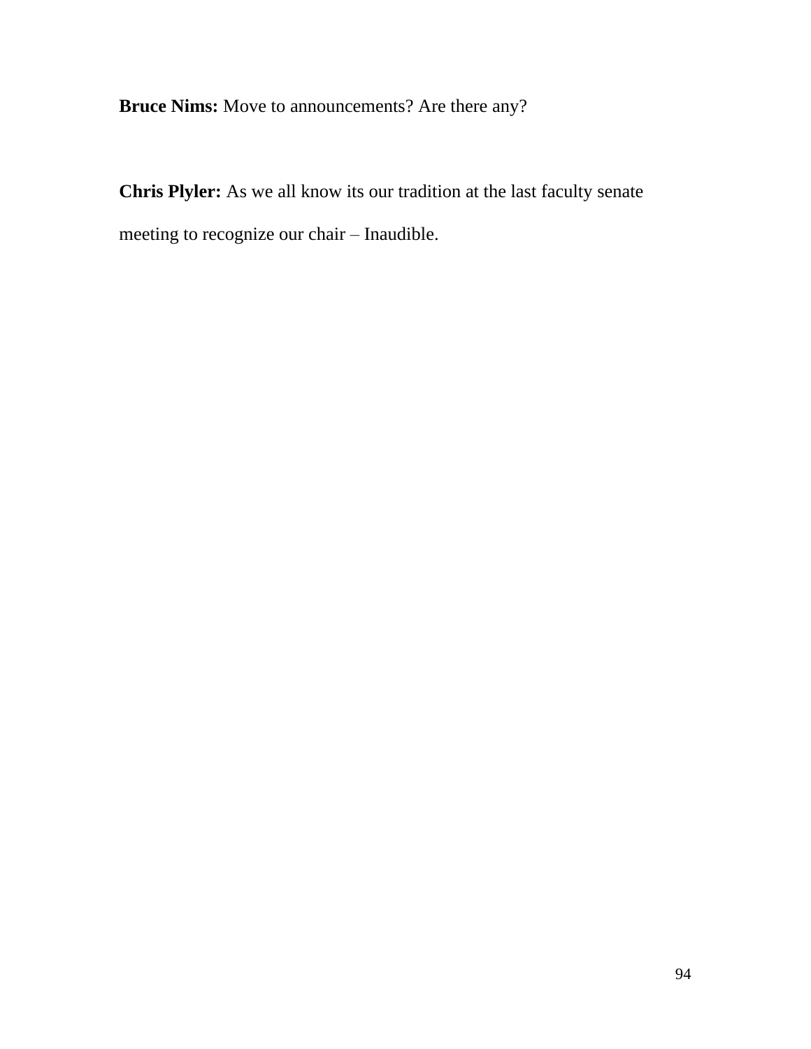**Bruce Nims:** Move to announcements? Are there any?

**Chris Plyler:** As we all know its our tradition at the last faculty senate meeting to recognize our chair – Inaudible.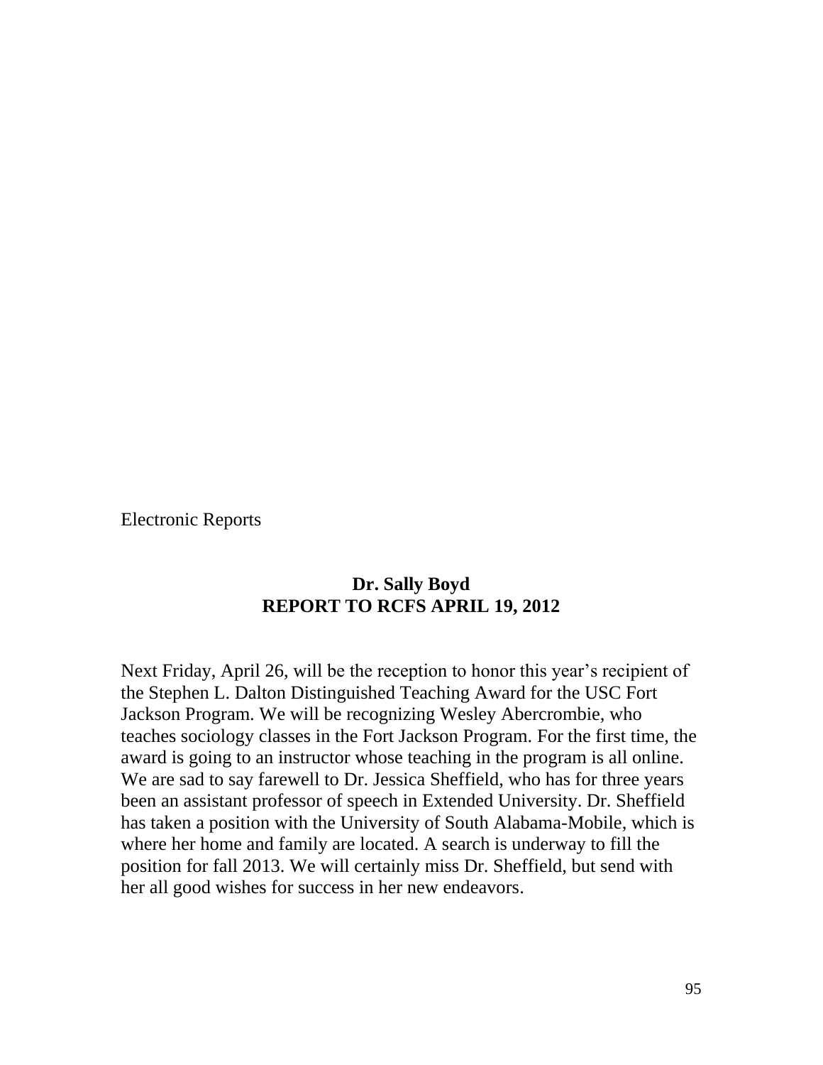Electronic Reports

**Dr. Sally Boyd**
**REPORT TO RCFS APRIL 19, 2012**

Next Friday, April 26, will be the reception to honor this year's recipient of the Stephen L. Dalton Distinguished Teaching Award for the USC Fort Jackson Program. We will be recognizing Wesley Abercrombie, who teaches sociology classes in the Fort Jackson Program. For the first time, the award is going to an instructor whose teaching in the program is all online. We are sad to say farewell to Dr. Jessica Sheffield, who has for three years been an assistant professor of speech in Extended University. Dr. Sheffield has taken a position with the University of South Alabama-Mobile, which is where her home and family are located. A search is underway to fill the position for fall 2013. We will certainly miss Dr. Sheffield, but send with her all good wishes for success in her new endeavors.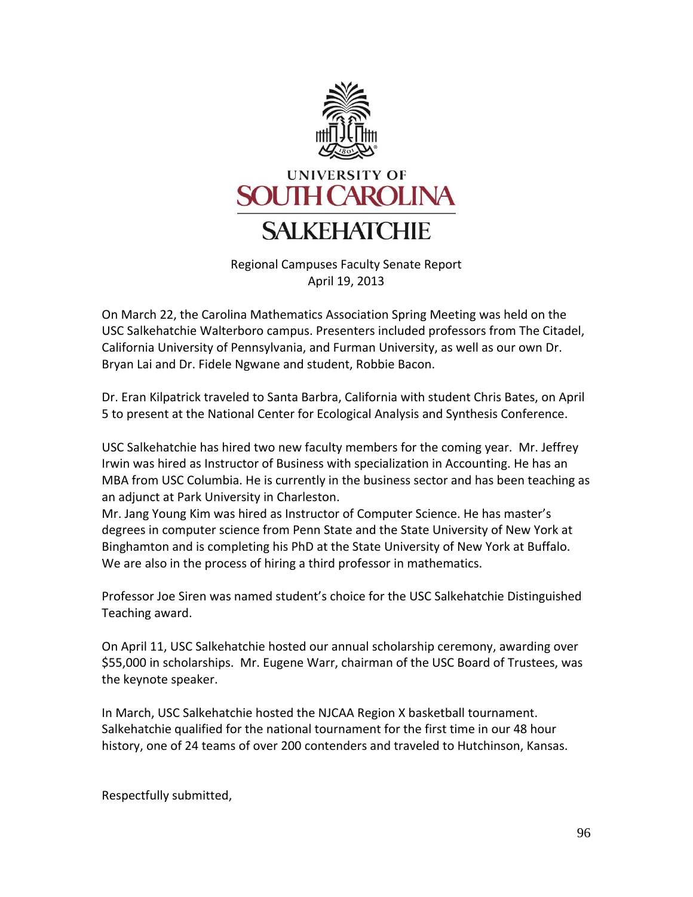UNIVERSITY OF
SOUTH CAROLINA
SALKEHATCHIE

Regional Campuses Faculty Senate Report
April 19, 2013

On March 22, the Carolina Mathematics Association Spring Meeting was held on the USC Salkehatchie Walterboro campus. Presenters included professors from The Citadel, California University of Pennsylvania, and Furman University, as well as our own Dr. Bryan Lai and Dr. Fidele Ngwane and student, Robbie Bacon.

Dr. Eran Kilpatrick traveled to Santa Barbra, California with student Chris Bates, on April 5 to present at the National Center for Ecological Analysis and Synthesis Conference.

USC Salkehatchie has hired two new faculty members for the coming year. Mr. Jeffrey Irwin was hired as Instructor of Business with specialization in Accounting. He has an MBA from USC Columbia. He is currently in the business sector and has been teaching as an adjunct at Park University in Charleston.
Mr. Jang Young Kim was hired as Instructor of Computer Science. He has master's degrees in computer science from Penn State and the State University of New York at Binghamton and is completing his PhD at the State University of New York at Buffalo. We are also in the process of hiring a third professor in mathematics.

Professor Joe Siren was named student's choice for the USC Salkehatchie Distinguished Teaching award.

On April 11, USC Salkehatchie hosted our annual scholarship ceremony, awarding over $55,000 in scholarships. Mr. Eugene Warr, chairman of the USC Board of Trustees, was the keynote speaker.

In March, USC Salkehatchie hosted the NJCAA Region X basketball tournament. Salkehatchie qualified for the national tournament for the first time in our 48 hour history, one of 24 teams of over 200 contenders and traveled to Hutchinson, Kansas.

Respectfully submitted,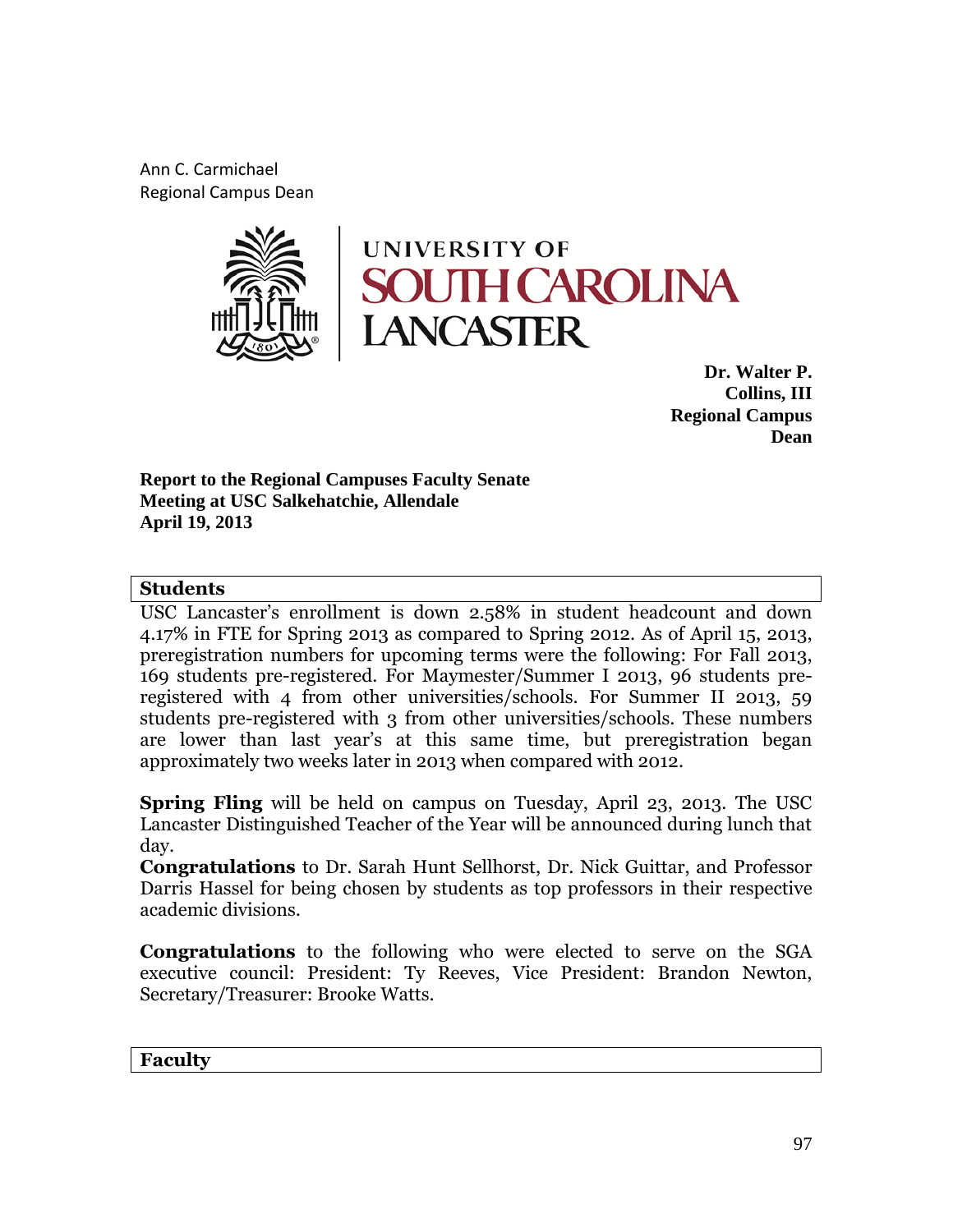Ann C. Carmichael
Regional Campus Dean

UNIVERSITY OF
SOUTH CAROLINA
LANCASTER

**Dr. Walter P. Collins, III**
**Regional Campus Dean**

**Report to the Regional Campuses Faculty Senate**
**Meeting at USC Salkehatchie, Allendale**
**April 19, 2013**

## Students

USC Lancaster's enrollment is down 2.58% in student headcount and down 4.17% in FTE for Spring 2013 as compared to Spring 2012. As of April 15, 2013, preregistration numbers for upcoming terms were the following: For Fall 2013, 169 students pre-registered. For Maymester/Summer I 2013, 96 students pre-registered with 4 from other universities/schools. For Summer II 2013, 59 students pre-registered with 3 from other universities/schools. These numbers are lower than last year's at this same time, but preregistration began approximately two weeks later in 2013 when compared with 2012.

**Spring Fling** will be held on campus on Tuesday, April 23, 2013. The USC Lancaster Distinguished Teacher of the Year will be announced during lunch that day.

**Congratulations** to Dr. Sarah Hunt Sellhorst, Dr. Nick Guittar, and Professor Darris Hassel for being chosen by students as top professors in their respective academic divisions.

**Congratulations** to the following who were elected to serve on the SGA executive council: President: Ty Reeves, Vice President: Brandon Newton, Secretary/Treasurer: Brooke Watts.

## Faculty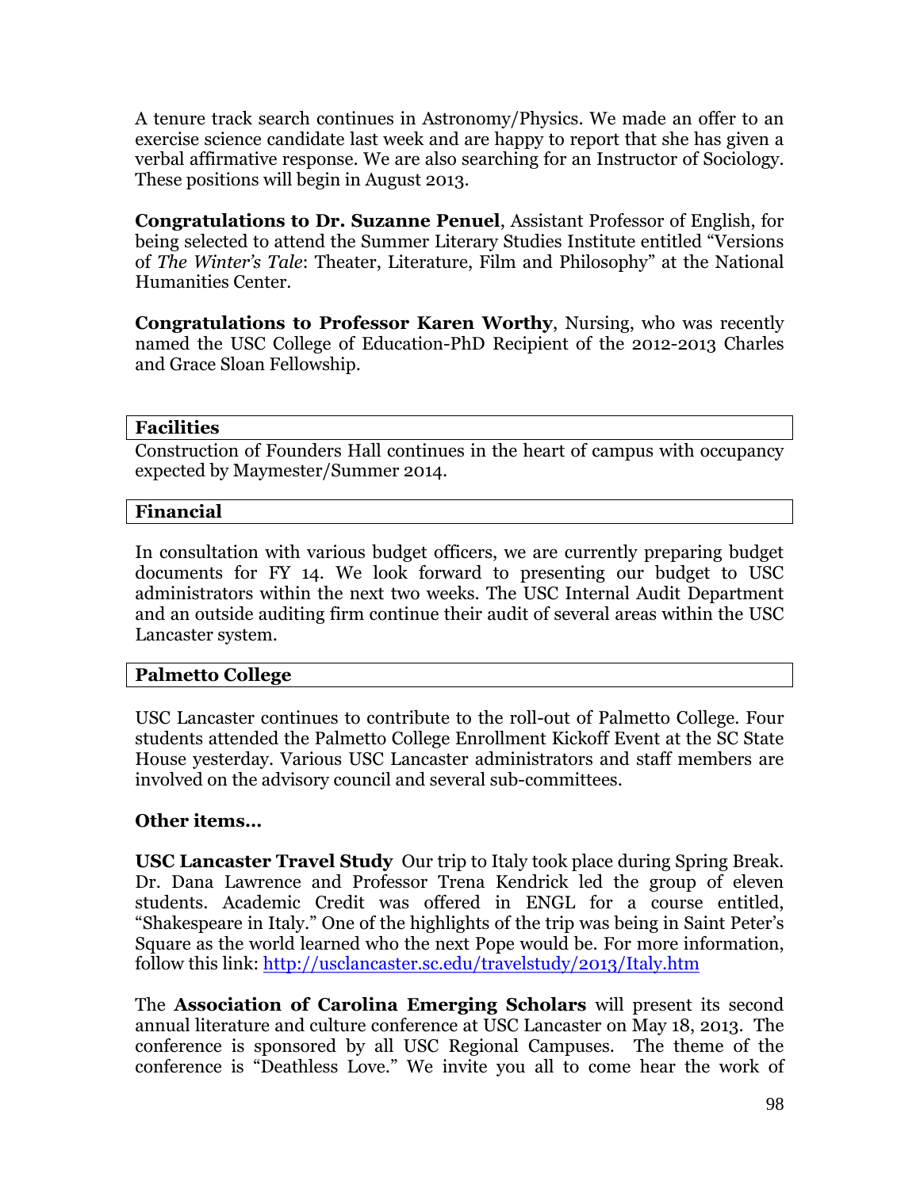A tenure track search continues in Astronomy/Physics. We made an offer to an exercise science candidate last week and are happy to report that she has given a verbal affirmative response. We are also searching for an Instructor of Sociology. These positions will begin in August 2013.

**Congratulations to Dr. Suzanne Penuel**, Assistant Professor of English, for being selected to attend the Summer Literary Studies Institute entitled "Versions of *The Winter's Tale*: Theater, Literature, Film and Philosophy" at the National Humanities Center.

**Congratulations to Professor Karen Worthy**, Nursing, who was recently named the USC College of Education-PhD Recipient of the 2012-2013 Charles and Grace Sloan Fellowship.

## Facilities

Construction of Founders Hall continues in the heart of campus with occupancy expected by Maymester/Summer 2014.

## Financial

In consultation with various budget officers, we are currently preparing budget documents for FY 14. We look forward to presenting our budget to USC administrators within the next two weeks. The USC Internal Audit Department and an outside auditing firm continue their audit of several areas within the USC Lancaster system.

## Palmetto College

USC Lancaster continues to contribute to the roll-out of Palmetto College. Four students attended the Palmetto College Enrollment Kickoff Event at the SC State House yesterday. Various USC Lancaster administrators and staff members are involved on the advisory council and several sub-committees.

**Other items…**

**USC Lancaster Travel Study** Our trip to Italy took place during Spring Break. Dr. Dana Lawrence and Professor Trena Kendrick led the group of eleven students. Academic Credit was offered in ENGL for a course entitled, "Shakespeare in Italy." One of the highlights of the trip was being in Saint Peter's Square as the world learned who the next Pope would be. For more information, follow this link: http://usclancaster.sc.edu/travelstudy/2013/Italy.htm

The **Association of Carolina Emerging Scholars** will present its second annual literature and culture conference at USC Lancaster on May 18, 2013. The conference is sponsored by all USC Regional Campuses. The theme of the conference is "Deathless Love." We invite you all to come hear the work of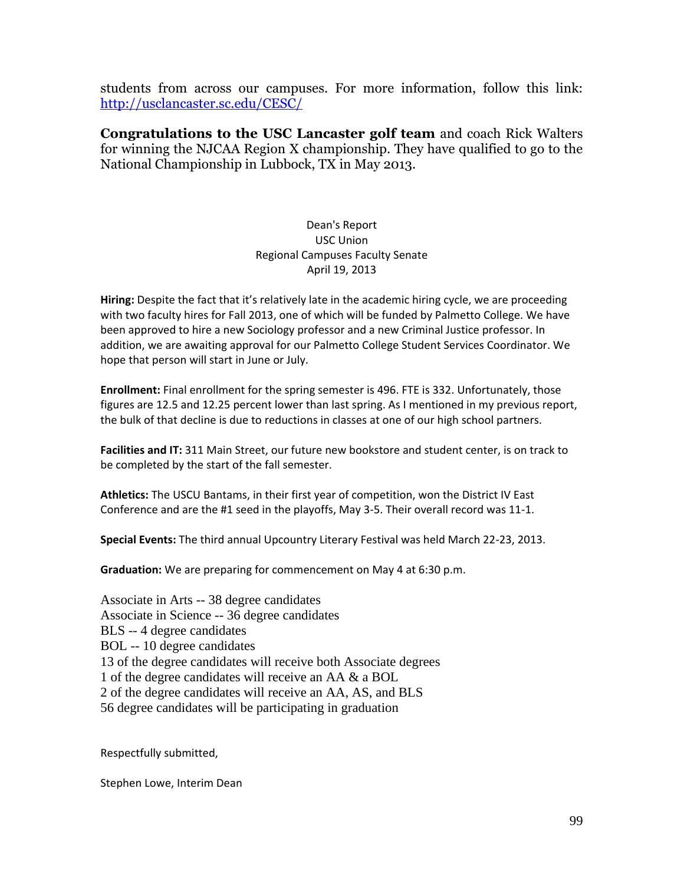students from across our campuses. For more information, follow this link: http://usclancaster.sc.edu/CESC/

**Congratulations to the USC Lancaster golf team** and coach Rick Walters for winning the NJCAA Region X championship. They have qualified to go to the National Championship in Lubbock, TX in May 2013.

Dean's Report
USC Union
Regional Campuses Faculty Senate
April 19, 2013

**Hiring:** Despite the fact that it's relatively late in the academic hiring cycle, we are proceeding with two faculty hires for Fall 2013, one of which will be funded by Palmetto College. We have been approved to hire a new Sociology professor and a new Criminal Justice professor. In addition, we are awaiting approval for our Palmetto College Student Services Coordinator. We hope that person will start in June or July.

**Enrollment:** Final enrollment for the spring semester is 496. FTE is 332. Unfortunately, those figures are 12.5 and 12.25 percent lower than last spring. As I mentioned in my previous report, the bulk of that decline is due to reductions in classes at one of our high school partners.

**Facilities and IT:** 311 Main Street, our future new bookstore and student center, is on track to be completed by the start of the fall semester.

**Athletics:** The USCU Bantams, in their first year of competition, won the District IV East Conference and are the #1 seed in the playoffs, May 3-5. Their overall record was 11-1.

**Special Events:** The third annual Upcountry Literary Festival was held March 22-23, 2013.

**Graduation:** We are preparing for commencement on May 4 at 6:30 p.m.

Associate in Arts -- 38 degree candidates
Associate in Science -- 36 degree candidates
BLS -- 4 degree candidates
BOL -- 10 degree candidates
13 of the degree candidates will receive both Associate degrees
1 of the degree candidates will receive an AA & a BOL
2 of the degree candidates will receive an AA, AS, and BLS
56 degree candidates will be participating in graduation

Respectfully submitted,

Stephen Lowe, Interim Dean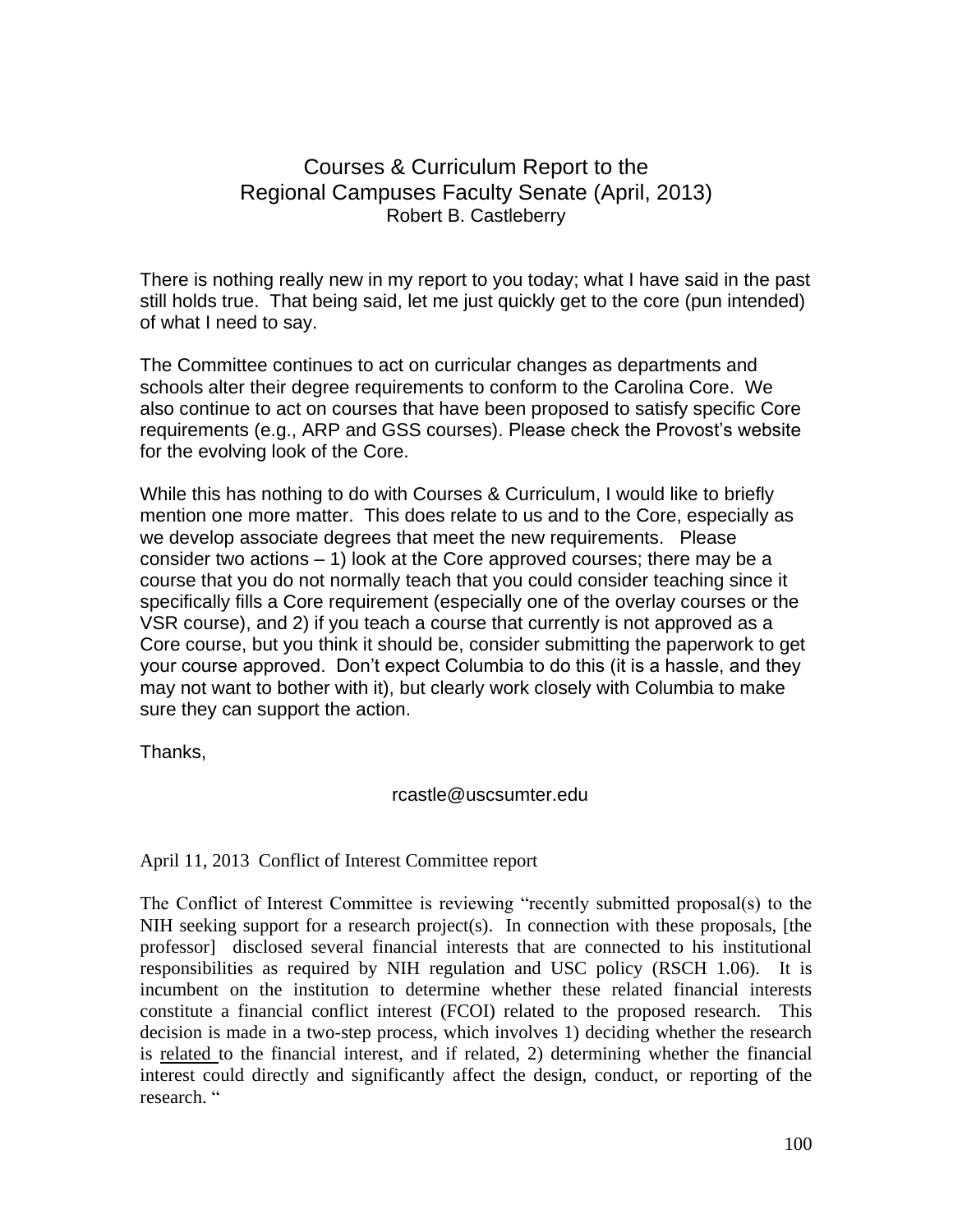# Courses & Curriculum Report to the Regional Campuses Faculty Senate (April, 2013)

Robert B. Castleberry

There is nothing really new in my report to you today; what I have said in the past still holds true. That being said, let me just quickly get to the core (pun intended) of what I need to say.

The Committee continues to act on curricular changes as departments and schools alter their degree requirements to conform to the Carolina Core. We also continue to act on courses that have been proposed to satisfy specific Core requirements (e.g., ARP and GSS courses). Please check the Provost's website for the evolving look of the Core.

While this has nothing to do with Courses & Curriculum, I would like to briefly mention one more matter. This does relate to us and to the Core, especially as we develop associate degrees that meet the new requirements. Please consider two actions – 1) look at the Core approved courses; there may be a course that you do not normally teach that you could consider teaching since it specifically fills a Core requirement (especially one of the overlay courses or the VSR course), and 2) if you teach a course that currently is not approved as a Core course, but you think it should be, consider submitting the paperwork to get your course approved. Don't expect Columbia to do this (it is a hassle, and they may not want to bother with it), but clearly work closely with Columbia to make sure they can support the action.

Thanks,

rcastle@uscsumter.edu

April 11, 2013 Conflict of Interest Committee report

The Conflict of Interest Committee is reviewing "recently submitted proposal(s) to the NIH seeking support for a research project(s). In connection with these proposals, [the professor] disclosed several financial interests that are connected to his institutional responsibilities as required by NIH regulation and USC policy (RSCH 1.06). It is incumbent on the institution to determine whether these related financial interests constitute a financial conflict interest (FCOI) related to the proposed research. This decision is made in a two-step process, which involves 1) deciding whether the research is <u>related</u> to the financial interest, and if related, 2) determining whether the financial interest could directly and significantly affect the design, conduct, or reporting of the research. "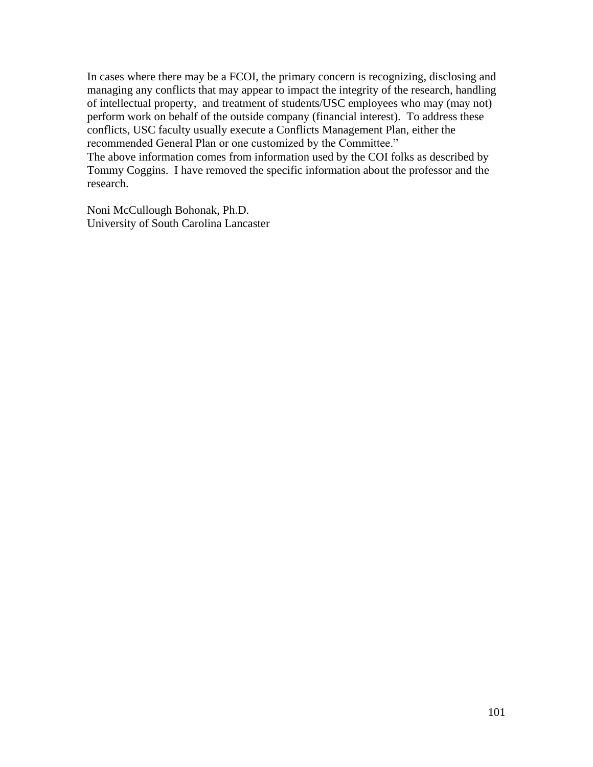In cases where there may be a FCOI, the primary concern is recognizing, disclosing and managing any conflicts that may appear to impact the integrity of the research, handling of intellectual property, and treatment of students/USC employees who may (may not) perform work on behalf of the outside company (financial interest). To address these conflicts, USC faculty usually execute a Conflicts Management Plan, either the recommended General Plan or one customized by the Committee."

The above information comes from information used by the COI folks as described by Tommy Coggins. I have removed the specific information about the professor and the research.

Noni McCullough Bohonak, Ph.D.
University of South Carolina Lancaster